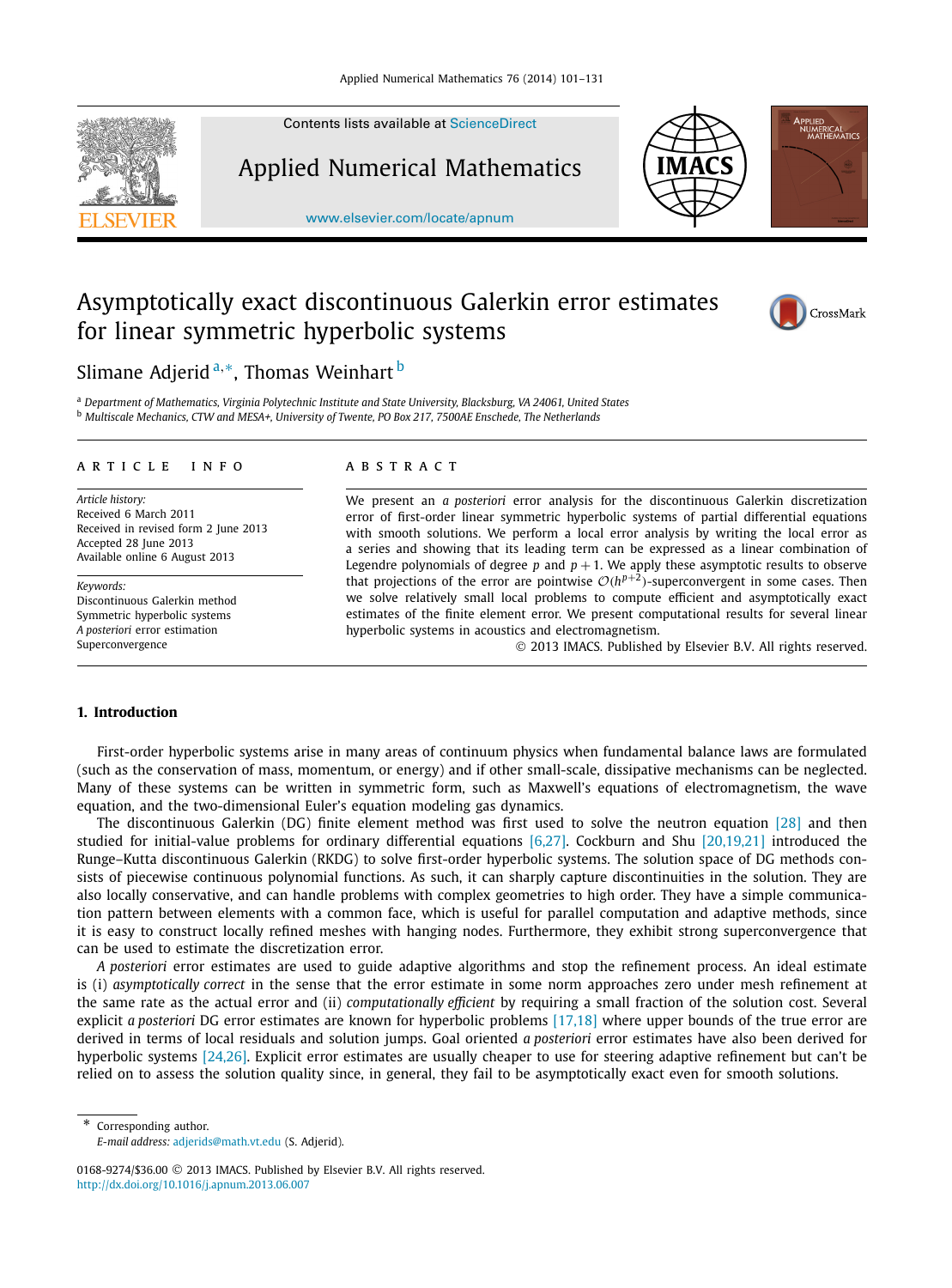# Asymptotically exact discontinuous Galerkin error estimates for linear symmetric hyperbolic systems

Slimane Adjerid [a,*], Thomas Weinhart [b]

[a] Department of Mathematics, Virginia Polytechnic Institute and State University, Blacksburg, VA 24061, United States
[b] Multiscale Mechanics, CTW and MESA+, University of Twente, PO Box 217, 7500AE Enschede, The Netherlands

## ARTICLE INFO

*Article history:*
Received 6 March 2011
Received in revised form 2 June 2013
Accepted 28 June 2013
Available online 6 August 2013

*Keywords:*
Discontinuous Galerkin method
Symmetric hyperbolic systems
*A posteriori* error estimation
Superconvergence

## ABSTRACT

We present an *a posteriori* error analysis for the discontinuous Galerkin discretization error of first-order linear symmetric hyperbolic systems of partial differential equations with smooth solutions. We perform a local error analysis by writing the local error as a series and showing that its leading term can be expressed as a linear combination of Legendre polynomials of degree $p$ and $p+1$. We apply these asymptotic results to observe that projections of the error are pointwise $\mathcal{O}(h^{p+2})$-superconvergent in some cases. Then we solve relatively small local problems to compute efficient and asymptotically exact estimates of the finite element error. We present computational results for several linear hyperbolic systems in acoustics and electromagnetism.

© 2013 IMACS. Published by Elsevier B.V. All rights reserved.

## 1. Introduction

First-order hyperbolic systems arise in many areas of continuum physics when fundamental balance laws are formulated (such as the conservation of mass, momentum, or energy) and if other small-scale, dissipative mechanisms can be neglected. Many of these systems can be written in symmetric form, such as Maxwell's equations of electromagnetism, the wave equation, and the two-dimensional Euler's equation modeling gas dynamics.

The discontinuous Galerkin (DG) finite element method was first used to solve the neutron equation [28] and then studied for initial-value problems for ordinary differential equations [6,27]. Cockburn and Shu [20,19,21] introduced the Runge–Kutta discontinuous Galerkin (RKDG) to solve first-order hyperbolic systems. The solution space of DG methods consists of piecewise continuous polynomial functions. As such, it can sharply capture discontinuities in the solution. They are also locally conservative, and can handle problems with complex geometries to high order. They have a simple communication pattern between elements with a common face, which is useful for parallel computation and adaptive methods, since it is easy to construct locally refined meshes with hanging nodes. Furthermore, they exhibit strong superconvergence that can be used to estimate the discretization error.

*A posteriori* error estimates are used to guide adaptive algorithms and stop the refinement process. An ideal estimate is (i) *asymptotically correct* in the sense that the error estimate in some norm approaches zero under mesh refinement at the same rate as the actual error and (ii) *computationally efficient* by requiring a small fraction of the solution cost. Several explicit *a posteriori* DG error estimates are known for hyperbolic problems [17,18] where upper bounds of the true error are derived in terms of local residuals and solution jumps. Goal oriented *a posteriori* error estimates have also been derived for hyperbolic systems [24,26]. Explicit error estimates are usually cheaper to use for steering adaptive refinement but can't be relied on to assess the solution quality since, in general, they fail to be asymptotically exact even for smooth solutions.

* Corresponding author.
*E-mail address:* adjerids@math.vt.edu (S. Adjerid).

0168-9274/$36.00 © 2013 IMACS. Published by Elsevier B.V. All rights reserved.
http://dx.doi.org/10.1016/j.apnum.2013.06.007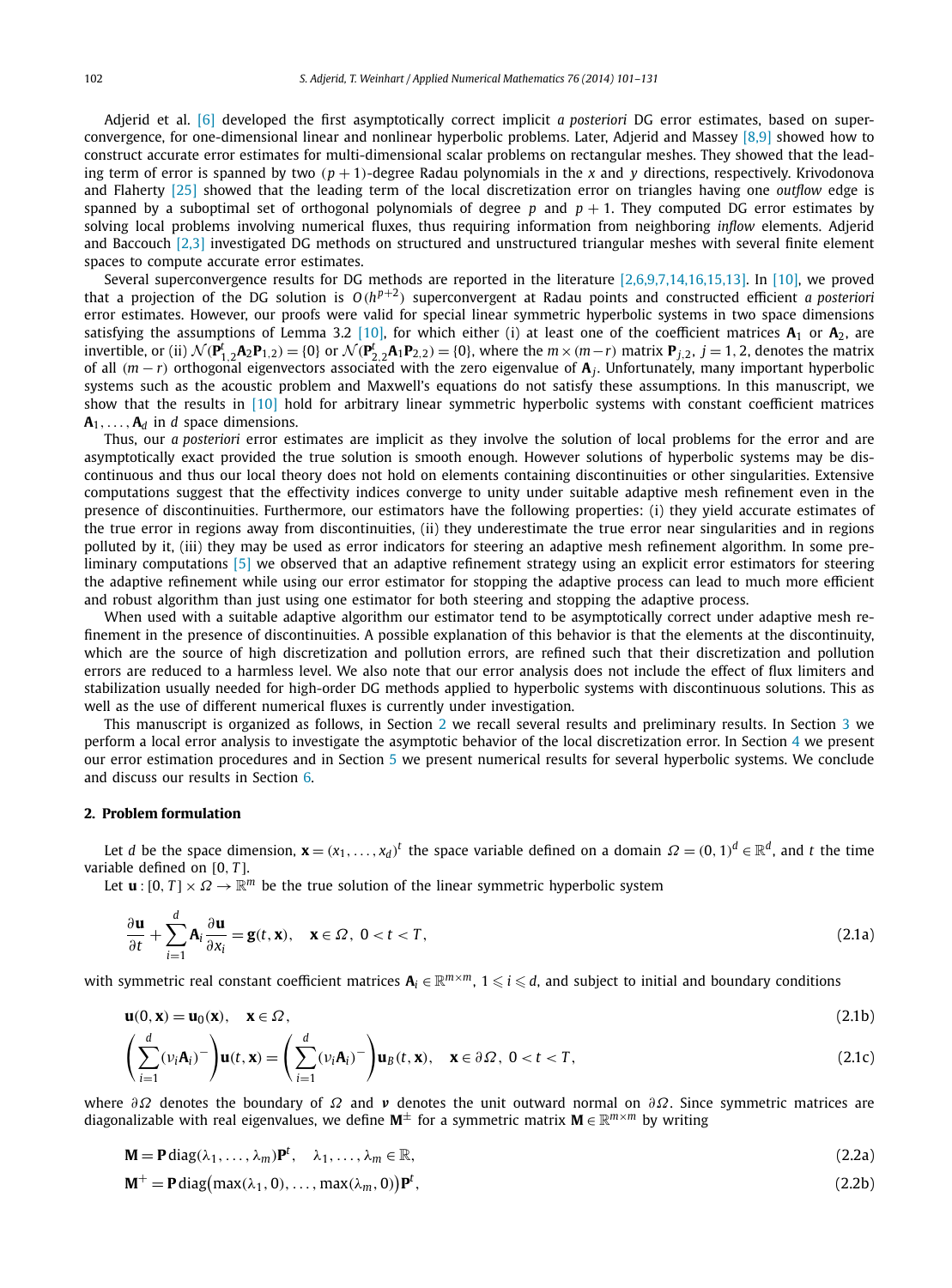Adjerid et al. [6] developed the first asymptotically correct implicit *a posteriori* DG error estimates, based on superconvergence, for one-dimensional linear and nonlinear hyperbolic problems. Later, Adjerid and Massey [8,9] showed how to construct accurate error estimates for multi-dimensional scalar problems on rectangular meshes. They showed that the leading term of error is spanned by two $(p+1)$-degree Radau polynomials in the $x$ and $y$ directions, respectively. Krivodonova and Flaherty [25] showed that the leading term of the local discretization error on triangles having one *outflow* edge is spanned by a suboptimal set of orthogonal polynomials of degree $p$ and $p+1$. They computed DG error estimates by solving local problems involving numerical fluxes, thus requiring information from neighboring *inflow* elements. Adjerid and Baccouch [2,3] investigated DG methods on structured and unstructured triangular meshes with several finite element spaces to compute accurate error estimates.

Several superconvergence results for DG methods are reported in the literature [2,6,9,7,14,16,15,13]. In [10], we proved that a projection of the DG solution is $O(h^{p+2})$ superconvergent at Radau points and constructed efficient *a posteriori* error estimates. However, our proofs were valid for special linear symmetric hyperbolic systems in two space dimensions satisfying the assumptions of Lemma 3.2 [10], for which either (i) at least one of the coefficient matrices $\mathbf{A}_1$ or $\mathbf{A}_2$, are invertible, or (ii) $\mathcal{N}(\mathbf{P}_{1,2}^t\mathbf{A}_2\mathbf{P}_{1,2}) = \{0\}$ or $\mathcal{N}(\mathbf{P}_{2,2}^t\mathbf{A}_1\mathbf{P}_{2,2}) = \{0\}$, where the $m \times (m-r)$ matrix $\mathbf{P}_{j,2}$, $j = 1, 2$, denotes the matrix of all $(m-r)$ orthogonal eigenvectors associated with the zero eigenvalue of $\mathbf{A}_j$. Unfortunately, many important hyperbolic systems such as the acoustic problem and Maxwell's equations do not satisfy these assumptions. In this manuscript, we show that the results in [10] hold for arbitrary linear symmetric hyperbolic systems with constant coefficient matrices $\mathbf{A}_1, \ldots, \mathbf{A}_d$ in $d$ space dimensions.

Thus, our *a posteriori* error estimates are implicit as they involve the solution of local problems for the error and are asymptotically exact provided the true solution is smooth enough. However solutions of hyperbolic systems may be discontinuous and thus our local theory does not hold on elements containing discontinuities or other singularities. Extensive computations suggest that the effectivity indices converge to unity under suitable adaptive mesh refinement even in the presence of discontinuities. Furthermore, our estimators have the following properties: (i) they yield accurate estimates of the true error in regions away from discontinuities, (ii) they underestimate the true error near singularities and in regions polluted by it, (iii) they may be used as error indicators for steering an adaptive mesh refinement algorithm. In some preliminary computations [5] we observed that an adaptive refinement strategy using an explicit error estimators for steering the adaptive refinement while using our error estimator for stopping the adaptive process can lead to much more efficient and robust algorithm than just using one estimator for both steering and stopping the adaptive process.

When used with a suitable adaptive algorithm our estimator tend to be asymptotically correct under adaptive mesh refinement in the presence of discontinuities. A possible explanation of this behavior is that the elements at the discontinuity, which are the source of high discretization and pollution errors, are refined such that their discretization and pollution errors are reduced to a harmless level. We also note that our error analysis does not include the effect of flux limiters and stabilization usually needed for high-order DG methods applied to hyperbolic systems with discontinuous solutions. This as well as the use of different numerical fluxes is currently under investigation.

This manuscript is organized as follows, in Section 2 we recall several results and preliminary results. In Section 3 we perform a local error analysis to investigate the asymptotic behavior of the local discretization error. In Section 4 we present our error estimation procedures and in Section 5 we present numerical results for several hyperbolic systems. We conclude and discuss our results in Section 6.

## 2. Problem formulation

Let $d$ be the space dimension, $\mathbf{x} = (x_1, \ldots, x_d)^t$ the space variable defined on a domain $\Omega = (0,1)^d \in \mathbb{R}^d$, and $t$ the time variable defined on $[0, T]$.

Let $\mathbf{u} : [0, T] \times \Omega \to \mathbb{R}^m$ be the true solution of the linear symmetric hyperbolic system

$$\frac{\partial \mathbf{u}}{\partial t} + \sum_{i=1}^{d} \mathbf{A}_i \frac{\partial \mathbf{u}}{\partial x_i} = \mathbf{g}(t, \mathbf{x}), \quad \mathbf{x} \in \Omega,\ 0 < t < T, \tag{2.1a}$$

with symmetric real constant coefficient matrices $\mathbf{A}_i \in \mathbb{R}^{m \times m}$, $1 \leqslant i \leqslant d$, and subject to initial and boundary conditions

$$\mathbf{u}(0, \mathbf{x}) = \mathbf{u}_0(\mathbf{x}), \quad \mathbf{x} \in \Omega, \tag{2.1b}$$

$$\left(\sum_{i=1}^{d} (\nu_i \mathbf{A}_i)^-\right)\mathbf{u}(t, \mathbf{x}) = \left(\sum_{i=1}^{d} (\nu_i \mathbf{A}_i)^-\right)\mathbf{u}_B(t, \mathbf{x}), \quad \mathbf{x} \in \partial\Omega,\ 0 < t < T, \tag{2.1c}$$

where $\partial\Omega$ denotes the boundary of $\Omega$ and $\boldsymbol{\nu}$ denotes the unit outward normal on $\partial\Omega$. Since symmetric matrices are diagonalizable with real eigenvalues, we define $\mathbf{M}^{\pm}$ for a symmetric matrix $\mathbf{M} \in \mathbb{R}^{m \times m}$ by writing

$$\mathbf{M} = \mathbf{P}\,\mathrm{diag}(\lambda_1, \ldots, \lambda_m)\mathbf{P}^t, \quad \lambda_1, \ldots, \lambda_m \in \mathbb{R}, \tag{2.2a}$$

$$\mathbf{M}^+ = \mathbf{P}\,\mathrm{diag}\big(\max(\lambda_1, 0), \ldots, \max(\lambda_m, 0)\big)\mathbf{P}^t, \tag{2.2b}$$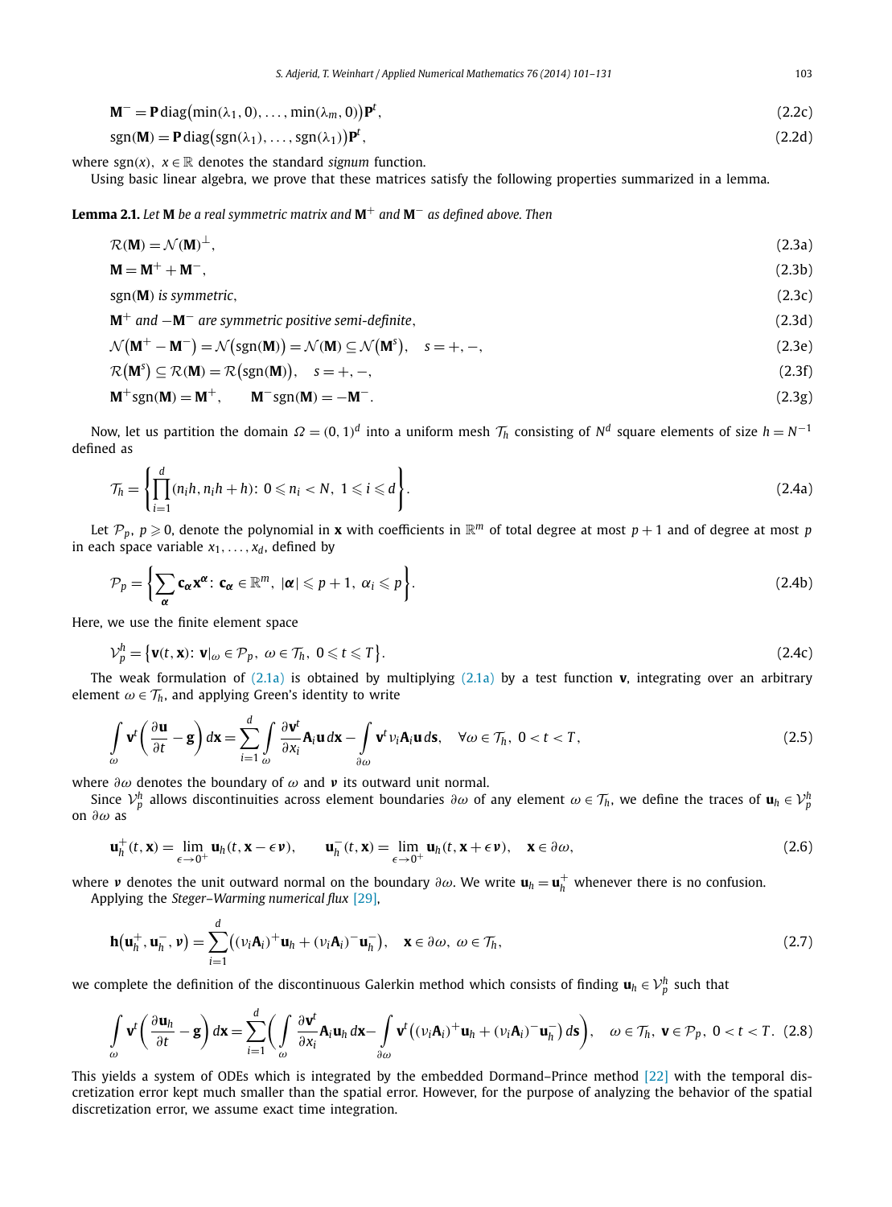$$\mathbf{M}^- = \mathbf{P}\,\mathrm{diag}\big(\min(\lambda_1, 0), \ldots, \min(\lambda_m, 0)\big)\mathbf{P}^t, \tag{2.2c}$$

$$\mathrm{sgn}(\mathbf{M}) = \mathbf{P}\,\mathrm{diag}\big(\mathrm{sgn}(\lambda_1), \ldots, \mathrm{sgn}(\lambda_1)\big)\mathbf{P}^t, \tag{2.2d}$$

where $\mathrm{sgn}(x)$, $x \in \mathbb{R}$ denotes the standard *signum* function.

Using basic linear algebra, we prove that these matrices satisfy the following properties summarized in a lemma.

**Lemma 2.1.** *Let* $\mathbf{M}$ *be a real symmetric matrix and* $\mathbf{M}^+$ *and* $\mathbf{M}^-$ *as defined above. Then*

$$\mathcal{R}(\mathbf{M}) = \mathcal{N}(\mathbf{M})^\perp, \tag{2.3a}$$

$$\mathbf{M} = \mathbf{M}^+ + \mathbf{M}^-, \tag{2.3b}$$

$$\mathrm{sgn}(\mathbf{M}) \text{ is symmetric}, \tag{2.3c}$$

$$\mathbf{M}^+ \text{ and } -\mathbf{M}^- \text{ are symmetric positive semi-definite}, \tag{2.3d}$$

$$\mathcal{N}\big(\mathbf{M}^+ - \mathbf{M}^-\big) = \mathcal{N}\big(\mathrm{sgn}(\mathbf{M})\big) = \mathcal{N}(\mathbf{M}) \subseteq \mathcal{N}\big(\mathbf{M}^s\big), \quad s = +, -, \tag{2.3e}$$

$$\mathcal{R}\big(\mathbf{M}^s\big) \subseteq \mathcal{R}(\mathbf{M}) = \mathcal{R}\big(\mathrm{sgn}(\mathbf{M})\big), \quad s = +, -, \tag{2.3f}$$

$$\mathbf{M}^+ \mathrm{sgn}(\mathbf{M}) = \mathbf{M}^+, \qquad \mathbf{M}^- \mathrm{sgn}(\mathbf{M}) = -\mathbf{M}^-. \tag{2.3g}$$

Now, let us partition the domain $\Omega = (0,1)^d$ into a uniform mesh $\mathcal{T}_h$ consisting of $N^d$ square elements of size $h = N^{-1}$ defined as

$$\mathcal{T}_h = \left\{ \prod_{i=1}^{d} (n_i h, n_i h + h) \colon 0 \leqslant n_i < N,\ 1 \leqslant i \leqslant d \right\}. \tag{2.4a}$$

Let $\mathcal{P}_p$, $p \geqslant 0$, denote the polynomial in $\mathbf{x}$ with coefficients in $\mathbb{R}^m$ of total degree at most $p+1$ and of degree at most $p$ in each space variable $x_1, \ldots, x_d$, defined by

$$\mathcal{P}_p = \left\{ \sum_{\boldsymbol{\alpha}} \mathbf{c}_{\boldsymbol{\alpha}} \mathbf{x}^{\boldsymbol{\alpha}} \colon \mathbf{c}_{\boldsymbol{\alpha}} \in \mathbb{R}^m,\ |\boldsymbol{\alpha}| \leqslant p+1,\ \alpha_i \leqslant p \right\}. \tag{2.4b}$$

Here, we use the finite element space

$$\mathcal{V}_p^h = \big\{ \mathbf{v}(t, \mathbf{x}) \colon \mathbf{v}|_\omega \in \mathcal{P}_p,\ \omega \in \mathcal{T}_h,\ 0 \leqslant t \leqslant T \big\}. \tag{2.4c}$$

The weak formulation of (2.1a) is obtained by multiplying (2.1a) by a test function $\mathbf{v}$, integrating over an arbitrary element $\omega \in \mathcal{T}_h$, and applying Green's identity to write

$$\int_\omega \mathbf{v}^t \left( \frac{\partial \mathbf{u}}{\partial t} - \mathbf{g} \right) d\mathbf{x} = \sum_{i=1}^{d} \int_\omega \frac{\partial \mathbf{v}^t}{\partial x_i} \mathbf{A}_i \mathbf{u}\, d\mathbf{x} - \int_{\partial\omega} \mathbf{v}^t \nu_i \mathbf{A}_i \mathbf{u}\, d\mathbf{s}, \quad \forall \omega \in \mathcal{T}_h,\ 0 < t < T, \tag{2.5}$$

where $\partial\omega$ denotes the boundary of $\omega$ and $\boldsymbol{\nu}$ its outward unit normal.

Since $\mathcal{V}_p^h$ allows discontinuities across element boundaries $\partial\omega$ of any element $\omega \in \mathcal{T}_h$, we define the traces of $\mathbf{u}_h \in \mathcal{V}_p^h$ on $\partial\omega$ as

$$\mathbf{u}_h^+(t, \mathbf{x}) = \lim_{\epsilon \to 0^+} \mathbf{u}_h(t, \mathbf{x} - \epsilon\boldsymbol{\nu}), \qquad \mathbf{u}_h^-(t, \mathbf{x}) = \lim_{\epsilon \to 0^+} \mathbf{u}_h(t, \mathbf{x} + \epsilon\boldsymbol{\nu}), \quad \mathbf{x} \in \partial\omega, \tag{2.6}$$

where $\boldsymbol{\nu}$ denotes the unit outward normal on the boundary $\partial\omega$. We write $\mathbf{u}_h = \mathbf{u}_h^+$ whenever there is no confusion.

Applying the *Steger–Warming numerical flux* [29],

$$\mathbf{h}\big(\mathbf{u}_h^+, \mathbf{u}_h^-, \boldsymbol{\nu}\big) = \sum_{i=1}^{d} \big( (\nu_i \mathbf{A}_i)^+ \mathbf{u}_h + (\nu_i \mathbf{A}_i)^- \mathbf{u}_h^- \big), \quad \mathbf{x} \in \partial\omega,\ \omega \in \mathcal{T}_h, \tag{2.7}$$

we complete the definition of the discontinuous Galerkin method which consists of finding $\mathbf{u}_h \in \mathcal{V}_p^h$ such that

$$\int_\omega \mathbf{v}^t \left( \frac{\partial \mathbf{u}_h}{\partial t} - \mathbf{g} \right) d\mathbf{x} = \sum_{i=1}^{d} \left( \int_\omega \frac{\partial \mathbf{v}^t}{\partial x_i} \mathbf{A}_i \mathbf{u}_h\, d\mathbf{x} - \int_{\partial\omega} \mathbf{v}^t \big( (\nu_i \mathbf{A}_i)^+ \mathbf{u}_h + (\nu_i \mathbf{A}_i)^- \mathbf{u}_h^- \big)\, d\mathbf{s} \right), \quad \omega \in \mathcal{T}_h,\ \mathbf{v} \in \mathcal{P}_p,\ 0 < t < T. \tag{2.8}$$

This yields a system of ODEs which is integrated by the embedded Dormand–Prince method [22] with the temporal discretization error kept much smaller than the spatial error. However, for the purpose of analyzing the behavior of the spatial discretization error, we assume exact time integration.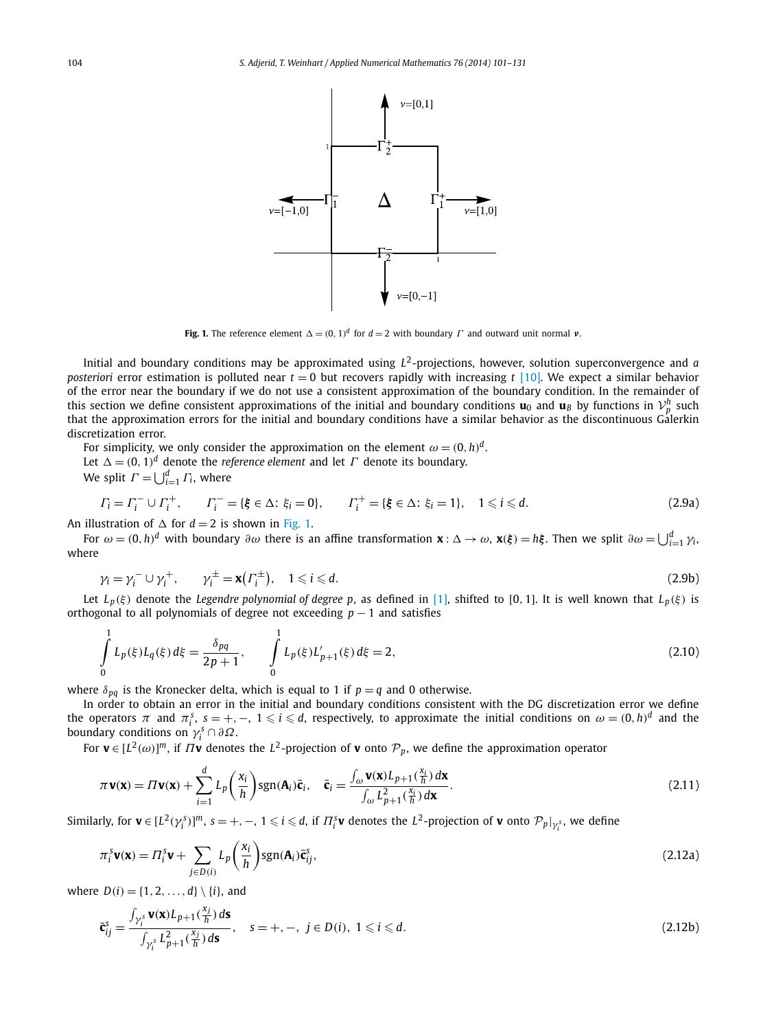**Fig. 1.** The reference element $\Delta = (0,1)^d$ for $d = 2$ with boundary $\Gamma$ and outward unit normal $\boldsymbol{\nu}$.

Initial and boundary conditions may be approximated using $L^2$-projections, however, solution superconvergence and *a posteriori* error estimation is polluted near $t = 0$ but recovers rapidly with increasing $t$ [10]. We expect a similar behavior of the error near the boundary if we do not use a consistent approximation of the boundary condition. In the remainder of this section we define consistent approximations of the initial and boundary conditions $\mathbf{u}_0$ and $\mathbf{u}_B$ by functions in $\mathcal{V}_p^h$ such that the approximation errors for the initial and boundary conditions have a similar behavior as the discontinuous Galerkin discretization error.

For simplicity, we only consider the approximation on the element $\omega = (0,h)^d$.

Let $\Delta = (0,1)^d$ denote the *reference element* and let $\Gamma$ denote its boundary.

We split $\Gamma = \bigcup_{i=1}^d \Gamma_i$, where

$$\Gamma_i = \Gamma_i^- \cup \Gamma_i^+, \qquad \Gamma_i^- = \{\boldsymbol{\xi} \in \Delta\colon \xi_i = 0\}, \qquad \Gamma_i^+ = \{\boldsymbol{\xi} \in \Delta\colon \xi_i = 1\}, \quad 1 \leqslant i \leqslant d. \tag{2.9a}$$

An illustration of $\Delta$ for $d = 2$ is shown in Fig. 1.

For $\omega = (0,h)^d$ with boundary $\partial\omega$ there is an affine transformation $\mathbf{x}: \Delta \to \omega$, $\mathbf{x}(\boldsymbol{\xi}) = h\boldsymbol{\xi}$. Then we split $\partial\omega = \bigcup_{i=1}^d \gamma_i$, where

$$\gamma_i = \gamma_i^- \cup \gamma_i^+, \qquad \gamma_i^{\pm} = \mathbf{x}\big(\Gamma_i^{\pm}\big), \quad 1 \leqslant i \leqslant d. \tag{2.9b}$$

Let $L_p(\xi)$ denote the *Legendre polynomial of degree* $p$, as defined in [1], shifted to $[0,1]$. It is well known that $L_p(\xi)$ is orthogonal to all polynomials of degree not exceeding $p-1$ and satisfies

$$\int_0^1 L_p(\xi) L_q(\xi)\,d\xi = \frac{\delta_{pq}}{2p+1}, \qquad \int_0^1 L_p(\xi) L'_{p+1}(\xi)\,d\xi = 2, \tag{2.10}$$

where $\delta_{pq}$ is the Kronecker delta, which is equal to 1 if $p = q$ and 0 otherwise.

In order to obtain an error in the initial and boundary conditions consistent with the DG discretization error we define the operators $\pi$ and $\pi_i^s$, $s = +,-$, $1 \leqslant i \leqslant d$, respectively, to approximate the initial conditions on $\omega = (0,h)^d$ and the boundary conditions on $\gamma_i^s \cap \partial\Omega$.

For $\mathbf{v} \in [L^2(\omega)]^m$, if $\Pi\mathbf{v}$ denotes the $L^2$-projection of $\mathbf{v}$ onto $\mathcal{P}_p$, we define the approximation operator

$$\pi\mathbf{v}(\mathbf{x}) = \Pi\mathbf{v}(\mathbf{x}) + \sum_{i=1}^d L_p\left(\frac{x_i}{h}\right)\operatorname{sgn}(\mathbf{A}_i)\bar{\mathbf{c}}_i, \quad \bar{\mathbf{c}}_i = \frac{\int_\omega \mathbf{v}(\mathbf{x}) L_{p+1}(\frac{x_i}{h})\,d\mathbf{x}}{\int_\omega L_{p+1}^2(\frac{x_i}{h})\,d\mathbf{x}}. \tag{2.11}$$

Similarly, for $\mathbf{v} \in [L^2(\gamma_i^s)]^m$, $s = +,-$, $1 \leqslant i \leqslant d$, if $\Pi_i^s\mathbf{v}$ denotes the $L^2$-projection of $\mathbf{v}$ onto $\mathcal{P}_p|_{\gamma_i^s}$, we define

$$\pi_i^s\mathbf{v}(\mathbf{x}) = \Pi_i^s\mathbf{v} + \sum_{j \in D(i)} L_p\left(\frac{x_i}{h}\right)\operatorname{sgn}(\mathbf{A}_i)\bar{\mathbf{c}}_{ij}^s, \tag{2.12a}$$

where $D(i) = \{1,2,\ldots,d\} \setminus \{i\}$, and

$$\bar{\mathbf{c}}_{ij}^s = \frac{\int_{\gamma_i^s} \mathbf{v}(\mathbf{x}) L_{p+1}(\frac{x_j}{h})\,d\mathbf{s}}{\int_{\gamma_i^s} L_{p+1}^2(\frac{x_j}{h})\,d\mathbf{s}}, \quad s = +,-,\ j \in D(i),\ 1 \leqslant i \leqslant d. \tag{2.12b}$$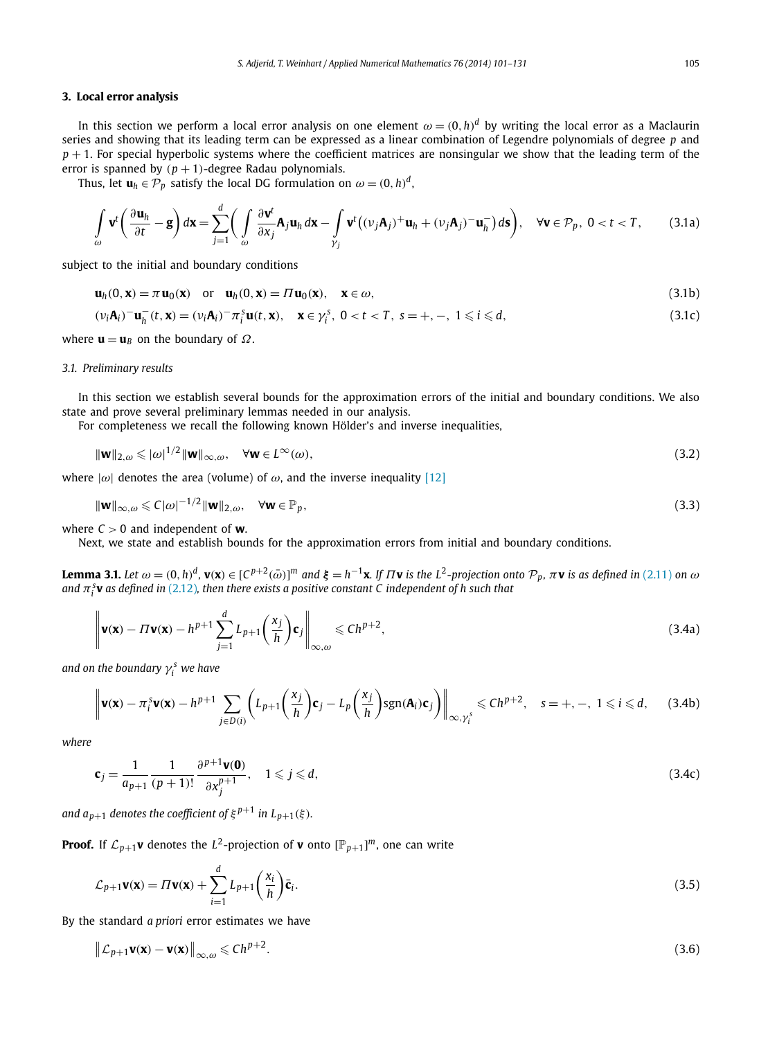## 3. Local error analysis

In this section we perform a local error analysis on one element $\omega = (0,h)^d$ by writing the local error as a Maclaurin series and showing that its leading term can be expressed as a linear combination of Legendre polynomials of degree $p$ and $p+1$. For special hyperbolic systems where the coefficient matrices are nonsingular we show that the leading term of the error is spanned by $(p+1)$-degree Radau polynomials.

Thus, let $\mathbf{u}_h \in \mathcal{P}_p$ satisfy the local DG formulation on $\omega = (0,h)^d$,

$$\int_{\omega} \mathbf{v}^t \left( \frac{\partial \mathbf{u}_h}{\partial t} - \mathbf{g} \right) d\mathbf{x} = \sum_{j=1}^{d} \left( \int_{\omega} \frac{\partial \mathbf{v}^t}{\partial x_j} \mathbf{A}_j \mathbf{u}_h \, d\mathbf{x} - \int_{\gamma_j} \mathbf{v}^t \left( (\nu_j \mathbf{A}_j)^+ \mathbf{u}_h + (\nu_j \mathbf{A}_j)^- \mathbf{u}_h^- \right) ds \right), \quad \forall \mathbf{v} \in \mathcal{P}_p,\ 0 < t < T, \tag{3.1a}$$

subject to the initial and boundary conditions

$$\mathbf{u}_h(0,\mathbf{x}) = \pi \mathbf{u}_0(\mathbf{x}) \quad \text{or} \quad \mathbf{u}_h(0,\mathbf{x}) = \Pi \mathbf{u}_0(\mathbf{x}), \quad \mathbf{x} \in \omega, \tag{3.1b}$$

$$(\nu_i \mathbf{A}_i)^- \mathbf{u}_h^-(t,\mathbf{x}) = (\nu_i \mathbf{A}_i)^- \pi_i^s \mathbf{u}(t,\mathbf{x}), \quad \mathbf{x} \in \gamma_i^s,\ 0 < t < T,\ s = +,-,\ 1 \leqslant i \leqslant d, \tag{3.1c}$$

where $\mathbf{u} = \mathbf{u}_B$ on the boundary of $\Omega$.

### 3.1. Preliminary results

In this section we establish several bounds for the approximation errors of the initial and boundary conditions. We also state and prove several preliminary lemmas needed in our analysis.

For completeness we recall the following known Hölder's and inverse inequalities,

$$\|\mathbf{w}\|_{2,\omega} \leqslant |\omega|^{1/2} \|\mathbf{w}\|_{\infty,\omega}, \quad \forall \mathbf{w} \in L^\infty(\omega), \tag{3.2}$$

where $|\omega|$ denotes the area (volume) of $\omega$, and the inverse inequality [12]

$$\|\mathbf{w}\|_{\infty,\omega} \leqslant C |\omega|^{-1/2} \|\mathbf{w}\|_{2,\omega}, \quad \forall \mathbf{w} \in \mathbb{P}_p, \tag{3.3}$$

where $C > 0$ and independent of $\mathbf{w}$.

Next, we state and establish bounds for the approximation errors from initial and boundary conditions.

**Lemma 3.1.** *Let $\omega = (0,h)^d$, $\mathbf{v}(\mathbf{x}) \in [C^{p+2}(\bar{\omega})]^m$ and $\boldsymbol{\xi} = h^{-1}\mathbf{x}$. If $\Pi \mathbf{v}$ is the $L^2$-projection onto $\mathcal{P}_p$, $\pi \mathbf{v}$ is as defined in (2.11) on $\omega$ and $\pi_i^s \mathbf{v}$ as defined in (2.12), then there exists a positive constant $C$ independent of $h$ such that*

$$\left\| \mathbf{v}(\mathbf{x}) - \Pi \mathbf{v}(\mathbf{x}) - h^{p+1} \sum_{j=1}^{d} L_{p+1}\left(\frac{x_j}{h}\right) \mathbf{c}_j \right\|_{\infty,\omega} \leqslant C h^{p+2}, \tag{3.4a}$$

*and on the boundary $\gamma_i^s$ we have*

$$\left\| \mathbf{v}(\mathbf{x}) - \pi_i^s \mathbf{v}(\mathbf{x}) - h^{p+1} \sum_{j \in D(i)} \left( L_{p+1}\left(\frac{x_j}{h}\right) \mathbf{c}_j - L_p\left(\frac{x_j}{h}\right) \operatorname{sgn}(\mathbf{A}_i) \mathbf{c}_j \right) \right\|_{\infty,\gamma_i^s} \leqslant C h^{p+2}, \quad s = +,-,\ 1 \leqslant i \leqslant d, \tag{3.4b}$$

*where*

$$\mathbf{c}_j = \frac{1}{a_{p+1}} \frac{1}{(p+1)!} \frac{\partial^{p+1} \mathbf{v}(\mathbf{0})}{\partial x_j^{p+1}}, \quad 1 \leqslant j \leqslant d, \tag{3.4c}$$

*and $a_{p+1}$ denotes the coefficient of $\xi^{p+1}$ in $L_{p+1}(\xi)$.*

**Proof.** If $\mathcal{L}_{p+1}\mathbf{v}$ denotes the $L^2$-projection of $\mathbf{v}$ onto $[\mathbb{P}_{p+1}]^m$, one can write

$$\mathcal{L}_{p+1}\mathbf{v}(\mathbf{x}) = \Pi \mathbf{v}(\mathbf{x}) + \sum_{i=1}^{d} L_{p+1}\left(\frac{x_i}{h}\right) \bar{\mathbf{c}}_i. \tag{3.5}$$

By the standard *a priori* error estimates we have

$$\left\| \mathcal{L}_{p+1}\mathbf{v}(\mathbf{x}) - \mathbf{v}(\mathbf{x}) \right\|_{\infty,\omega} \leqslant C h^{p+2}. \tag{3.6}$$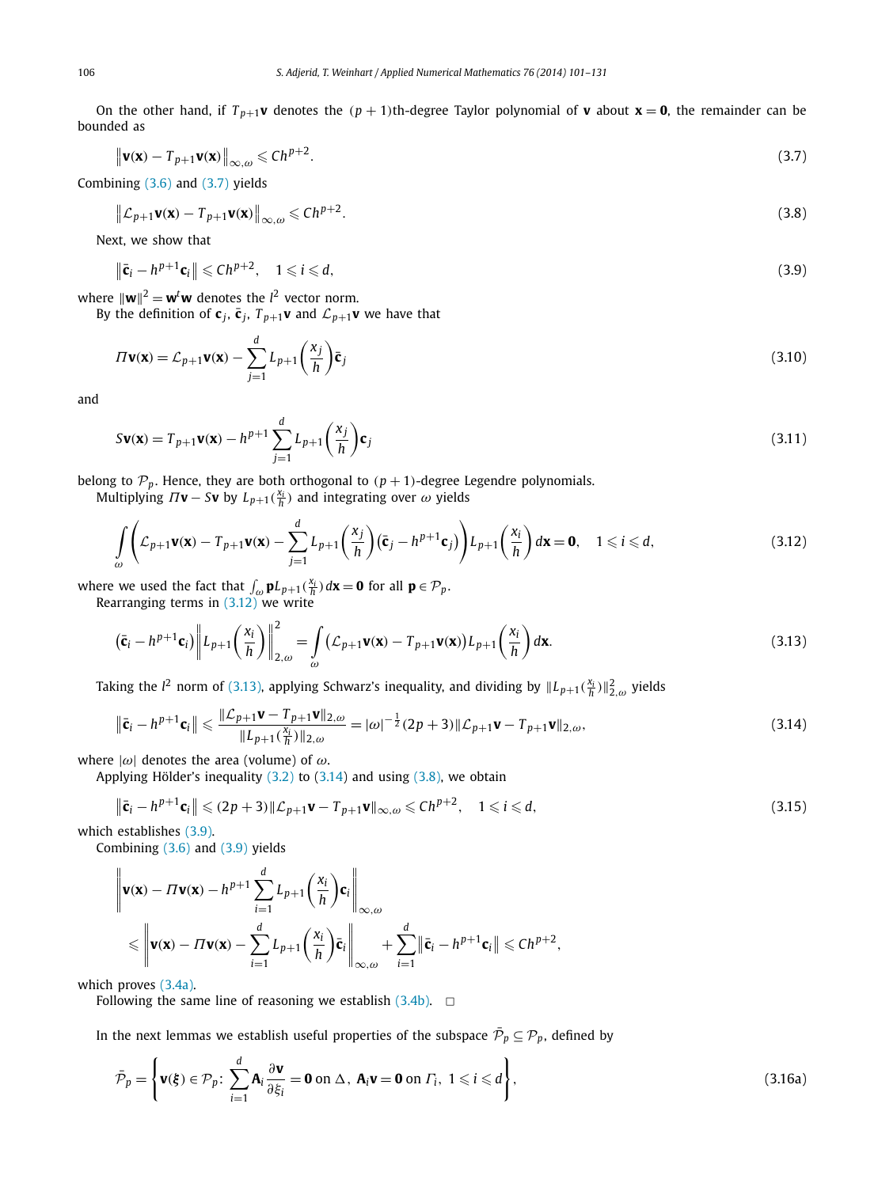On the other hand, if $T_{p+1}\mathbf{v}$ denotes the $(p+1)$th-degree Taylor polynomial of $\mathbf{v}$ about $\mathbf{x}=\mathbf{0}$, the remainder can be bounded as

$$\left\|\mathbf{v}(\mathbf{x}) - T_{p+1}\mathbf{v}(\mathbf{x})\right\|_{\infty,\omega} \leqslant Ch^{p+2}. \tag{3.7}$$

Combining (3.6) and (3.7) yields

$$\left\|\mathcal{L}_{p+1}\mathbf{v}(\mathbf{x}) - T_{p+1}\mathbf{v}(\mathbf{x})\right\|_{\infty,\omega} \leqslant Ch^{p+2}. \tag{3.8}$$

Next, we show that

$$\left\|\bar{\mathbf{c}}_i - h^{p+1}\mathbf{c}_i\right\| \leqslant Ch^{p+2}, \quad 1 \leqslant i \leqslant d, \tag{3.9}$$

where $\|\mathbf{w}\|^2 = \mathbf{w}^t\mathbf{w}$ denotes the $l^2$ vector norm.

By the definition of $\mathbf{c}_j$, $\bar{\mathbf{c}}_j$, $T_{p+1}\mathbf{v}$ and $\mathcal{L}_{p+1}\mathbf{v}$ we have that

$$\Pi\mathbf{v}(\mathbf{x}) = \mathcal{L}_{p+1}\mathbf{v}(\mathbf{x}) - \sum_{j=1}^{d} L_{p+1}\left(\frac{x_j}{h}\right)\bar{\mathbf{c}}_j \tag{3.10}$$

and

$$S\mathbf{v}(\mathbf{x}) = T_{p+1}\mathbf{v}(\mathbf{x}) - h^{p+1}\sum_{j=1}^{d} L_{p+1}\left(\frac{x_j}{h}\right)\mathbf{c}_j \tag{3.11}$$

belong to $\mathcal{P}_p$. Hence, they are both orthogonal to $(p+1)$-degree Legendre polynomials.

Multiplying $\Pi\mathbf{v} - S\mathbf{v}$ by $L_{p+1}(\frac{x_i}{h})$ and integrating over $\omega$ yields

$$\int_{\omega}\left(\mathcal{L}_{p+1}\mathbf{v}(\mathbf{x}) - T_{p+1}\mathbf{v}(\mathbf{x}) - \sum_{j=1}^{d} L_{p+1}\left(\frac{x_j}{h}\right)\left(\bar{\mathbf{c}}_j - h^{p+1}\mathbf{c}_j\right)\right)L_{p+1}\left(\frac{x_i}{h}\right)d\mathbf{x} = \mathbf{0}, \quad 1 \leqslant i \leqslant d, \tag{3.12}$$

where we used the fact that $\int_{\omega}\mathbf{p}L_{p+1}(\frac{x_i}{h})\,d\mathbf{x} = \mathbf{0}$ for all $\mathbf{p} \in \mathcal{P}_p$.

Rearranging terms in (3.12) we write

$$\left(\bar{\mathbf{c}}_i - h^{p+1}\mathbf{c}_i\right)\left\|L_{p+1}\left(\frac{x_i}{h}\right)\right\|_{2,\omega}^2 = \int_{\omega}\left(\mathcal{L}_{p+1}\mathbf{v}(\mathbf{x}) - T_{p+1}\mathbf{v}(\mathbf{x})\right)L_{p+1}\left(\frac{x_i}{h}\right)d\mathbf{x}. \tag{3.13}$$

Taking the $l^2$ norm of (3.13), applying Schwarz's inequality, and dividing by $\|L_{p+1}(\frac{x_i}{h})\|_{2,\omega}^2$ yields

$$\left\|\bar{\mathbf{c}}_i - h^{p+1}\mathbf{c}_i\right\| \leqslant \frac{\|\mathcal{L}_{p+1}\mathbf{v} - T_{p+1}\mathbf{v}\|_{2,\omega}}{\|L_{p+1}(\frac{x_i}{h})\|_{2,\omega}} = |\omega|^{-\frac{1}{2}}(2p+3)\|\mathcal{L}_{p+1}\mathbf{v} - T_{p+1}\mathbf{v}\|_{2,\omega}, \tag{3.14}$$

where $|\omega|$ denotes the area (volume) of $\omega$.

Applying Hölder's inequality (3.2) to (3.14) and using (3.8), we obtain

$$\left\|\bar{\mathbf{c}}_i - h^{p+1}\mathbf{c}_i\right\| \leqslant (2p+3)\|\mathcal{L}_{p+1}\mathbf{v} - T_{p+1}\mathbf{v}\|_{\infty,\omega} \leqslant Ch^{p+2}, \quad 1 \leqslant i \leqslant d, \tag{3.15}$$

which establishes (3.9).

Combining (3.6) and (3.9) yields

$$\begin{aligned}
&\left\|\mathbf{v}(\mathbf{x}) - \Pi\mathbf{v}(\mathbf{x}) - h^{p+1}\sum_{i=1}^{d} L_{p+1}\left(\frac{x_i}{h}\right)\mathbf{c}_i\right\|_{\infty,\omega} \\
&\quad \leqslant \left\|\mathbf{v}(\mathbf{x}) - \Pi\mathbf{v}(\mathbf{x}) - \sum_{i=1}^{d} L_{p+1}\left(\frac{x_i}{h}\right)\bar{\mathbf{c}}_i\right\|_{\infty,\omega} + \sum_{i=1}^{d}\left\|\bar{\mathbf{c}}_i - h^{p+1}\mathbf{c}_i\right\| \leqslant Ch^{p+2},
\end{aligned}$$

which proves (3.4a).

Following the same line of reasoning we establish (3.4b). $\square$

In the next lemmas we establish useful properties of the subspace $\bar{\mathcal{P}}_p \subseteq \mathcal{P}_p$, defined by

$$\bar{\mathcal{P}}_p = \left\{\mathbf{v}(\boldsymbol{\xi}) \in \mathcal{P}_p\colon \sum_{i=1}^{d}\mathbf{A}_i\frac{\partial\mathbf{v}}{\partial\xi_i} = \mathbf{0} \text{ on } \Delta,\ \mathbf{A}_i\mathbf{v} = \mathbf{0} \text{ on } \Gamma_i,\ 1 \leqslant i \leqslant d\right\}, \tag{3.16a}$$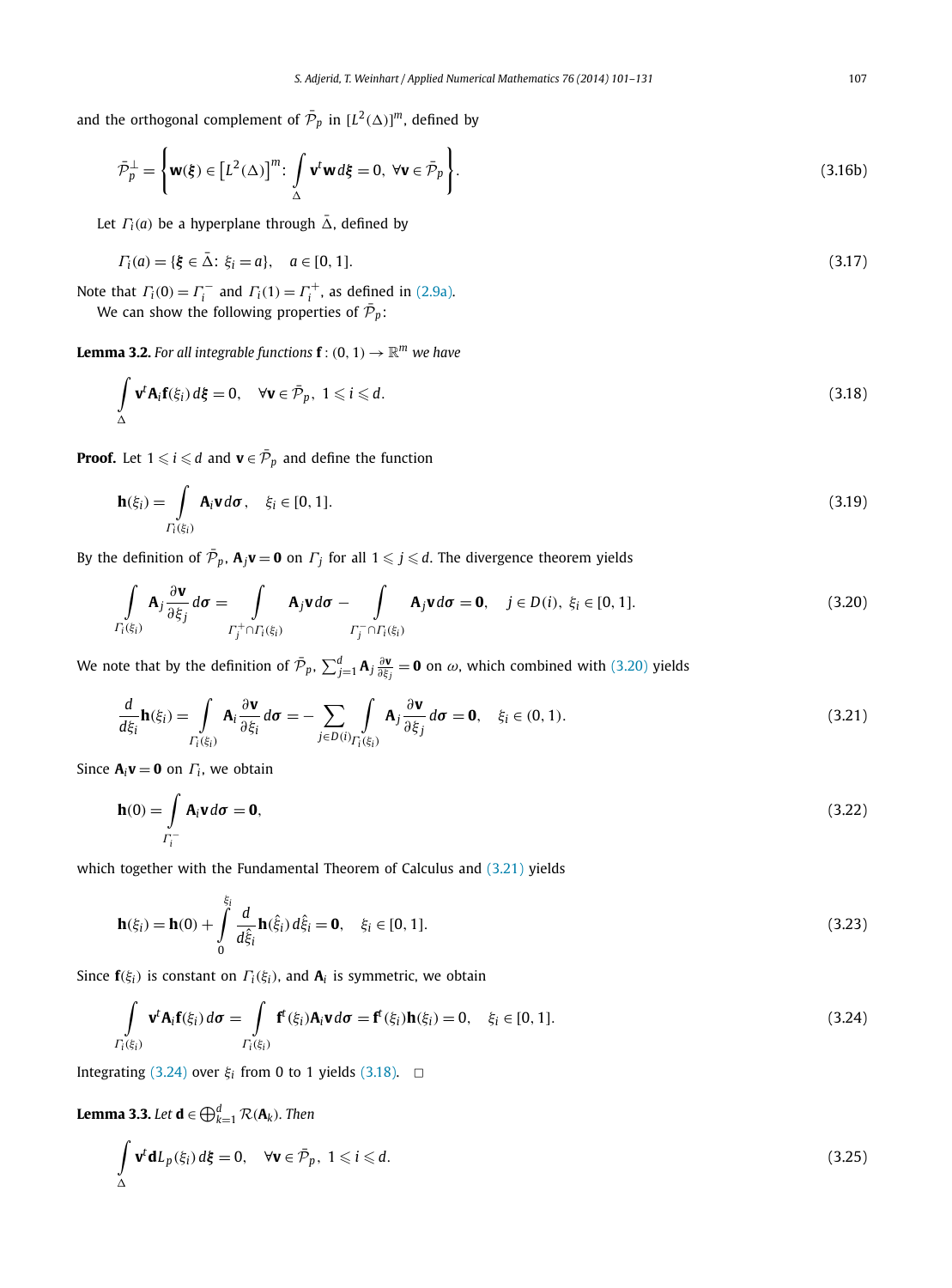and the orthogonal complement of $\bar{\mathcal{P}}_p$ in $[L^2(\Delta)]^m$, defined by

$$\bar{\mathcal{P}}_p^{\perp} = \left\{ \mathbf{w}(\boldsymbol{\xi}) \in \left[L^2(\Delta)\right]^m \colon \int_{\Delta} \mathbf{v}^t \mathbf{w}\, d\boldsymbol{\xi} = 0,\ \forall \mathbf{v} \in \bar{\mathcal{P}}_p \right\}. \tag{3.16b}$$

Let $\Gamma_i(a)$ be a hyperplane through $\bar{\Delta}$, defined by

$$\Gamma_i(a) = \{\boldsymbol{\xi} \in \bar{\Delta} \colon \xi_i = a\}, \quad a \in [0,1]. \tag{3.17}$$

Note that $\Gamma_i(0) = \Gamma_i^-$ and $\Gamma_i(1) = \Gamma_i^+$, as defined in (2.9a).

We can show the following properties of $\bar{\mathcal{P}}_p$:

**Lemma 3.2.** *For all integrable functions $\mathbf{f} : (0,1) \to \mathbb{R}^m$ we have*

$$\int_{\Delta} \mathbf{v}^t \mathbf{A}_i \mathbf{f}(\xi_i)\, d\boldsymbol{\xi} = 0, \quad \forall \mathbf{v} \in \bar{\mathcal{P}}_p,\ 1 \leqslant i \leqslant d. \tag{3.18}$$

**Proof.** Let $1 \leqslant i \leqslant d$ and $\mathbf{v} \in \bar{\mathcal{P}}_p$ and define the function

$$\mathbf{h}(\xi_i) = \int_{\Gamma_i(\xi_i)} \mathbf{A}_i \mathbf{v}\, d\boldsymbol{\sigma}, \quad \xi_i \in [0,1]. \tag{3.19}$$

By the definition of $\bar{\mathcal{P}}_p$, $\mathbf{A}_j \mathbf{v} = \mathbf{0}$ on $\Gamma_j$ for all $1 \leqslant j \leqslant d$. The divergence theorem yields

$$\int_{\Gamma_i(\xi_i)} \mathbf{A}_j \frac{\partial \mathbf{v}}{\partial \xi_j}\, d\boldsymbol{\sigma} = \int_{\Gamma_j^+ \cap \Gamma_i(\xi_i)} \mathbf{A}_j \mathbf{v}\, d\boldsymbol{\sigma} - \int_{\Gamma_j^- \cap \Gamma_i(\xi_i)} \mathbf{A}_j \mathbf{v}\, d\boldsymbol{\sigma} = \mathbf{0}, \quad j \in D(i),\ \xi_i \in [0,1]. \tag{3.20}$$

We note that by the definition of $\bar{\mathcal{P}}_p$, $\sum_{j=1}^d \mathbf{A}_j \frac{\partial \mathbf{v}}{\partial \xi_j} = \mathbf{0}$ on $\omega$, which combined with (3.20) yields

$$\frac{d}{d\xi_i} \mathbf{h}(\xi_i) = \int_{\Gamma_i(\xi_i)} \mathbf{A}_i \frac{\partial \mathbf{v}}{\partial \xi_i}\, d\boldsymbol{\sigma} = -\sum_{j \in D(i)} \int_{\Gamma_i(\xi_i)} \mathbf{A}_j \frac{\partial \mathbf{v}}{\partial \xi_j}\, d\boldsymbol{\sigma} = \mathbf{0}, \quad \xi_i \in (0,1). \tag{3.21}$$

Since $\mathbf{A}_i \mathbf{v} = \mathbf{0}$ on $\Gamma_i$, we obtain

$$\mathbf{h}(0) = \int_{\Gamma_i^-} \mathbf{A}_i \mathbf{v}\, d\boldsymbol{\sigma} = \mathbf{0}, \tag{3.22}$$

which together with the Fundamental Theorem of Calculus and (3.21) yields

$$\mathbf{h}(\xi_i) = \mathbf{h}(0) + \int_0^{\xi_i} \frac{d}{d\hat{\xi}_i} \mathbf{h}(\hat{\xi}_i)\, d\hat{\xi}_i = \mathbf{0}, \quad \xi_i \in [0,1]. \tag{3.23}$$

Since $\mathbf{f}(\xi_i)$ is constant on $\Gamma_i(\xi_i)$, and $\mathbf{A}_i$ is symmetric, we obtain

$$\int_{\Gamma_i(\xi_i)} \mathbf{v}^t \mathbf{A}_i \mathbf{f}(\xi_i)\, d\boldsymbol{\sigma} = \int_{\Gamma_i(\xi_i)} \mathbf{f}^t(\xi_i) \mathbf{A}_i \mathbf{v}\, d\boldsymbol{\sigma} = \mathbf{f}^t(\xi_i) \mathbf{h}(\xi_i) = 0, \quad \xi_i \in [0,1]. \tag{3.24}$$

Integrating (3.24) over $\xi_i$ from 0 to 1 yields (3.18). $\square$

**Lemma 3.3.** *Let $\mathbf{d} \in \bigoplus_{k=1}^d \mathcal{R}(\mathbf{A}_k)$. Then*

$$\int_{\Delta} \mathbf{v}^t \mathbf{d} L_p(\xi_i)\, d\boldsymbol{\xi} = 0, \quad \forall \mathbf{v} \in \bar{\mathcal{P}}_p,\ 1 \leqslant i \leqslant d. \tag{3.25}$$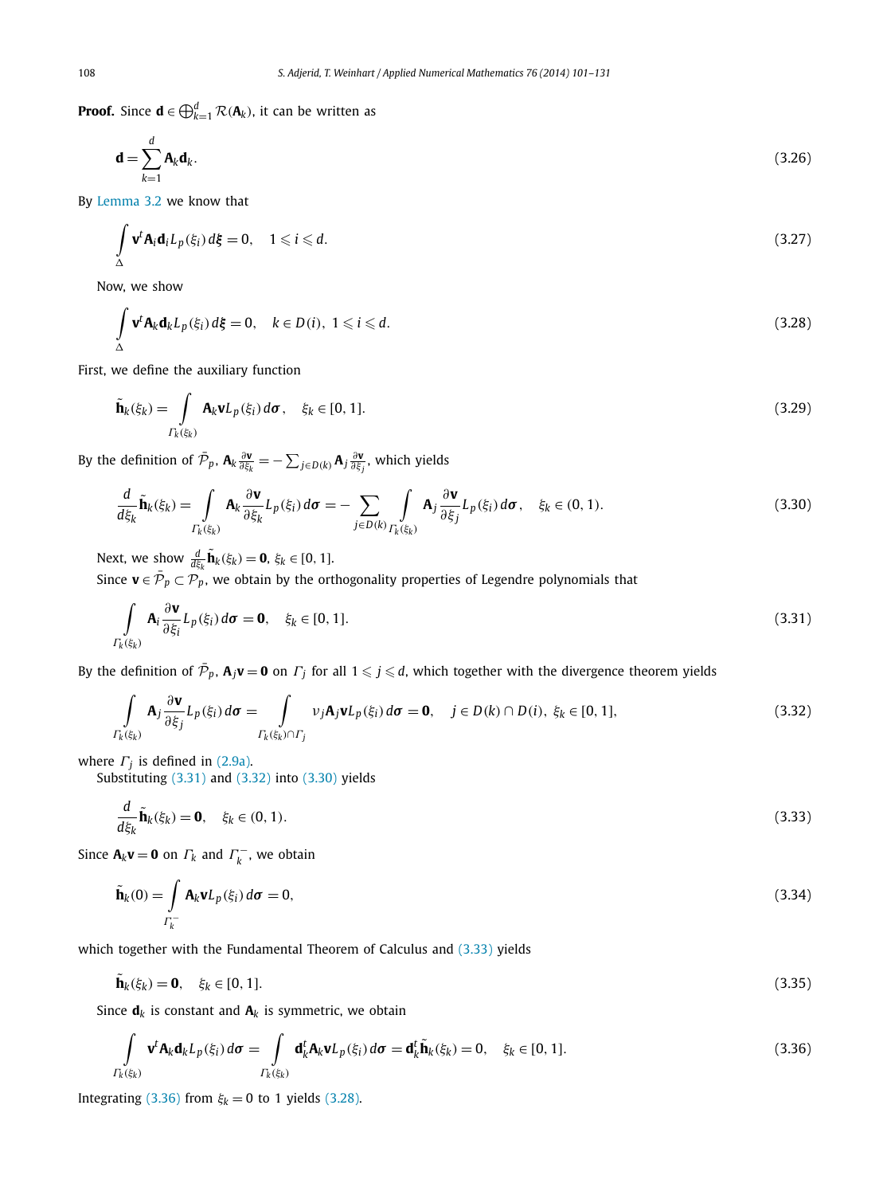**Proof.** Since $\mathbf{d} \in \bigoplus_{k=1}^{d} \mathcal{R}(\mathbf{A}_k)$, it can be written as

$$\mathbf{d} = \sum_{k=1}^{d} \mathbf{A}_k \mathbf{d}_k. \tag{3.26}$$

By Lemma 3.2 we know that

$$\int_{\Delta} \mathbf{v}^t \mathbf{A}_i \mathbf{d}_i L_p(\xi_i)\, d\boldsymbol{\xi} = 0, \quad 1 \leqslant i \leqslant d. \tag{3.27}$$

Now, we show

$$\int_{\Delta} \mathbf{v}^t \mathbf{A}_k \mathbf{d}_k L_p(\xi_i)\, d\boldsymbol{\xi} = 0, \quad k \in D(i),\ 1 \leqslant i \leqslant d. \tag{3.28}$$

First, we define the auxiliary function

$$\tilde{\mathbf{h}}_k(\xi_k) = \int_{\Gamma_k(\xi_k)} \mathbf{A}_k \mathbf{v} L_p(\xi_i)\, d\boldsymbol{\sigma}, \quad \xi_k \in [0,1]. \tag{3.29}$$

By the definition of $\bar{\mathcal{P}}_p$, $\mathbf{A}_k \frac{\partial \mathbf{v}}{\partial \xi_k} = -\sum_{j \in D(k)} \mathbf{A}_j \frac{\partial \mathbf{v}}{\partial \xi_j}$, which yields

$$\frac{d}{d\xi_k} \tilde{\mathbf{h}}_k(\xi_k) = \int_{\Gamma_k(\xi_k)} \mathbf{A}_k \frac{\partial \mathbf{v}}{\partial \xi_k} L_p(\xi_i)\, d\boldsymbol{\sigma} = -\sum_{j \in D(k)} \int_{\Gamma_k(\xi_k)} \mathbf{A}_j \frac{\partial \mathbf{v}}{\partial \xi_j} L_p(\xi_i)\, d\boldsymbol{\sigma}, \quad \xi_k \in (0,1). \tag{3.30}$$

Next, we show $\frac{d}{d\xi_k} \tilde{\mathbf{h}}_k(\xi_k) = \mathbf{0}$, $\xi_k \in [0,1]$.

Since $\mathbf{v} \in \bar{\mathcal{P}}_p \subset \mathcal{P}_p$, we obtain by the orthogonality properties of Legendre polynomials that

$$\int_{\Gamma_k(\xi_k)} \mathbf{A}_i \frac{\partial \mathbf{v}}{\partial \xi_i} L_p(\xi_i)\, d\boldsymbol{\sigma} = \mathbf{0}, \quad \xi_k \in [0,1]. \tag{3.31}$$

By the definition of $\bar{\mathcal{P}}_p$, $\mathbf{A}_j \mathbf{v} = \mathbf{0}$ on $\Gamma_j$ for all $1 \leqslant j \leqslant d$, which together with the divergence theorem yields

$$\int_{\Gamma_k(\xi_k)} \mathbf{A}_j \frac{\partial \mathbf{v}}{\partial \xi_j} L_p(\xi_i)\, d\boldsymbol{\sigma} = \int_{\Gamma_k(\xi_k) \cap \Gamma_j} \nu_j \mathbf{A}_j \mathbf{v} L_p(\xi_i)\, d\boldsymbol{\sigma} = \mathbf{0}, \quad j \in D(k) \cap D(i),\ \xi_k \in [0,1], \tag{3.32}$$

where $\Gamma_j$ is defined in (2.9a).

Substituting (3.31) and (3.32) into (3.30) yields

$$\frac{d}{d\xi_k} \tilde{\mathbf{h}}_k(\xi_k) = \mathbf{0}, \quad \xi_k \in (0,1). \tag{3.33}$$

Since $\mathbf{A}_k \mathbf{v} = \mathbf{0}$ on $\Gamma_k$ and $\Gamma_k^-$, we obtain

$$\tilde{\mathbf{h}}_k(0) = \int_{\Gamma_k^-} \mathbf{A}_k \mathbf{v} L_p(\xi_i)\, d\boldsymbol{\sigma} = 0, \tag{3.34}$$

which together with the Fundamental Theorem of Calculus and (3.33) yields

$$\tilde{\mathbf{h}}_k(\xi_k) = \mathbf{0}, \quad \xi_k \in [0,1]. \tag{3.35}$$

Since $\mathbf{d}_k$ is constant and $\mathbf{A}_k$ is symmetric, we obtain

$$\int_{\Gamma_k(\xi_k)} \mathbf{v}^t \mathbf{A}_k \mathbf{d}_k L_p(\xi_i)\, d\boldsymbol{\sigma} = \int_{\Gamma_k(\xi_k)} \mathbf{d}_k^t \mathbf{A}_k \mathbf{v} L_p(\xi_i)\, d\boldsymbol{\sigma} = \mathbf{d}_k^t \tilde{\mathbf{h}}_k(\xi_k) = 0, \quad \xi_k \in [0,1]. \tag{3.36}$$

Integrating (3.36) from $\xi_k = 0$ to 1 yields (3.28).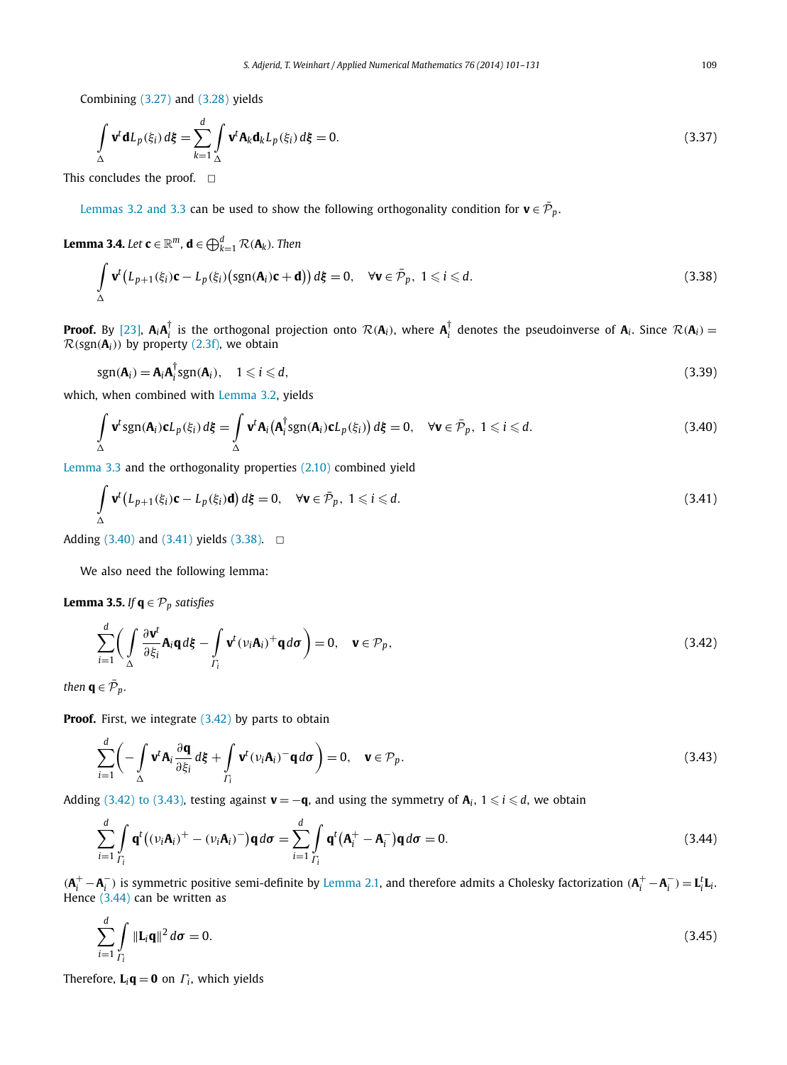Combining (3.27) and (3.28) yields

$$\int_{\Delta} \mathbf{v}^t \mathbf{d} L_p(\xi_i)\, d\boldsymbol{\xi} = \sum_{k=1}^{d} \int_{\Delta} \mathbf{v}^t \mathbf{A}_k \mathbf{d}_k L_p(\xi_i)\, d\boldsymbol{\xi} = 0. \tag{3.37}$$

This concludes the proof. $\square$

Lemmas 3.2 and 3.3 can be used to show the following orthogonality condition for $\mathbf{v} \in \bar{\mathcal{P}}_p$.

**Lemma 3.4.** *Let* $\mathbf{c} \in \mathbb{R}^m$, $\mathbf{d} \in \bigoplus_{k=1}^{d} \mathcal{R}(\mathbf{A}_k)$. *Then*

$$\int_{\Delta} \mathbf{v}^t \big( L_{p+1}(\xi_i)\mathbf{c} - L_p(\xi_i)\big(\operatorname{sgn}(\mathbf{A}_i)\mathbf{c} + \mathbf{d}\big)\big)\, d\boldsymbol{\xi} = 0, \quad \forall \mathbf{v} \in \bar{\mathcal{P}}_p,\ 1 \leqslant i \leqslant d. \tag{3.38}$$

**Proof.** By [23], $\mathbf{A}_i\mathbf{A}_i^{\dagger}$ is the orthogonal projection onto $\mathcal{R}(\mathbf{A}_i)$, where $\mathbf{A}_i^{\dagger}$ denotes the pseudoinverse of $\mathbf{A}_i$. Since $\mathcal{R}(\mathbf{A}_i) = \mathcal{R}(\operatorname{sgn}(\mathbf{A}_i))$ by property (2.3f), we obtain

$$\operatorname{sgn}(\mathbf{A}_i) = \mathbf{A}_i\mathbf{A}_i^{\dagger}\operatorname{sgn}(\mathbf{A}_i), \quad 1 \leqslant i \leqslant d, \tag{3.39}$$

which, when combined with Lemma 3.2, yields

$$\int_{\Delta} \mathbf{v}^t \operatorname{sgn}(\mathbf{A}_i)\mathbf{c} L_p(\xi_i)\, d\boldsymbol{\xi} = \int_{\Delta} \mathbf{v}^t \mathbf{A}_i \big(\mathbf{A}_i^{\dagger}\operatorname{sgn}(\mathbf{A}_i)\mathbf{c} L_p(\xi_i)\big)\, d\boldsymbol{\xi} = 0, \quad \forall \mathbf{v} \in \bar{\mathcal{P}}_p,\ 1 \leqslant i \leqslant d. \tag{3.40}$$

Lemma 3.3 and the orthogonality properties (2.10) combined yield

$$\int_{\Delta} \mathbf{v}^t \big( L_{p+1}(\xi_i)\mathbf{c} - L_p(\xi_i)\mathbf{d}\big)\, d\boldsymbol{\xi} = 0, \quad \forall \mathbf{v} \in \bar{\mathcal{P}}_p,\ 1 \leqslant i \leqslant d. \tag{3.41}$$

Adding (3.40) and (3.41) yields (3.38). $\square$

We also need the following lemma:

**Lemma 3.5.** *If* $\mathbf{q} \in \mathcal{P}_p$ *satisfies*

$$\sum_{i=1}^{d} \bigg( \int_{\Delta} \frac{\partial \mathbf{v}^t}{\partial \xi_i} \mathbf{A}_i \mathbf{q}\, d\boldsymbol{\xi} - \int_{\Gamma_i} \mathbf{v}^t (\nu_i \mathbf{A}_i)^+ \mathbf{q}\, d\sigma \bigg) = 0, \quad \mathbf{v} \in \mathcal{P}_p, \tag{3.42}$$

*then* $\mathbf{q} \in \bar{\mathcal{P}}_p$.

**Proof.** First, we integrate (3.42) by parts to obtain

$$\sum_{i=1}^{d} \bigg( -\int_{\Delta} \mathbf{v}^t \mathbf{A}_i \frac{\partial \mathbf{q}}{\partial \xi_i}\, d\boldsymbol{\xi} + \int_{\Gamma_i} \mathbf{v}^t (\nu_i \mathbf{A}_i)^- \mathbf{q}\, d\sigma \bigg) = 0, \quad \mathbf{v} \in \mathcal{P}_p. \tag{3.43}$$

Adding (3.42) to (3.43), testing against $\mathbf{v} = -\mathbf{q}$, and using the symmetry of $\mathbf{A}_i$, $1 \leqslant i \leqslant d$, we obtain

$$\sum_{i=1}^{d} \int_{\Gamma_i} \mathbf{q}^t \big( (\nu_i \mathbf{A}_i)^+ - (\nu_i \mathbf{A}_i)^- \big) \mathbf{q}\, d\sigma = \sum_{i=1}^{d} \int_{\Gamma_i} \mathbf{q}^t \big( \mathbf{A}_i^+ - \mathbf{A}_i^- \big) \mathbf{q}\, d\sigma = 0. \tag{3.44}$$

$(\mathbf{A}_i^+ - \mathbf{A}_i^-)$ is symmetric positive semi-definite by Lemma 2.1, and therefore admits a Cholesky factorization $(\mathbf{A}_i^+ - \mathbf{A}_i^-) = \mathbf{L}_i^t \mathbf{L}_i$. Hence (3.44) can be written as

$$\sum_{i=1}^{d} \int_{\Gamma_i} \|\mathbf{L}_i \mathbf{q}\|^2\, d\sigma = 0. \tag{3.45}$$

Therefore, $\mathbf{L}_i \mathbf{q} = \mathbf{0}$ on $\Gamma_i$, which yields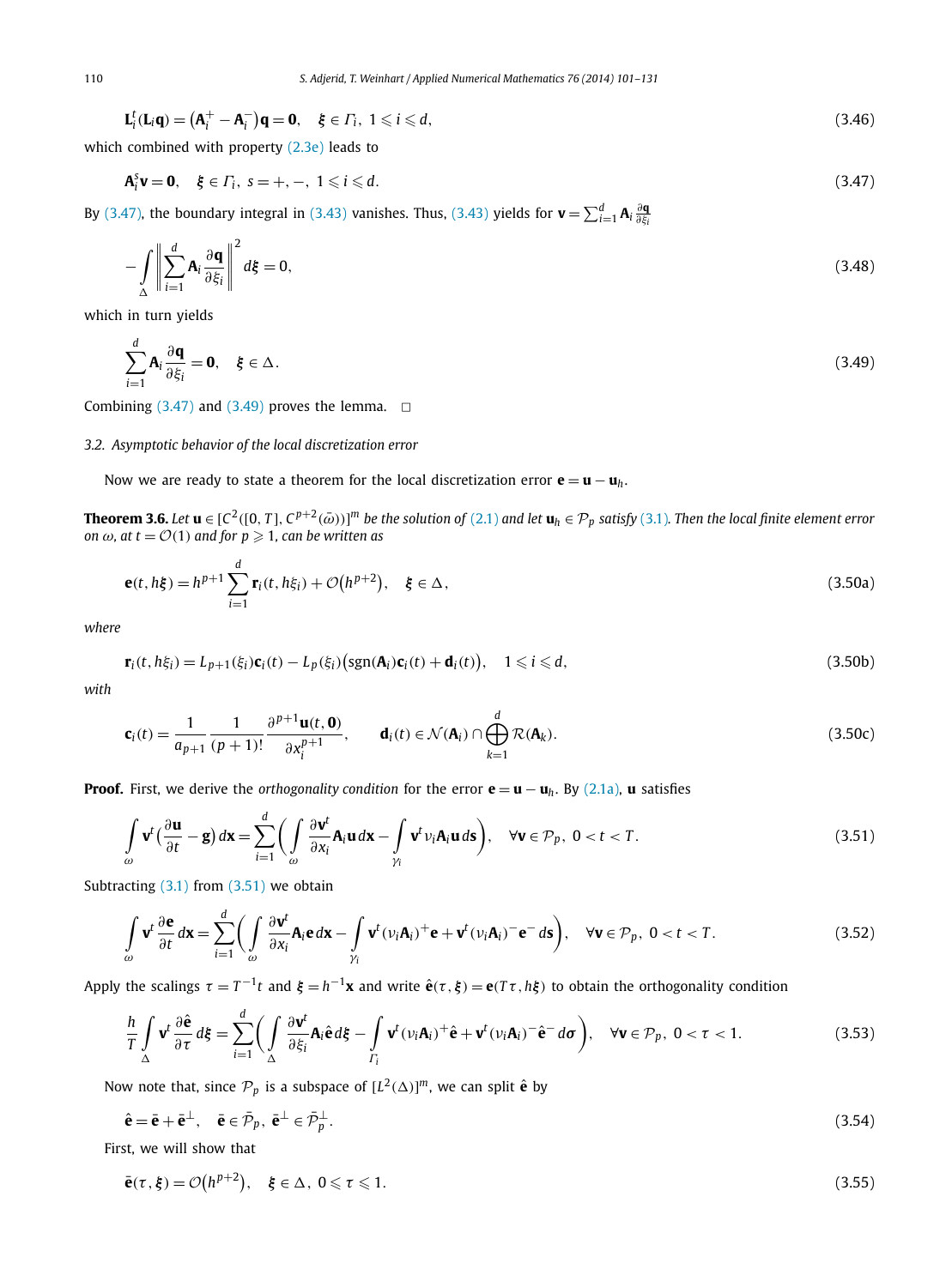$$\mathbf{L}_i^t(\mathbf{L}_i\mathbf{q}) = \left(\mathbf{A}_i^+ - \mathbf{A}_i^-\right)\mathbf{q} = \mathbf{0}, \quad \boldsymbol{\xi} \in \Gamma_i,\ 1 \leqslant i \leqslant d, \tag{3.46}$$

which combined with property (2.3e) leads to

$$\mathbf{A}_i^s\mathbf{v} = \mathbf{0}, \quad \boldsymbol{\xi} \in \Gamma_i,\ s = +, -,\ 1 \leqslant i \leqslant d. \tag{3.47}$$

By (3.47), the boundary integral in (3.43) vanishes. Thus, (3.43) yields for $\mathbf{v} = \sum_{i=1}^d \mathbf{A}_i \frac{\partial \mathbf{q}}{\partial \xi_i}$

$$-\int_\Delta \left\| \sum_{i=1}^d \mathbf{A}_i \frac{\partial \mathbf{q}}{\partial \xi_i} \right\|^2 d\boldsymbol{\xi} = 0, \tag{3.48}$$

which in turn yields

$$\sum_{i=1}^d \mathbf{A}_i \frac{\partial \mathbf{q}}{\partial \xi_i} = \mathbf{0}, \quad \boldsymbol{\xi} \in \Delta. \tag{3.49}$$

Combining (3.47) and (3.49) proves the lemma. $\square$

### 3.2. Asymptotic behavior of the local discretization error

Now we are ready to state a theorem for the local discretization error $\mathbf{e} = \mathbf{u} - \mathbf{u}_h$.

**Theorem 3.6.** *Let $\mathbf{u} \in [C^2([0,T], C^{p+2}(\bar{\omega}))]^m$ be the solution of (2.1) and let $\mathbf{u}_h \in \mathcal{P}_p$ satisfy (3.1). Then the local finite element error on $\omega$, at $t = \mathcal{O}(1)$ and for $p \geqslant 1$, can be written as*

$$\mathbf{e}(t, h\boldsymbol{\xi}) = h^{p+1}\sum_{i=1}^d \mathbf{r}_i(t, h\xi_i) + \mathcal{O}\left(h^{p+2}\right), \quad \boldsymbol{\xi} \in \Delta, \tag{3.50a}$$

*where*

$$\mathbf{r}_i(t, h\xi_i) = L_{p+1}(\xi_i)\mathbf{c}_i(t) - L_p(\xi_i)\left(\operatorname{sgn}(\mathbf{A}_i)\mathbf{c}_i(t) + \mathbf{d}_i(t)\right), \quad 1 \leqslant i \leqslant d, \tag{3.50b}$$

*with*

$$\mathbf{c}_i(t) = \frac{1}{a_{p+1}} \frac{1}{(p+1)!} \frac{\partial^{p+1}\mathbf{u}(t, \mathbf{0})}{\partial x_i^{p+1}}, \qquad \mathbf{d}_i(t) \in \mathcal{N}(\mathbf{A}_i) \cap \bigoplus_{k=1}^d \mathcal{R}(\mathbf{A}_k). \tag{3.50c}$$

**Proof.** First, we derive the *orthogonality condition* for the error $\mathbf{e} = \mathbf{u} - \mathbf{u}_h$. By (2.1a), $\mathbf{u}$ satisfies

$$\int_\omega \mathbf{v}^t\left(\frac{\partial \mathbf{u}}{\partial t} - \mathbf{g}\right) d\mathbf{x} = \sum_{i=1}^d \left( \int_\omega \frac{\partial \mathbf{v}^t}{\partial x_i} \mathbf{A}_i \mathbf{u}\, d\mathbf{x} - \int_{\gamma_i} \mathbf{v}^t \nu_i \mathbf{A}_i \mathbf{u}\, d\mathbf{s} \right), \quad \forall \mathbf{v} \in \mathcal{P}_p,\ 0 < t < T. \tag{3.51}$$

Subtracting (3.1) from (3.51) we obtain

$$\int_\omega \mathbf{v}^t \frac{\partial \mathbf{e}}{\partial t} d\mathbf{x} = \sum_{i=1}^d \left( \int_\omega \frac{\partial \mathbf{v}^t}{\partial x_i} \mathbf{A}_i \mathbf{e}\, d\mathbf{x} - \int_{\gamma_i} \mathbf{v}^t (\nu_i \mathbf{A}_i)^+ \mathbf{e} + \mathbf{v}^t (\nu_i \mathbf{A}_i)^- \mathbf{e}^-\, d\mathbf{s} \right), \quad \forall \mathbf{v} \in \mathcal{P}_p,\ 0 < t < T. \tag{3.52}$$

Apply the scalings $\tau = T^{-1}t$ and $\boldsymbol{\xi} = h^{-1}\mathbf{x}$ and write $\hat{\mathbf{e}}(\tau, \boldsymbol{\xi}) = \mathbf{e}(T\tau, h\boldsymbol{\xi})$ to obtain the orthogonality condition

$$\frac{h}{T}\int_\Delta \mathbf{v}^t \frac{\partial \hat{\mathbf{e}}}{\partial \tau} d\boldsymbol{\xi} = \sum_{i=1}^d \left( \int_\Delta \frac{\partial \mathbf{v}^t}{\partial \xi_i} \mathbf{A}_i \hat{\mathbf{e}}\, d\boldsymbol{\xi} - \int_{\Gamma_i} \mathbf{v}^t (\nu_i \mathbf{A}_i)^+ \hat{\mathbf{e}} + \mathbf{v}^t (\nu_i \mathbf{A}_i)^- \hat{\mathbf{e}}^-\, d\boldsymbol{\sigma} \right), \quad \forall \mathbf{v} \in \mathcal{P}_p,\ 0 < \tau < 1. \tag{3.53}$$

Now note that, since $\mathcal{P}_p$ is a subspace of $[L^2(\Delta)]^m$, we can split $\hat{\mathbf{e}}$ by

$$\hat{\mathbf{e}} = \bar{\mathbf{e}} + \bar{\mathbf{e}}^\perp, \quad \bar{\mathbf{e}} \in \bar{\mathcal{P}}_p,\ \bar{\mathbf{e}}^\perp \in \bar{\mathcal{P}}_p^\perp. \tag{3.54}$$

First, we will show that

$$\bar{\mathbf{e}}(\tau, \boldsymbol{\xi}) = \mathcal{O}\left(h^{p+2}\right), \quad \boldsymbol{\xi} \in \Delta,\ 0 \leqslant \tau \leqslant 1. \tag{3.55}$$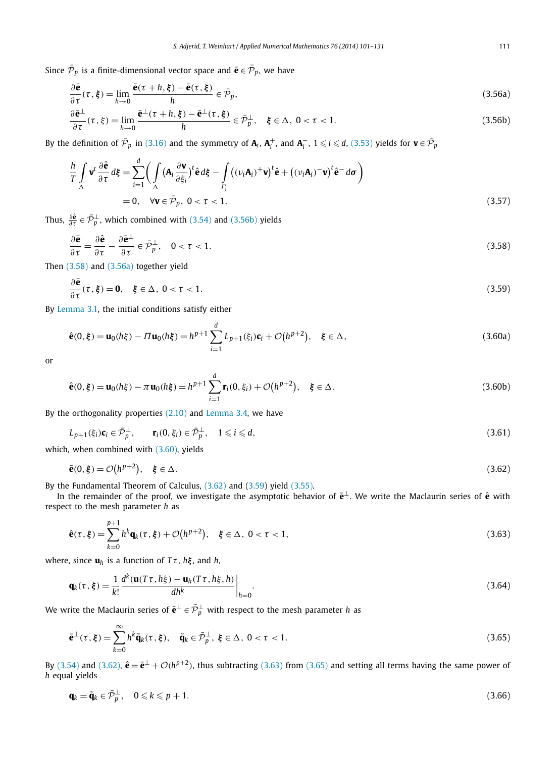Since $\bar{\mathcal{P}}_p$ is a finite-dimensional vector space and $\bar{\mathbf{e}} \in \bar{\mathcal{P}}_p$, we have

$$\frac{\partial \bar{\mathbf{e}}}{\partial \tau}(\tau, \boldsymbol{\xi}) = \lim_{h \to 0} \frac{\bar{\mathbf{e}}(\tau + h, \boldsymbol{\xi}) - \bar{\mathbf{e}}(\tau, \boldsymbol{\xi})}{h} \in \bar{\mathcal{P}}_p, \tag{3.56a}$$

$$\frac{\partial \bar{\mathbf{e}}^{\perp}}{\partial \tau}(\tau, \xi) = \lim_{h \to 0} \frac{\bar{\mathbf{e}}^{\perp}(\tau + h, \boldsymbol{\xi}) - \bar{\mathbf{e}}^{\perp}(\tau, \boldsymbol{\xi})}{h} \in \bar{\mathcal{P}}_p^{\perp}, \quad \boldsymbol{\xi} \in \Delta,\ 0 < \tau < 1. \tag{3.56b}$$

By the definition of $\bar{\mathcal{P}}_p$ in (3.16) and the symmetry of $\mathbf{A}_i$, $\mathbf{A}_i^+$, and $\mathbf{A}_i^-$, $1 \leqslant i \leqslant d$, (3.53) yields for $\mathbf{v} \in \bar{\mathcal{P}}_p$

$$\begin{aligned}
\frac{h}{T} \int_{\Delta} \mathbf{v}^t \frac{\partial \hat{\mathbf{e}}}{\partial \tau} d\boldsymbol{\xi} &= \sum_{i=1}^{d} \left( \int_{\Delta} \left(\mathbf{A}_i \frac{\partial \mathbf{v}}{\partial \xi_i}\right)^t \hat{\mathbf{e}}\, d\boldsymbol{\xi} - \int_{\Gamma_i} \left( \left((\nu_i \mathbf{A}_i)^+ \mathbf{v}\right)^t \hat{\mathbf{e}} + \left((\nu_i \mathbf{A}_i)^- \mathbf{v}\right)^t \hat{\mathbf{e}}^- \, d\sigma \right) \right) \\
&= 0, \quad \forall \mathbf{v} \in \bar{\mathcal{P}}_p,\ 0 < \tau < 1.
\end{aligned} \tag{3.57}$$

Thus, $\frac{\partial \hat{\mathbf{e}}}{\partial \tau} \in \bar{\mathcal{P}}_p^{\perp}$, which combined with (3.54) and (3.56b) yields

$$\frac{\partial \bar{\mathbf{e}}}{\partial \tau} = \frac{\partial \hat{\mathbf{e}}}{\partial \tau} - \frac{\partial \bar{\mathbf{e}}^{\perp}}{\partial \tau} \in \bar{\mathcal{P}}_p^{\perp}, \quad 0 < \tau < 1. \tag{3.58}$$

Then (3.58) and (3.56a) together yield

$$\frac{\partial \bar{\mathbf{e}}}{\partial \tau}(\tau, \boldsymbol{\xi}) = \mathbf{0}, \quad \boldsymbol{\xi} \in \Delta,\ 0 < \tau < 1. \tag{3.59}$$

By Lemma 3.1, the initial conditions satisfy either

$$\hat{\mathbf{e}}(0, \boldsymbol{\xi}) = \mathbf{u}_0(h\xi) - \Pi \mathbf{u}_0(h\boldsymbol{\xi}) = h^{p+1} \sum_{i=1}^{d} L_{p+1}(\xi_i)\mathbf{c}_i + \mathcal{O}(h^{p+2}), \quad \boldsymbol{\xi} \in \Delta, \tag{3.60a}$$

or

$$\hat{\mathbf{e}}(0, \boldsymbol{\xi}) = \mathbf{u}_0(h\xi) - \pi \mathbf{u}_0(h\boldsymbol{\xi}) = h^{p+1} \sum_{i=1}^{d} \mathbf{r}_i(0, \xi_i) + \mathcal{O}(h^{p+2}), \quad \boldsymbol{\xi} \in \Delta. \tag{3.60b}$$

By the orthogonality properties (2.10) and Lemma 3.4, we have

$$L_{p+1}(\xi_i)\mathbf{c}_i \in \bar{\mathcal{P}}_p^{\perp}, \qquad \mathbf{r}_i(0, \xi_i) \in \bar{\mathcal{P}}_p^{\perp}, \quad 1 \leqslant i \leqslant d, \tag{3.61}$$

which, when combined with (3.60), yields

$$\bar{\mathbf{e}}(0, \boldsymbol{\xi}) = \mathcal{O}(h^{p+2}), \quad \boldsymbol{\xi} \in \Delta. \tag{3.62}$$

By the Fundamental Theorem of Calculus, (3.62) and (3.59) yield (3.55).

In the remainder of the proof, we investigate the asymptotic behavior of $\bar{\mathbf{e}}^{\perp}$. We write the Maclaurin series of $\hat{\mathbf{e}}$ with respect to the mesh parameter $h$ as

$$\hat{\mathbf{e}}(\tau, \boldsymbol{\xi}) = \sum_{k=0}^{p+1} h^k \mathbf{q}_k(\tau, \boldsymbol{\xi}) + \mathcal{O}(h^{p+2}), \quad \boldsymbol{\xi} \in \Delta,\ 0 < \tau < 1, \tag{3.63}$$

where, since $\mathbf{u}_h$ is a function of $T\tau$, $h\boldsymbol{\xi}$, and $h$,

$$\mathbf{q}_k(\tau, \boldsymbol{\xi}) = \frac{1}{k!} \frac{d^k(\mathbf{u}(T\tau, h\xi) - \mathbf{u}_h(T\tau, h\xi, h)}{dh^k}\bigg|_{h=0}. \tag{3.64}$$

We write the Maclaurin series of $\bar{\mathbf{e}}^{\perp} \in \bar{\mathcal{P}}_p^{\perp}$ with respect to the mesh parameter $h$ as

$$\bar{\mathbf{e}}^{\perp}(\tau, \boldsymbol{\xi}) = \sum_{k=0}^{\infty} h^k \tilde{\mathbf{q}}_k(\tau, \boldsymbol{\xi}), \quad \tilde{\mathbf{q}}_k \in \bar{\mathcal{P}}_p^{\perp},\ \boldsymbol{\xi} \in \Delta,\ 0 < \tau < 1. \tag{3.65}$$

By (3.54) and (3.62), $\hat{\mathbf{e}} = \bar{\mathbf{e}}^{\perp} + \mathcal{O}(h^{p+2})$, thus subtracting (3.63) from (3.65) and setting all terms having the same power of $h$ equal yields

$$\mathbf{q}_k = \tilde{\mathbf{q}}_k \in \bar{\mathcal{P}}_p^{\perp}, \quad 0 \leqslant k \leqslant p+1. \tag{3.66}$$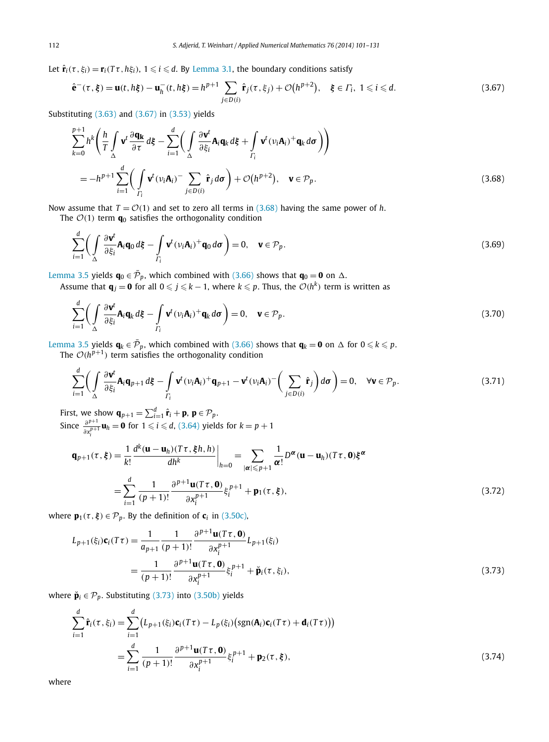Let $\hat{\mathbf{r}}_i(\tau, \xi_i) = \mathbf{r}_i(T\tau, h\xi_i)$, $1 \leqslant i \leqslant d$. By Lemma 3.1, the boundary conditions satisfy

$$\hat{\mathbf{e}}^-(\tau, \boldsymbol{\xi}) = \mathbf{u}(t, h\boldsymbol{\xi}) - \mathbf{u}_h^-(t, h\boldsymbol{\xi}) = h^{p+1} \sum_{j \in D(i)} \hat{\mathbf{r}}_j(\tau, \xi_j) + \mathcal{O}\big(h^{p+2}\big), \quad \boldsymbol{\xi} \in \Gamma_i,\ 1 \leqslant i \leqslant d. \tag{3.67}$$

Substituting (3.63) and (3.67) in (3.53) yields

$$\begin{aligned}
&\sum_{k=0}^{p+1} h^k \left( \frac{h}{T} \int_\Delta \mathbf{v}^t \frac{\partial \mathbf{q_k}}{\partial \tau}\, d\boldsymbol{\xi} - \sum_{i=1}^{d} \left( \int_\Delta \frac{\partial \mathbf{v}^t}{\partial \xi_i} \mathbf{A}_i \mathbf{q}_k\, d\boldsymbol{\xi} + \int_{\Gamma_i} \mathbf{v}^t (\nu_i \mathbf{A}_i)^+ \mathbf{q}_k\, d\boldsymbol{\sigma} \right) \right) \\
&\quad = -h^{p+1} \sum_{i=1}^{d} \left( \int_{\Gamma_i} \mathbf{v}^t (\nu_i \mathbf{A}_i)^- \sum_{j \in D(i)} \hat{\mathbf{r}}_j\, d\boldsymbol{\sigma} \right) + \mathcal{O}\big(h^{p+2}\big), \quad \mathbf{v} \in \mathcal{P}_p.
\end{aligned} \tag{3.68}$$

Now assume that $T = \mathcal{O}(1)$ and set to zero all terms in (3.68) having the same power of $h$.

The $\mathcal{O}(1)$ term $\mathbf{q}_0$ satisfies the orthogonality condition

$$\sum_{i=1}^{d} \left( \int_\Delta \frac{\partial \mathbf{v}^t}{\partial \xi_i} \mathbf{A}_i \mathbf{q}_0\, d\boldsymbol{\xi} - \int_{\Gamma_i} \mathbf{v}^t (\nu_i \mathbf{A}_i)^+ \mathbf{q}_0\, d\boldsymbol{\sigma} \right) = 0, \quad \mathbf{v} \in \mathcal{P}_p. \tag{3.69}$$

Lemma 3.5 yields $\mathbf{q}_0 \in \bar{\mathcal{P}}_p$, which combined with (3.66) shows that $\mathbf{q}_0 = \mathbf{0}$ on $\Delta$.

Assume that $\mathbf{q}_j = \mathbf{0}$ for all $0 \leqslant j \leqslant k-1$, where $k \leqslant p$. Thus, the $\mathcal{O}(h^k)$ term is written as

$$\sum_{i=1}^{d} \left( \int_\Delta \frac{\partial \mathbf{v}^t}{\partial \xi_i} \mathbf{A}_i \mathbf{q}_k\, d\boldsymbol{\xi} - \int_{\Gamma_i} \mathbf{v}^t (\nu_i \mathbf{A}_i)^+ \mathbf{q}_k\, d\boldsymbol{\sigma} \right) = 0, \quad \mathbf{v} \in \mathcal{P}_p. \tag{3.70}$$

Lemma 3.5 yields $\mathbf{q}_k \in \bar{\mathcal{P}}_p$, which combined with (3.66) shows that $\mathbf{q}_k = \mathbf{0}$ on $\Delta$ for $0 \leqslant k \leqslant p$.

The $\mathcal{O}(h^{p+1})$ term satisfies the orthogonality condition

$$\sum_{i=1}^{d} \left( \int_\Delta \frac{\partial \mathbf{v}^t}{\partial \xi_i} \mathbf{A}_i \mathbf{q}_{p+1}\, d\boldsymbol{\xi} - \int_{\Gamma_i} \mathbf{v}^t (\nu_i \mathbf{A}_i)^+ \mathbf{q}_{p+1} - \mathbf{v}^t (\nu_i \mathbf{A}_i)^- \left( \sum_{j \in D(i)} \hat{\mathbf{r}}_j \right) d\boldsymbol{\sigma} \right) = 0, \quad \forall \mathbf{v} \in \mathcal{P}_p. \tag{3.71}$$

First, we show $\mathbf{q}_{p+1} = \sum_{i=1}^{d} \hat{\mathbf{r}}_i + \mathbf{p}$, $\mathbf{p} \in \mathcal{P}_p$.

Since $\frac{\partial^{p+1}}{\partial x_i^{p+1}} \mathbf{u}_h = \mathbf{0}$ for $1 \leqslant i \leqslant d$, (3.64) yields for $k = p+1$

$$\begin{aligned}
\mathbf{q}_{p+1}(\tau, \boldsymbol{\xi}) &= \frac{1}{k!} \frac{d^k (\mathbf{u} - \mathbf{u}_h)(T\tau, \boldsymbol{\xi} h, h)}{dh^k} \bigg|_{h=0} = \sum_{|\boldsymbol{\alpha}| \leqslant p+1} \frac{1}{\boldsymbol{\alpha}!} D^{\boldsymbol{\alpha}} (\mathbf{u} - \mathbf{u}_h)(T\tau, \mathbf{0}) \boldsymbol{\xi}^{\boldsymbol{\alpha}} \\
&= \sum_{i=1}^{d} \frac{1}{(p+1)!} \frac{\partial^{p+1} \mathbf{u}(T\tau, \mathbf{0})}{\partial x_i^{p+1}} \xi_i^{p+1} + \mathbf{p}_1(\tau, \boldsymbol{\xi}),
\end{aligned} \tag{3.72}$$

where $\mathbf{p}_1(\tau, \boldsymbol{\xi}) \in \mathcal{P}_p$. By the definition of $\mathbf{c}_i$ in (3.50c),

$$\begin{aligned}
L_{p+1}(\xi_i) \mathbf{c}_i(T\tau) &= \frac{1}{a_{p+1}} \frac{1}{(p+1)!} \frac{\partial^{p+1} \mathbf{u}(T\tau, \mathbf{0})}{\partial x_i^{p+1}} L_{p+1}(\xi_i) \\
&= \frac{1}{(p+1)!} \frac{\partial^{p+1} \mathbf{u}(T\tau, \mathbf{0})}{\partial x_i^{p+1}} \xi_i^{p+1} + \breve{\mathbf{p}}_i(\tau, \xi_i),
\end{aligned} \tag{3.73}$$

where $\breve{\mathbf{p}}_i \in \mathcal{P}_p$. Substituting (3.73) into (3.50b) yields

$$\begin{aligned}
\sum_{i=1}^{d} \hat{\mathbf{r}}_i(\tau, \xi_i) &= \sum_{i=1}^{d} \big( L_{p+1}(\xi_i) \mathbf{c}_i(T\tau) - L_p(\xi_i) \big( \operatorname{sgn}(\mathbf{A}_i) \mathbf{c}_i(T\tau) + \mathbf{d}_i(T\tau) \big) \big) \\
&= \sum_{i=1}^{d} \frac{1}{(p+1)!} \frac{\partial^{p+1} \mathbf{u}(T\tau, \mathbf{0})}{\partial x_i^{p+1}} \xi_i^{p+1} + \mathbf{p}_2(\tau, \boldsymbol{\xi}),
\end{aligned} \tag{3.74}$$

where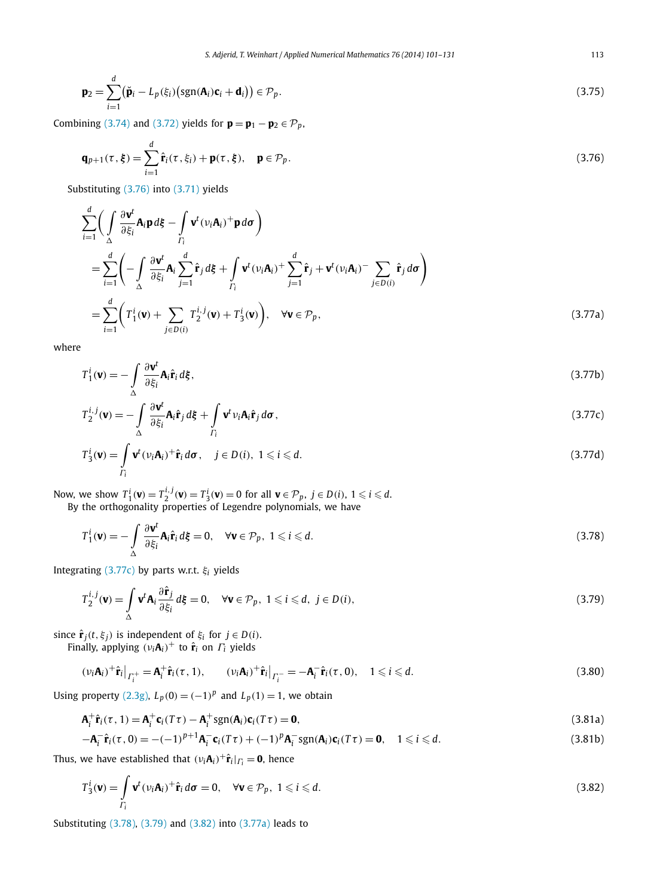$$\mathbf{p}_2 = \sum_{i=1}^{d} \big(\breve{\mathbf{p}}_i - L_p(\xi_i)\big(\operatorname{sgn}(\mathbf{A}_i)\mathbf{c}_i + \mathbf{d}_i\big)\big) \in \mathcal{P}_p. \tag{3.75}$$

Combining (3.74) and (3.72) yields for $\mathbf{p} = \mathbf{p}_1 - \mathbf{p}_2 \in \mathcal{P}_p$,

$$\mathbf{q}_{p+1}(\tau, \boldsymbol{\xi}) = \sum_{i=1}^{d} \hat{\mathbf{r}}_i(\tau, \xi_i) + \mathbf{p}(\tau, \boldsymbol{\xi}), \quad \mathbf{p} \in \mathcal{P}_p. \tag{3.76}$$

Substituting (3.76) into (3.71) yields

$$\begin{aligned}
&\sum_{i=1}^{d} \left( \int_{\Delta} \frac{\partial \mathbf{v}^t}{\partial \xi_i} \mathbf{A}_i \mathbf{p}\, d\boldsymbol{\xi} - \int_{\Gamma_i} \mathbf{v}^t (\nu_i \mathbf{A}_i)^+ \mathbf{p}\, d\boldsymbol{\sigma} \right) \\
&\quad = \sum_{i=1}^{d} \left( - \int_{\Delta} \frac{\partial \mathbf{v}^t}{\partial \xi_i} \mathbf{A}_i \sum_{j=1}^{d} \hat{\mathbf{r}}_j\, d\boldsymbol{\xi} + \int_{\Gamma_i} \mathbf{v}^t (\nu_i \mathbf{A}_i)^+ \sum_{j=1}^{d} \hat{\mathbf{r}}_j + \mathbf{v}^t (\nu_i \mathbf{A}_i)^- \sum_{j \in D(i)} \hat{\mathbf{r}}_j\, d\boldsymbol{\sigma} \right) \\
&\quad = \sum_{i=1}^{d} \left( T_1^i(\mathbf{v}) + \sum_{j \in D(i)} T_2^{i,j}(\mathbf{v}) + T_3^i(\mathbf{v}) \right), \quad \forall \mathbf{v} \in \mathcal{P}_p,
\end{aligned} \tag{3.77a}$$

where

$$T_1^i(\mathbf{v}) = - \int_{\Delta} \frac{\partial \mathbf{v}^t}{\partial \xi_i} \mathbf{A}_i \hat{\mathbf{r}}_i\, d\boldsymbol{\xi}, \tag{3.77b}$$

$$T_2^{i,j}(\mathbf{v}) = - \int_{\Delta} \frac{\partial \mathbf{v}^t}{\partial \xi_i} \mathbf{A}_i \hat{\mathbf{r}}_j\, d\boldsymbol{\xi} + \int_{\Gamma_i} \mathbf{v}^t \nu_i \mathbf{A}_i \hat{\mathbf{r}}_j\, d\boldsymbol{\sigma}, \tag{3.77c}$$

$$T_3^i(\mathbf{v}) = \int_{\Gamma_i} \mathbf{v}^t (\nu_i \mathbf{A}_i)^+ \hat{\mathbf{r}}_i\, d\boldsymbol{\sigma}, \quad j \in D(i),\ 1 \leqslant i \leqslant d. \tag{3.77d}$$

Now, we show $T_1^i(\mathbf{v}) = T_2^{i,j}(\mathbf{v}) = T_3^i(\mathbf{v}) = 0$ for all $\mathbf{v} \in \mathcal{P}_p$, $j \in D(i)$, $1 \leqslant i \leqslant d$.

By the orthogonality properties of Legendre polynomials, we have

$$T_1^i(\mathbf{v}) = - \int_{\Delta} \frac{\partial \mathbf{v}^t}{\partial \xi_i} \mathbf{A}_i \hat{\mathbf{r}}_i\, d\boldsymbol{\xi} = 0, \quad \forall \mathbf{v} \in \mathcal{P}_p,\ 1 \leqslant i \leqslant d. \tag{3.78}$$

Integrating (3.77c) by parts w.r.t. $\xi_i$ yields

$$T_2^{i,j}(\mathbf{v}) = \int_{\Delta} \mathbf{v}^t \mathbf{A}_i \frac{\partial \hat{\mathbf{r}}_j}{\partial \xi_i}\, d\boldsymbol{\xi} = 0, \quad \forall \mathbf{v} \in \mathcal{P}_p,\ 1 \leqslant i \leqslant d,\ j \in D(i), \tag{3.79}$$

since $\hat{\mathbf{r}}_j(t, \xi_j)$ is independent of $\xi_i$ for $j \in D(i)$.

Finally, applying $(\nu_i \mathbf{A}_i)^+$ to $\hat{\mathbf{r}}_i$ on $\Gamma_i$ yields

$$(\nu_i \mathbf{A}_i)^+ \hat{\mathbf{r}}_i \big|_{\Gamma_i^+} = \mathbf{A}_i^+ \hat{\mathbf{r}}_i(\tau, 1), \qquad (\nu_i \mathbf{A}_i)^+ \hat{\mathbf{r}}_i \big|_{\Gamma_i^-} = -\mathbf{A}_i^- \hat{\mathbf{r}}_i(\tau, 0), \quad 1 \leqslant i \leqslant d. \tag{3.80}$$

Using property (2.3g), $L_p(0) = (-1)^p$ and $L_p(1) = 1$, we obtain

$$\mathbf{A}_i^+ \hat{\mathbf{r}}_i(\tau, 1) = \mathbf{A}_i^+ \mathbf{c}_i(T\tau) - \mathbf{A}_i^+ \operatorname{sgn}(\mathbf{A}_i) \mathbf{c}_i(T\tau) = \mathbf{0}, \tag{3.81a}$$

$$-\mathbf{A}_i^- \hat{\mathbf{r}}_i(\tau, 0) = -(-1)^{p+1} \mathbf{A}_i^- \mathbf{c}_i(T\tau) + (-1)^p \mathbf{A}_i^- \operatorname{sgn}(\mathbf{A}_i) \mathbf{c}_i(T\tau) = \mathbf{0}, \quad 1 \leqslant i \leqslant d. \tag{3.81b}$$

Thus, we have established that $(\nu_i \mathbf{A}_i)^+ \hat{\mathbf{r}}_i|_{\Gamma_i} = \mathbf{0}$, hence

$$T_3^i(\mathbf{v}) = \int_{\Gamma_i} \mathbf{v}^t (\nu_i \mathbf{A}_i)^+ \hat{\mathbf{r}}_i\, d\boldsymbol{\sigma} = 0, \quad \forall \mathbf{v} \in \mathcal{P}_p,\ 1 \leqslant i \leqslant d. \tag{3.82}$$

Substituting (3.78), (3.79) and (3.82) into (3.77a) leads to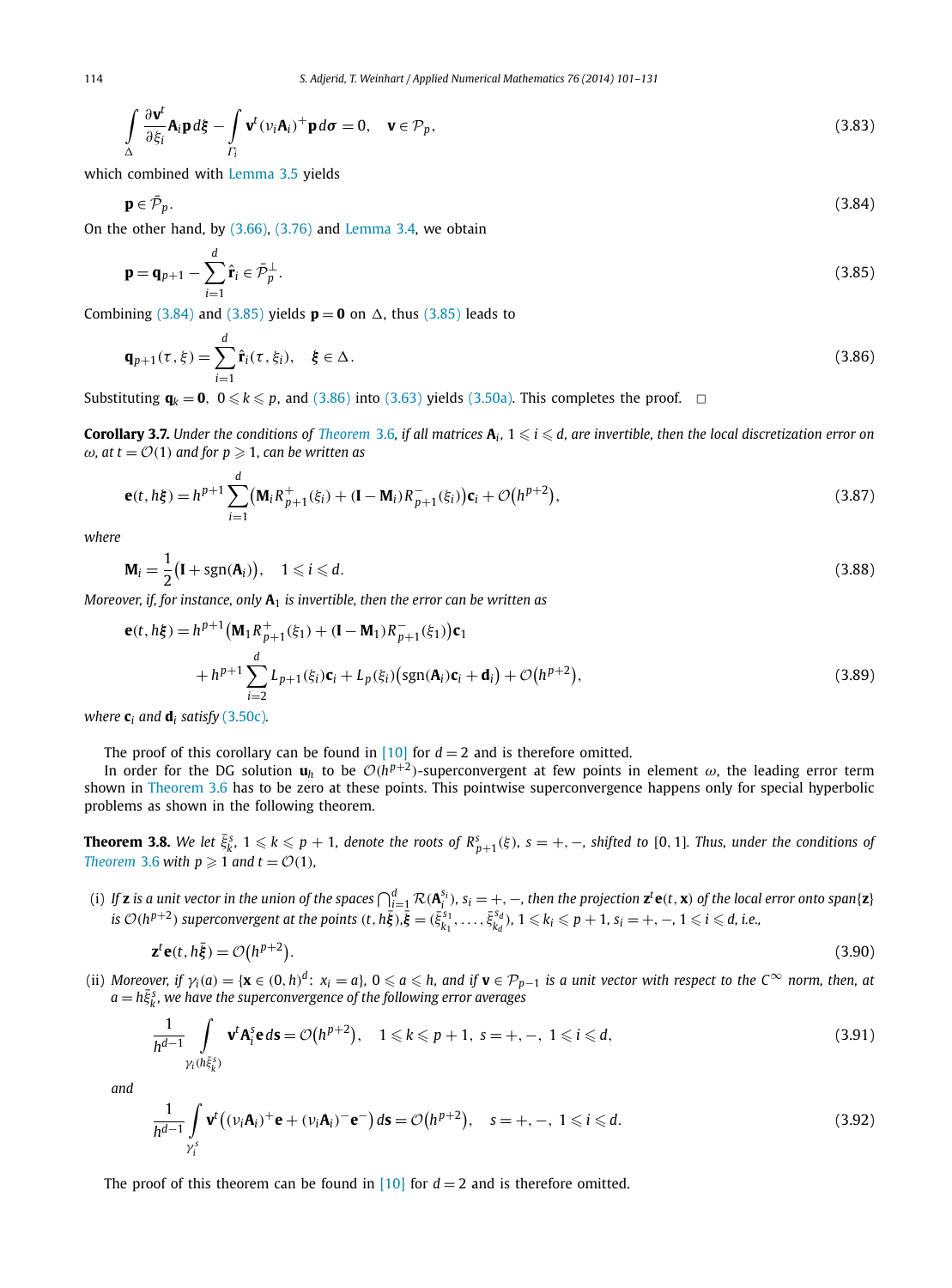$$\int_{\Delta} \frac{\partial \mathbf{v}^t}{\partial \xi_i} \mathbf{A}_i \mathbf{p}\, d\boldsymbol{\xi} - \int_{\Gamma_i} \mathbf{v}^t (\nu_i \mathbf{A}_i)^+ \mathbf{p}\, d\boldsymbol{\sigma} = 0, \quad \mathbf{v} \in \mathcal{P}_p, \tag{3.83}$$

which combined with Lemma 3.5 yields

$$\mathbf{p} \in \bar{\mathcal{P}}_p. \tag{3.84}$$

On the other hand, by (3.66), (3.76) and Lemma 3.4, we obtain

$$\mathbf{p} = \mathbf{q}_{p+1} - \sum_{i=1}^{d} \hat{\mathbf{r}}_i \in \bar{\mathcal{P}}_p^{\perp}. \tag{3.85}$$

Combining (3.84) and (3.85) yields $\mathbf{p} = \mathbf{0}$ on $\Delta$, thus (3.85) leads to

$$\mathbf{q}_{p+1}(\tau, \xi) = \sum_{i=1}^{d} \hat{\mathbf{r}}_i(\tau, \xi_i), \quad \boldsymbol{\xi} \in \Delta. \tag{3.86}$$

Substituting $\mathbf{q}_k = \mathbf{0}$, $0 \leqslant k \leqslant p$, and (3.86) into (3.63) yields (3.50a). This completes the proof. □

**Corollary 3.7.** *Under the conditions of Theorem 3.6, if all matrices $\mathbf{A}_i$, $1 \leqslant i \leqslant d$, are invertible, then the local discretization error on $\omega$, at $t = \mathcal{O}(1)$ and for $p \geqslant 1$, can be written as*

$$\mathbf{e}(t, h\boldsymbol{\xi}) = h^{p+1} \sum_{i=1}^{d} \big(\mathbf{M}_i R_{p+1}^{+}(\xi_i) + (\mathbf{I} - \mathbf{M}_i) R_{p+1}^{-}(\xi_i)\big)\mathbf{c}_i + \mathcal{O}\big(h^{p+2}\big), \tag{3.87}$$

*where*

$$\mathbf{M}_i = \frac{1}{2}\big(\mathbf{I} + \operatorname{sgn}(\mathbf{A}_i)\big), \quad 1 \leqslant i \leqslant d. \tag{3.88}$$

*Moreover, if, for instance, only $\mathbf{A}_1$ is invertible, then the error can be written as*

$$\begin{aligned}
\mathbf{e}(t, h\boldsymbol{\xi}) = {} & h^{p+1}\big(\mathbf{M}_1 R_{p+1}^{+}(\xi_1) + (\mathbf{I} - \mathbf{M}_1) R_{p+1}^{-}(\xi_1)\big)\mathbf{c}_1 \\
& + h^{p+1} \sum_{i=2}^{d} L_{p+1}(\xi_i)\mathbf{c}_i + L_p(\xi_i)\big(\operatorname{sgn}(\mathbf{A}_i)\mathbf{c}_i + \mathbf{d}_i\big) + \mathcal{O}\big(h^{p+2}\big),
\end{aligned} \tag{3.89}$$

*where $\mathbf{c}_i$ and $\mathbf{d}_i$ satisfy (3.50c).*

The proof of this corollary can be found in [10] for $d = 2$ and is therefore omitted.

In order for the DG solution $\mathbf{u}_h$ to be $\mathcal{O}(h^{p+2})$-superconvergent at few points in element $\omega$, the leading error term shown in Theorem 3.6 has to be zero at these points. This pointwise superconvergence happens only for special hyperbolic problems as shown in the following theorem.

**Theorem 3.8.** *We let $\bar{\xi}_k^s$, $1 \leqslant k \leqslant p+1$, denote the roots of $R_{p+1}^s(\xi)$, $s = +, -$, shifted to $[0, 1]$. Thus, under the conditions of Theorem 3.6 with $p \geqslant 1$ and $t = \mathcal{O}(1)$,*

(i) *If $\mathbf{z}$ is a unit vector in the union of the spaces $\bigcap_{i=1}^{d} \mathcal{R}(\mathbf{A}_i^{s_i})$, $s_i = +, -$, then the projection $\mathbf{z}^t\mathbf{e}(t, \mathbf{x})$ of the local error onto $\operatorname{span}\{\mathbf{z}\}$ is $\mathcal{O}(h^{p+2})$ superconvergent at the points $(t, h\bar{\boldsymbol{\xi}})$, $\bar{\boldsymbol{\xi}} = (\bar{\xi}_{k_1}^{s_1}, \ldots, \bar{\xi}_{k_d}^{s_d})$, $1 \leqslant k_i \leqslant p+1$, $s_i = +, -$, $1 \leqslant i \leqslant d$, i.e.,*

$$\mathbf{z}^t\mathbf{e}(t, h\bar{\boldsymbol{\xi}}) = \mathcal{O}\big(h^{p+2}\big). \tag{3.90}$$

(ii) *Moreover, if $\gamma_i(a) = \{\mathbf{x} \in (0, h)^d\colon x_i = a\}$, $0 \leqslant a \leqslant h$, and if $\mathbf{v} \in \mathcal{P}_{p-1}$ is a unit vector with respect to the $C^\infty$ norm, then, at $a = h\bar{\xi}_k^s$, we have the superconvergence of the following error averages*

$$\frac{1}{h^{d-1}} \int_{\gamma_i(h\bar{\xi}_k^s)} \mathbf{v}^t \mathbf{A}_i^s \mathbf{e}\, d\mathbf{s} = \mathcal{O}\big(h^{p+2}\big), \quad 1 \leqslant k \leqslant p+1,\ s = +, -,\ 1 \leqslant i \leqslant d, \tag{3.91}$$

*and*

$$\frac{1}{h^{d-1}} \int_{\gamma_i^s} \mathbf{v}^t\big((\nu_i \mathbf{A}_i)^+ \mathbf{e} + (\nu_i \mathbf{A}_i)^- \mathbf{e}^-\big)\, d\mathbf{s} = \mathcal{O}\big(h^{p+2}\big), \quad s = +, -,\ 1 \leqslant i \leqslant d. \tag{3.92}$$

The proof of this theorem can be found in [10] for $d = 2$ and is therefore omitted.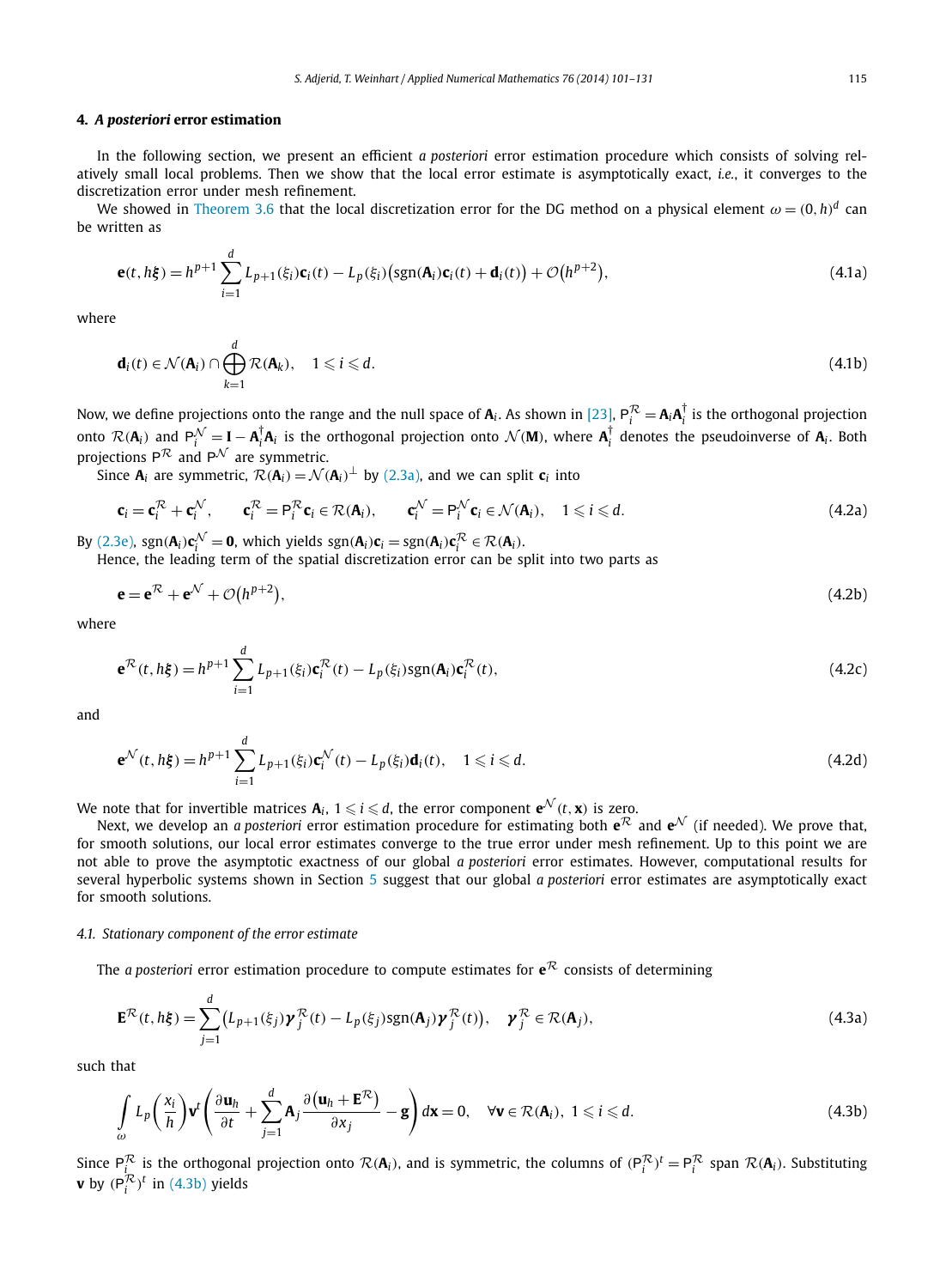## 4. *A posteriori* error estimation

In the following section, we present an efficient *a posteriori* error estimation procedure which consists of solving relatively small local problems. Then we show that the local error estimate is asymptotically exact, *i.e.*, it converges to the discretization error under mesh refinement.

We showed in Theorem 3.6 that the local discretization error for the DG method on a physical element $\omega = (0,h)^d$ can be written as

$$\mathbf{e}(t, h\boldsymbol{\xi}) = h^{p+1} \sum_{i=1}^{d} L_{p+1}(\xi_i)\mathbf{c}_i(t) - L_p(\xi_i)\big(\operatorname{sgn}(\mathbf{A}_i)\mathbf{c}_i(t) + \mathbf{d}_i(t)\big) + \mathcal{O}\big(h^{p+2}\big), \tag{4.1a}$$

where

$$\mathbf{d}_i(t) \in \mathcal{N}(\mathbf{A}_i) \cap \bigoplus_{k=1}^{d} \mathcal{R}(\mathbf{A}_k), \quad 1 \leqslant i \leqslant d. \tag{4.1b}$$

Now, we define projections onto the range and the null space of $\mathbf{A}_i$. As shown in [23], $\mathsf{P}_i^{\mathcal{R}} = \mathbf{A}_i\mathbf{A}_i^{\dagger}$ is the orthogonal projection onto $\mathcal{R}(\mathbf{A}_i)$ and $\mathsf{P}_i^{\mathcal{N}} = \mathbf{I} - \mathbf{A}_i^{\dagger}\mathbf{A}_i$ is the orthogonal projection onto $\mathcal{N}(\mathbf{M})$, where $\mathbf{A}_i^{\dagger}$ denotes the pseudoinverse of $\mathbf{A}_i$. Both projections $\mathsf{P}^{\mathcal{R}}$ and $\mathsf{P}^{\mathcal{N}}$ are symmetric.

Since $\mathbf{A}_i$ are symmetric, $\mathcal{R}(\mathbf{A}_i) = \mathcal{N}(\mathbf{A}_i)^{\perp}$ by (2.3a), and we can split $\mathbf{c}_i$ into

$$\mathbf{c}_i = \mathbf{c}_i^{\mathcal{R}} + \mathbf{c}_i^{\mathcal{N}}, \qquad \mathbf{c}_i^{\mathcal{R}} = \mathsf{P}_i^{\mathcal{R}}\mathbf{c}_i \in \mathcal{R}(\mathbf{A}_i), \qquad \mathbf{c}_i^{\mathcal{N}} = \mathsf{P}_i^{\mathcal{N}}\mathbf{c}_i \in \mathcal{N}(\mathbf{A}_i), \quad 1 \leqslant i \leqslant d. \tag{4.2a}$$

By (2.3e), $\operatorname{sgn}(\mathbf{A}_i)\mathbf{c}_i^{\mathcal{N}} = \mathbf{0}$, which yields $\operatorname{sgn}(\mathbf{A}_i)\mathbf{c}_i = \operatorname{sgn}(\mathbf{A}_i)\mathbf{c}_i^{\mathcal{R}} \in \mathcal{R}(\mathbf{A}_i)$.

Hence, the leading term of the spatial discretization error can be split into two parts as

$$\mathbf{e} = \mathbf{e}^{\mathcal{R}} + \mathbf{e}^{\mathcal{N}} + \mathcal{O}\big(h^{p+2}\big), \tag{4.2b}$$

where

$$\mathbf{e}^{\mathcal{R}}(t, h\boldsymbol{\xi}) = h^{p+1} \sum_{i=1}^{d} L_{p+1}(\xi_i)\mathbf{c}_i^{\mathcal{R}}(t) - L_p(\xi_i)\operatorname{sgn}(\mathbf{A}_i)\mathbf{c}_i^{\mathcal{R}}(t), \tag{4.2c}$$

and

$$\mathbf{e}^{\mathcal{N}}(t, h\boldsymbol{\xi}) = h^{p+1} \sum_{i=1}^{d} L_{p+1}(\xi_i)\mathbf{c}_i^{\mathcal{N}}(t) - L_p(\xi_i)\mathbf{d}_i(t), \quad 1 \leqslant i \leqslant d. \tag{4.2d}$$

We note that for invertible matrices $\mathbf{A}_i$, $1 \leqslant i \leqslant d$, the error component $\mathbf{e}^{\mathcal{N}}(t, \mathbf{x})$ is zero.

Next, we develop an *a posteriori* error estimation procedure for estimating both $\mathbf{e}^{\mathcal{R}}$ and $\mathbf{e}^{\mathcal{N}}$ (if needed). We prove that, for smooth solutions, our local error estimates converge to the true error under mesh refinement. Up to this point we are not able to prove the asymptotic exactness of our global *a posteriori* error estimates. However, computational results for several hyperbolic systems shown in Section 5 suggest that our global *a posteriori* error estimates are asymptotically exact for smooth solutions.

### 4.1. Stationary component of the error estimate

The *a posteriori* error estimation procedure to compute estimates for $\mathbf{e}^{\mathcal{R}}$ consists of determining

$$\mathbf{E}^{\mathcal{R}}(t, h\boldsymbol{\xi}) = \sum_{j=1}^{d} \big(L_{p+1}(\xi_j)\boldsymbol{\gamma}_j^{\mathcal{R}}(t) - L_p(\xi_j)\operatorname{sgn}(\mathbf{A}_j)\boldsymbol{\gamma}_j^{\mathcal{R}}(t)\big), \quad \boldsymbol{\gamma}_j^{\mathcal{R}} \in \mathcal{R}(\mathbf{A}_j), \tag{4.3a}$$

such that

$$\int_{\omega} L_p\left(\frac{x_i}{h}\right)\mathbf{v}^t\left(\frac{\partial \mathbf{u}_h}{\partial t} + \sum_{j=1}^{d} \mathbf{A}_j \frac{\partial(\mathbf{u}_h + \mathbf{E}^{\mathcal{R}})}{\partial x_j} - \mathbf{g}\right) d\mathbf{x} = 0, \quad \forall \mathbf{v} \in \mathcal{R}(\mathbf{A}_i),\ 1 \leqslant i \leqslant d. \tag{4.3b}$$

Since $\mathsf{P}_i^{\mathcal{R}}$ is the orthogonal projection onto $\mathcal{R}(\mathbf{A}_i)$, and is symmetric, the columns of $(\mathsf{P}_i^{\mathcal{R}})^t = \mathsf{P}_i^{\mathcal{R}}$ span $\mathcal{R}(\mathbf{A}_i)$. Substituting $\mathbf{v}$ by $(\mathsf{P}_i^{\mathcal{R}})^t$ in (4.3b) yields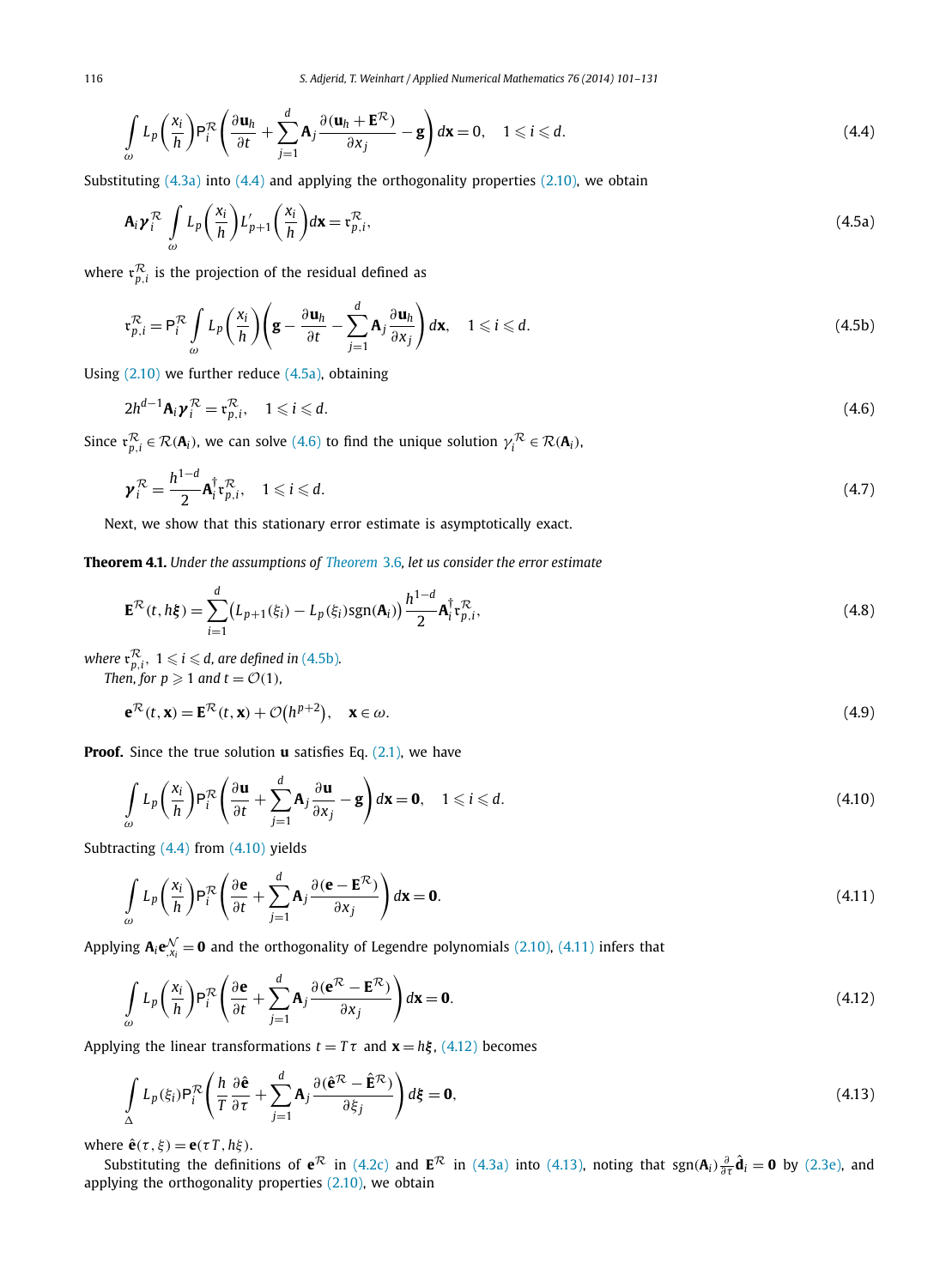$$\int_{\omega} L_p\left(\frac{x_i}{h}\right) \mathsf{P}_i^{\mathcal{R}} \left( \frac{\partial \mathbf{u}_h}{\partial t} + \sum_{j=1}^{d} \mathbf{A}_j \frac{\partial (\mathbf{u}_h + \mathbf{E}^{\mathcal{R}})}{\partial x_j} - \mathbf{g} \right) d\mathbf{x} = 0, \quad 1 \leqslant i \leqslant d. \tag{4.4}$$

Substituting (4.3a) into (4.4) and applying the orthogonality properties (2.10), we obtain

$$\mathbf{A}_i \boldsymbol{\gamma}_i^{\mathcal{R}} \int_{\omega} L_p\left(\frac{x_i}{h}\right) L'_{p+1}\left(\frac{x_i}{h}\right) d\mathbf{x} = \mathfrak{r}_{p,i}^{\mathcal{R}}, \tag{4.5a}$$

where $\mathfrak{r}_{p,i}^{\mathcal{R}}$ is the projection of the residual defined as

$$\mathfrak{r}_{p,i}^{\mathcal{R}} = \mathsf{P}_i^{\mathcal{R}} \int_{\omega} L_p\left(\frac{x_i}{h}\right) \left( \mathbf{g} - \frac{\partial \mathbf{u}_h}{\partial t} - \sum_{j=1}^{d} \mathbf{A}_j \frac{\partial \mathbf{u}_h}{\partial x_j} \right) d\mathbf{x}, \quad 1 \leqslant i \leqslant d. \tag{4.5b}$$

Using (2.10) we further reduce (4.5a), obtaining

$$2h^{d-1} \mathbf{A}_i \boldsymbol{\gamma}_i^{\mathcal{R}} = \mathfrak{r}_{p,i}^{\mathcal{R}}, \quad 1 \leqslant i \leqslant d. \tag{4.6}$$

Since $\mathfrak{r}_{p,i}^{\mathcal{R}} \in \mathcal{R}(\mathbf{A}_i)$, we can solve (4.6) to find the unique solution $\gamma_i^{\mathcal{R}} \in \mathcal{R}(\mathbf{A}_i)$,

$$\boldsymbol{\gamma}_i^{\mathcal{R}} = \frac{h^{1-d}}{2} \mathbf{A}_i^{\dagger} \mathfrak{r}_{p,i}^{\mathcal{R}}, \quad 1 \leqslant i \leqslant d. \tag{4.7}$$

Next, we show that this stationary error estimate is asymptotically exact.

**Theorem 4.1.** *Under the assumptions of Theorem 3.6, let us consider the error estimate*

$$\mathbf{E}^{\mathcal{R}}(t, h\boldsymbol{\xi}) = \sum_{i=1}^{d} \left( L_{p+1}(\xi_i) - L_p(\xi_i) \operatorname{sgn}(\mathbf{A}_i) \right) \frac{h^{1-d}}{2} \mathbf{A}_i^{\dagger} \mathfrak{r}_{p,i}^{\mathcal{R}}, \tag{4.8}$$

*where $\mathfrak{r}_{p,i}^{\mathcal{R}}$, $1 \leqslant i \leqslant d$, are defined in (4.5b).*

*Then, for $p \geqslant 1$ and $t = \mathcal{O}(1)$,*

$$\mathbf{e}^{\mathcal{R}}(t, \mathbf{x}) = \mathbf{E}^{\mathcal{R}}(t, \mathbf{x}) + \mathcal{O}\left(h^{p+2}\right), \quad \mathbf{x} \in \omega. \tag{4.9}$$

**Proof.** Since the true solution $\mathbf{u}$ satisfies Eq. (2.1), we have

$$\int_{\omega} L_p\left(\frac{x_i}{h}\right) \mathsf{P}_i^{\mathcal{R}} \left( \frac{\partial \mathbf{u}}{\partial t} + \sum_{j=1}^{d} \mathbf{A}_j \frac{\partial \mathbf{u}}{\partial x_j} - \mathbf{g} \right) d\mathbf{x} = \mathbf{0}, \quad 1 \leqslant i \leqslant d. \tag{4.10}$$

Subtracting (4.4) from (4.10) yields

$$\int_{\omega} L_p\left(\frac{x_i}{h}\right) \mathsf{P}_i^{\mathcal{R}} \left( \frac{\partial \mathbf{e}}{\partial t} + \sum_{j=1}^{d} \mathbf{A}_j \frac{\partial (\mathbf{e} - \mathbf{E}^{\mathcal{R}})}{\partial x_j} \right) d\mathbf{x} = \mathbf{0}. \tag{4.11}$$

Applying $\mathbf{A}_i \mathbf{e}_{,x_i}^{\mathcal{N}} = \mathbf{0}$ and the orthogonality of Legendre polynomials (2.10), (4.11) infers that

$$\int_{\omega} L_p\left(\frac{x_i}{h}\right) \mathsf{P}_i^{\mathcal{R}} \left( \frac{\partial \mathbf{e}}{\partial t} + \sum_{j=1}^{d} \mathbf{A}_j \frac{\partial (\mathbf{e}^{\mathcal{R}} - \mathbf{E}^{\mathcal{R}})}{\partial x_j} \right) d\mathbf{x} = \mathbf{0}. \tag{4.12}$$

Applying the linear transformations $t = T\tau$ and $\mathbf{x} = h\boldsymbol{\xi}$, (4.12) becomes

$$\int_{\Delta} L_p(\xi_i) \mathsf{P}_i^{\mathcal{R}} \left( \frac{h}{T} \frac{\partial \hat{\mathbf{e}}}{\partial \tau} + \sum_{j=1}^{d} \mathbf{A}_j \frac{\partial (\hat{\mathbf{e}}^{\mathcal{R}} - \hat{\mathbf{E}}^{\mathcal{R}})}{\partial \xi_j} \right) d\boldsymbol{\xi} = \mathbf{0}, \tag{4.13}$$

where $\hat{\mathbf{e}}(\tau, \xi) = \mathbf{e}(\tau T, h\xi)$.

Substituting the definitions of $\mathbf{e}^{\mathcal{R}}$ in (4.2c) and $\mathbf{E}^{\mathcal{R}}$ in (4.3a) into (4.13), noting that $\operatorname{sgn}(\mathbf{A}_i) \frac{\partial}{\partial \tau} \hat{\mathbf{d}}_i = \mathbf{0}$ by (2.3e), and applying the orthogonality properties (2.10), we obtain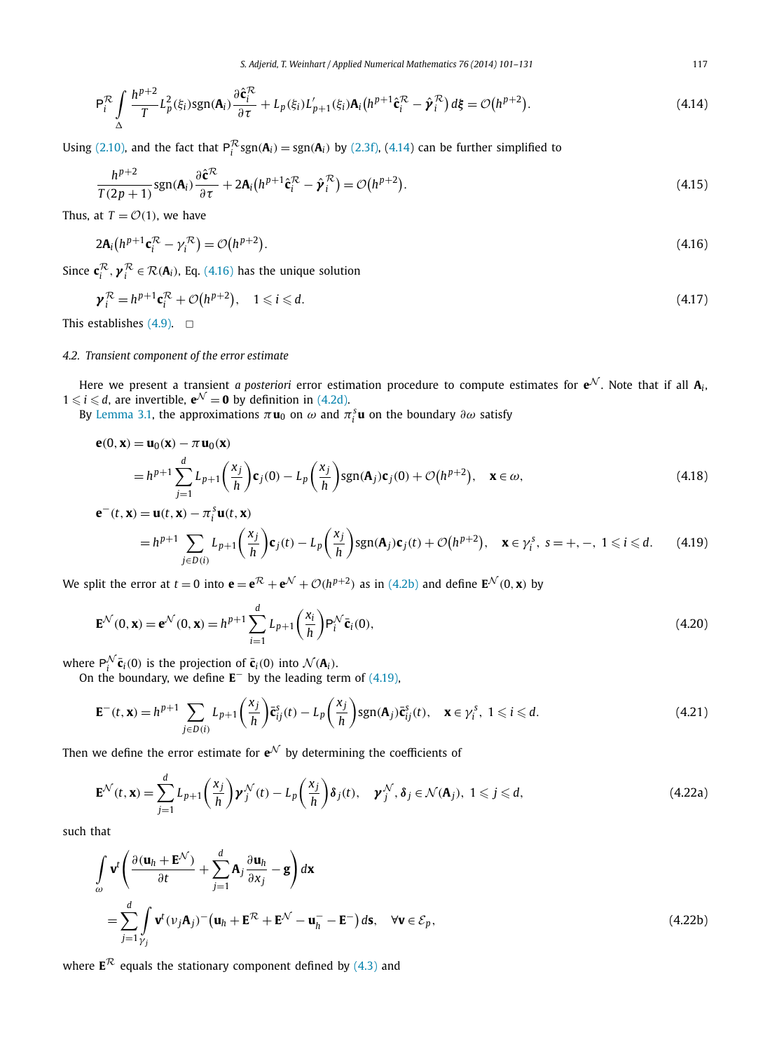$$\mathsf{P}_i^{\mathcal{R}} \int_{\Delta} \frac{h^{p+2}}{T} L_p^2(\xi_i) \operatorname{sgn}(\mathbf{A}_i) \frac{\partial \hat{\mathbf{c}}_i^{\mathcal{R}}}{\partial \tau} + L_p(\xi_i) L'_{p+1}(\xi_i) \mathbf{A}_i \big( h^{p+1} \hat{\mathbf{c}}_i^{\mathcal{R}} - \hat{\boldsymbol{\gamma}}_i^{\mathcal{R}} \big)\, d\boldsymbol{\xi} = \mathcal{O}\big(h^{p+2}\big). \tag{4.14}$$

Using (2.10), and the fact that $\mathsf{P}_i^{\mathcal{R}} \operatorname{sgn}(\mathbf{A}_i) = \operatorname{sgn}(\mathbf{A}_i)$ by (2.3f), (4.14) can be further simplified to

$$\frac{h^{p+2}}{T(2p+1)} \operatorname{sgn}(\mathbf{A}_i) \frac{\partial \hat{\mathbf{c}}^{\mathcal{R}}}{\partial \tau} + 2\mathbf{A}_i \big( h^{p+1} \hat{\mathbf{c}}_i^{\mathcal{R}} - \hat{\boldsymbol{\gamma}}_i^{\mathcal{R}} \big) = \mathcal{O}\big(h^{p+2}\big). \tag{4.15}$$

Thus, at $T = \mathcal{O}(1)$, we have

$$2\mathbf{A}_i \big( h^{p+1} \mathbf{c}_i^{\mathcal{R}} - \gamma_i^{\mathcal{R}} \big) = \mathcal{O}\big(h^{p+2}\big). \tag{4.16}$$

Since $\mathbf{c}_i^{\mathcal{R}}, \boldsymbol{\gamma}_i^{\mathcal{R}} \in \mathcal{R}(\mathbf{A}_i)$, Eq. (4.16) has the unique solution

$$\boldsymbol{\gamma}_i^{\mathcal{R}} = h^{p+1} \mathbf{c}_i^{\mathcal{R}} + \mathcal{O}\big(h^{p+2}\big), \quad 1 \leqslant i \leqslant d. \tag{4.17}$$

This establishes (4.9). □

### 4.2. Transient component of the error estimate

Here we present a transient *a posteriori* error estimation procedure to compute estimates for $\mathbf{e}^{\mathcal{N}}$. Note that if all $\mathbf{A}_i$, $1 \leqslant i \leqslant d$, are invertible, $\mathbf{e}^{\mathcal{N}} = \mathbf{0}$ by definition in (4.2d).

By Lemma 3.1, the approximations $\pi \mathbf{u}_0$ on $\omega$ and $\pi_i^s \mathbf{u}$ on the boundary $\partial\omega$ satisfy

$$\begin{aligned} \mathbf{e}(0, \mathbf{x}) &= \mathbf{u}_0(\mathbf{x}) - \pi \mathbf{u}_0(\mathbf{x}) \\ &= h^{p+1} \sum_{j=1}^{d} L_{p+1}\left(\frac{x_j}{h}\right) \mathbf{c}_j(0) - L_p\left(\frac{x_j}{h}\right) \operatorname{sgn}(\mathbf{A}_j) \mathbf{c}_j(0) + \mathcal{O}\big(h^{p+2}\big), \quad \mathbf{x} \in \omega, \end{aligned} \tag{4.18}$$

$$\begin{aligned} \mathbf{e}^-(t, \mathbf{x}) &= \mathbf{u}(t, \mathbf{x}) - \pi_i^s \mathbf{u}(t, \mathbf{x}) \\ &= h^{p+1} \sum_{j \in D(i)} L_{p+1}\left(\frac{x_j}{h}\right) \mathbf{c}_j(t) - L_p\left(\frac{x_j}{h}\right) \operatorname{sgn}(\mathbf{A}_j) \mathbf{c}_j(t) + \mathcal{O}\big(h^{p+2}\big), \quad \mathbf{x} \in \gamma_i^s,\ s = +, -,\ 1 \leqslant i \leqslant d. \end{aligned} \tag{4.19}$$

We split the error at $t = 0$ into $\mathbf{e} = \mathbf{e}^{\mathcal{R}} + \mathbf{e}^{\mathcal{N}} + \mathcal{O}(h^{p+2})$ as in (4.2b) and define $\mathbf{E}^{\mathcal{N}}(0, \mathbf{x})$ by

$$\mathbf{E}^{\mathcal{N}}(0, \mathbf{x}) = \mathbf{e}^{\mathcal{N}}(0, \mathbf{x}) = h^{p+1} \sum_{i=1}^{d} L_{p+1}\left(\frac{x_i}{h}\right) \mathsf{P}_i^{\mathcal{N}} \bar{\mathbf{c}}_i(0), \tag{4.20}$$

where $\mathsf{P}_i^{\mathcal{N}} \bar{\mathbf{c}}_i(0)$ is the projection of $\bar{\mathbf{c}}_i(0)$ into $\mathcal{N}(\mathbf{A}_i)$.

On the boundary, we define $\mathbf{E}^-$ by the leading term of (4.19),

$$\mathbf{E}^-(t, \mathbf{x}) = h^{p+1} \sum_{j \in D(i)} L_{p+1}\left(\frac{x_j}{h}\right) \bar{\mathbf{c}}_{ij}^s(t) - L_p\left(\frac{x_j}{h}\right) \operatorname{sgn}(\mathbf{A}_j) \bar{\mathbf{c}}_{ij}^s(t), \quad \mathbf{x} \in \gamma_i^s,\ 1 \leqslant i \leqslant d. \tag{4.21}$$

Then we define the error estimate for $\mathbf{e}^{\mathcal{N}}$ by determining the coefficients of

$$\mathbf{E}^{\mathcal{N}}(t, \mathbf{x}) = \sum_{j=1}^{d} L_{p+1}\left(\frac{x_j}{h}\right) \boldsymbol{\gamma}_j^{\mathcal{N}}(t) - L_p\left(\frac{x_j}{h}\right) \boldsymbol{\delta}_j(t), \quad \boldsymbol{\gamma}_j^{\mathcal{N}}, \boldsymbol{\delta}_j \in \mathcal{N}(\mathbf{A}_j),\ 1 \leqslant j \leqslant d, \tag{4.22a}$$

such that

$$\begin{aligned} &\int_{\omega} \mathbf{v}^t \left( \frac{\partial(\mathbf{u}_h + \mathbf{E}^{\mathcal{N}})}{\partial t} + \sum_{j=1}^{d} \mathbf{A}_j \frac{\partial \mathbf{u}_h}{\partial x_j} - \mathbf{g} \right) d\mathbf{x} \\ &\quad = \sum_{j=1}^{d} \int_{\gamma_j} \mathbf{v}^t (\nu_j \mathbf{A}_j)^- \big( \mathbf{u}_h + \mathbf{E}^{\mathcal{R}} + \mathbf{E}^{\mathcal{N}} - \mathbf{u}_h^- - \mathbf{E}^- \big)\, d\mathbf{s}, \quad \forall \mathbf{v} \in \mathcal{E}_p, \end{aligned} \tag{4.22b}$$

where $\mathbf{E}^{\mathcal{R}}$ equals the stationary component defined by (4.3) and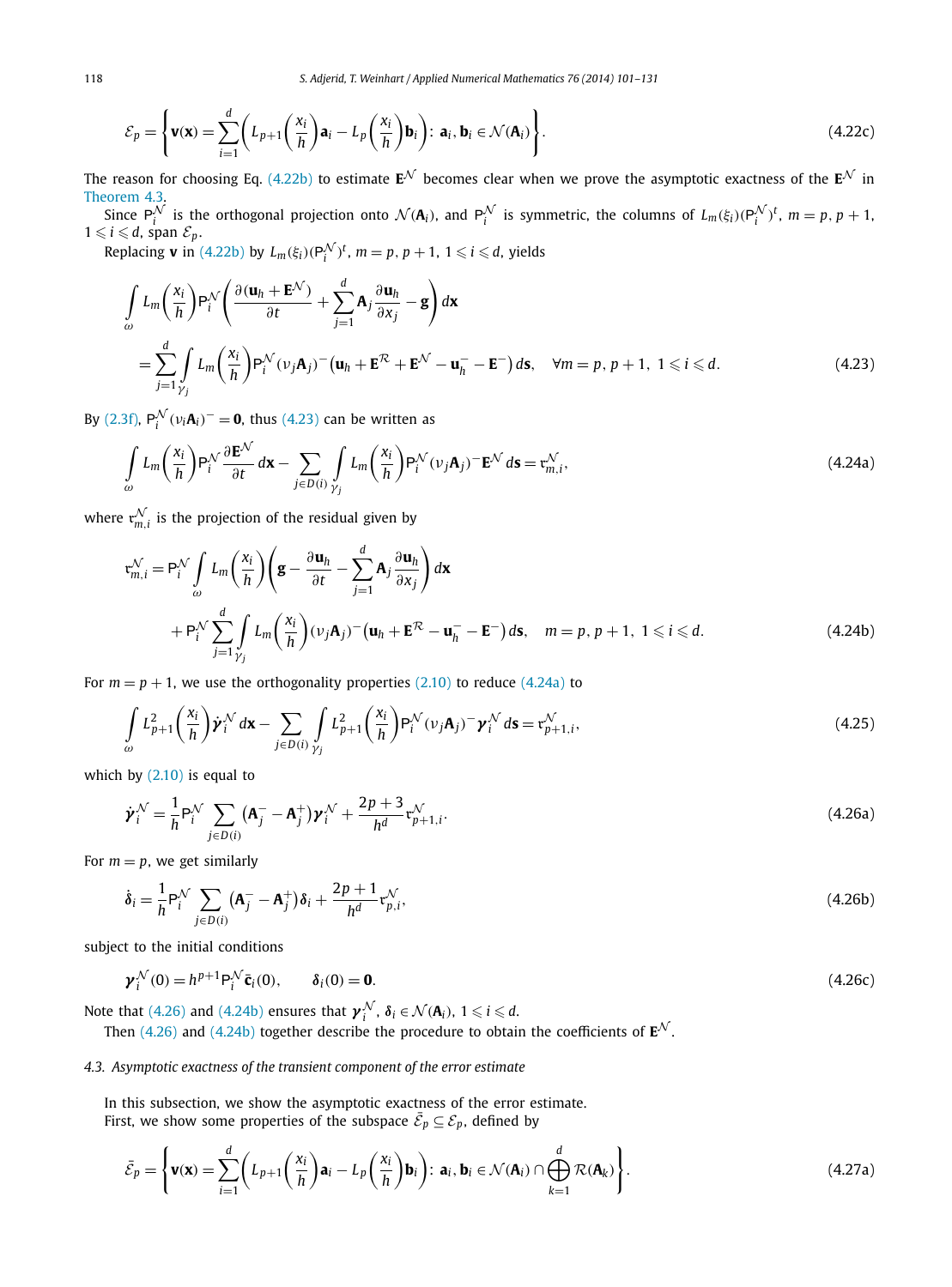$$\mathcal{E}_p = \left\{ \mathbf{v}(\mathbf{x}) = \sum_{i=1}^{d} \left( L_{p+1}\left(\frac{x_i}{h}\right)\mathbf{a}_i - L_p\left(\frac{x_i}{h}\right)\mathbf{b}_i \right):\ \mathbf{a}_i, \mathbf{b}_i \in \mathcal{N}(\mathbf{A}_i) \right\}. \tag{4.22c}$$

The reason for choosing Eq. (4.22b) to estimate $\mathbf{E}^{\mathcal{N}}$ becomes clear when we prove the asymptotic exactness of the $\mathbf{E}^{\mathcal{N}}$ in Theorem 4.3.

Since $\mathsf{P}_i^{\mathcal{N}}$ is the orthogonal projection onto $\mathcal{N}(\mathbf{A}_i)$, and $\mathsf{P}_i^{\mathcal{N}}$ is symmetric, the columns of $L_m(\xi_i)(\mathsf{P}_i^{\mathcal{N}})^t$, $m = p, p+1$, $1 \leqslant i \leqslant d$, span $\mathcal{E}_p$.

Replacing $\mathbf{v}$ in (4.22b) by $L_m(\xi_i)(\mathsf{P}_i^{\mathcal{N}})^t$, $m = p, p+1$, $1 \leqslant i \leqslant d$, yields

$$\int_{\omega} L_m\left(\frac{x_i}{h}\right)\mathsf{P}_i^{\mathcal{N}}\left(\frac{\partial(\mathbf{u}_h + \mathbf{E}^{\mathcal{N}})}{\partial t} + \sum_{j=1}^{d} \mathbf{A}_j \frac{\partial \mathbf{u}_h}{\partial x_j} - \mathbf{g}\right) d\mathbf{x}$$
$$= \sum_{j=1}^{d} \int_{\gamma_j} L_m\left(\frac{x_i}{h}\right)\mathsf{P}_i^{\mathcal{N}}(\nu_j \mathbf{A}_j)^-\left(\mathbf{u}_h + \mathbf{E}^{\mathcal{R}} + \mathbf{E}^{\mathcal{N}} - \mathbf{u}_h^- - \mathbf{E}^-\right) d\mathbf{s}, \quad \forall m = p, p+1,\ 1 \leqslant i \leqslant d. \tag{4.23}$$

By (2.3f), $\mathsf{P}_i^{\mathcal{N}}(\nu_i \mathbf{A}_i)^- = \mathbf{0}$, thus (4.23) can be written as

$$\int_{\omega} L_m\left(\frac{x_i}{h}\right)\mathsf{P}_i^{\mathcal{N}} \frac{\partial \mathbf{E}^{\mathcal{N}}}{\partial t}\, d\mathbf{x} - \sum_{j \in D(i)} \int_{\gamma_j} L_m\left(\frac{x_i}{h}\right)\mathsf{P}_i^{\mathcal{N}}(\nu_j \mathbf{A}_j)^- \mathbf{E}^{\mathcal{N}}\, d\mathbf{s} = \mathfrak{r}_{m,i}^{\mathcal{N}}, \tag{4.24a}$$

where $\mathfrak{r}_{m,i}^{\mathcal{N}}$ is the projection of the residual given by

$$\mathfrak{r}_{m,i}^{\mathcal{N}} = \mathsf{P}_i^{\mathcal{N}} \int_{\omega} L_m\left(\frac{x_i}{h}\right)\left(\mathbf{g} - \frac{\partial \mathbf{u}_h}{\partial t} - \sum_{j=1}^{d} \mathbf{A}_j \frac{\partial \mathbf{u}_h}{\partial x_j}\right) d\mathbf{x}$$
$$+ \mathsf{P}_i^{\mathcal{N}} \sum_{j=1}^{d} \int_{\gamma_j} L_m\left(\frac{x_i}{h}\right)(\nu_j \mathbf{A}_j)^-\left(\mathbf{u}_h + \mathbf{E}^{\mathcal{R}} - \mathbf{u}_h^- - \mathbf{E}^-\right) d\mathbf{s}, \quad m = p, p+1,\ 1 \leqslant i \leqslant d. \tag{4.24b}$$

For $m = p+1$, we use the orthogonality properties (2.10) to reduce (4.24a) to

$$\int_{\omega} L_{p+1}^2\left(\frac{x_i}{h}\right)\dot{\boldsymbol{\gamma}}_i^{\mathcal{N}}\, d\mathbf{x} - \sum_{j \in D(i)} \int_{\gamma_j} L_{p+1}^2\left(\frac{x_i}{h}\right)\mathsf{P}_i^{\mathcal{N}}(\nu_j \mathbf{A}_j)^- \boldsymbol{\gamma}_i^{\mathcal{N}}\, d\mathbf{s} = \mathfrak{r}_{p+1,i}^{\mathcal{N}}, \tag{4.25}$$

which by (2.10) is equal to

$$\dot{\boldsymbol{\gamma}}_i^{\mathcal{N}} = \frac{1}{h}\mathsf{P}_i^{\mathcal{N}} \sum_{j \in D(i)} \left(\mathbf{A}_j^- - \mathbf{A}_j^+\right)\boldsymbol{\gamma}_i^{\mathcal{N}} + \frac{2p+3}{h^d}\mathfrak{r}_{p+1,i}^{\mathcal{N}}. \tag{4.26a}$$

For $m = p$, we get similarly

$$\dot{\boldsymbol{\delta}}_i = \frac{1}{h}\mathsf{P}_i^{\mathcal{N}} \sum_{j \in D(i)} \left(\mathbf{A}_j^- - \mathbf{A}_j^+\right)\boldsymbol{\delta}_i + \frac{2p+1}{h^d}\mathfrak{r}_{p,i}^{\mathcal{N}}, \tag{4.26b}$$

subject to the initial conditions

$$\boldsymbol{\gamma}_i^{\mathcal{N}}(0) = h^{p+1}\mathsf{P}_i^{\mathcal{N}}\bar{\mathbf{c}}_i(0), \qquad \boldsymbol{\delta}_i(0) = \mathbf{0}. \tag{4.26c}$$

Note that (4.26) and (4.24b) ensures that $\boldsymbol{\gamma}_i^{\mathcal{N}}$, $\boldsymbol{\delta}_i \in \mathcal{N}(\mathbf{A}_i)$, $1 \leqslant i \leqslant d$.

Then (4.26) and (4.24b) together describe the procedure to obtain the coefficients of $\mathbf{E}^{\mathcal{N}}$.

### *4.3. Asymptotic exactness of the transient component of the error estimate*

In this subsection, we show the asymptotic exactness of the error estimate.

First, we show some properties of the subspace $\bar{\mathcal{E}}_p \subseteq \mathcal{E}_p$, defined by

$$\bar{\mathcal{E}}_p = \left\{ \mathbf{v}(\mathbf{x}) = \sum_{i=1}^{d} \left( L_{p+1}\left(\frac{x_i}{h}\right)\mathbf{a}_i - L_p\left(\frac{x_i}{h}\right)\mathbf{b}_i \right):\ \mathbf{a}_i, \mathbf{b}_i \in \mathcal{N}(\mathbf{A}_i) \cap \bigoplus_{k=1}^{d} \mathcal{R}(\mathbf{A}_k) \right\}. \tag{4.27a}$$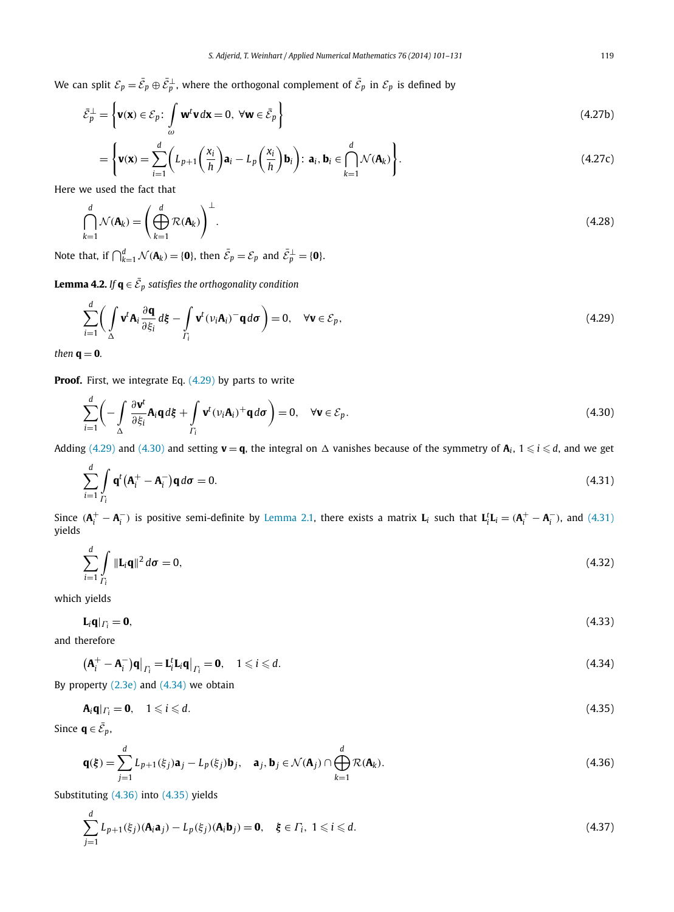We can split $\mathcal{E}_p = \bar{\mathcal{E}}_p \oplus \bar{\mathcal{E}}_p^{\perp}$, where the orthogonal complement of $\bar{\mathcal{E}}_p$ in $\mathcal{E}_p$ is defined by

$$\bar{\mathcal{E}}_p^{\perp} = \left\{ \mathbf{v}(\mathbf{x}) \in \mathcal{E}_p \colon \int_{\omega} \mathbf{w}^t \mathbf{v} \, d\mathbf{x} = 0, \ \forall \mathbf{w} \in \bar{\mathcal{E}}_p \right\} \tag{4.27b}$$

$$= \left\{ \mathbf{v}(\mathbf{x}) = \sum_{i=1}^{d} \left( L_{p+1}\left(\frac{x_i}{h}\right)\mathbf{a}_i - L_p\left(\frac{x_i}{h}\right)\mathbf{b}_i \right) \colon \ \mathbf{a}_i, \mathbf{b}_i \in \bigcap_{k=1}^{d} \mathcal{N}(\mathbf{A}_k) \right\}. \tag{4.27c}$$

Here we used the fact that

$$\bigcap_{k=1}^{d} \mathcal{N}(\mathbf{A}_k) = \left( \bigoplus_{k=1}^{d} \mathcal{R}(\mathbf{A}_k) \right)^{\perp}. \tag{4.28}$$

Note that, if $\bigcap_{k=1}^{d} \mathcal{N}(\mathbf{A}_k) = \{\mathbf{0}\}$, then $\bar{\mathcal{E}}_p = \mathcal{E}_p$ and $\bar{\mathcal{E}}_p^{\perp} = \{\mathbf{0}\}$.

**Lemma 4.2.** *If $\mathbf{q} \in \bar{\mathcal{E}}_p$ satisfies the orthogonality condition*

$$\sum_{i=1}^{d} \left( \int_{\Delta} \mathbf{v}^t \mathbf{A}_i \frac{\partial \mathbf{q}}{\partial \xi_i} \, d\xi - \int_{\Gamma_i} \mathbf{v}^t (\nu_i \mathbf{A}_i)^- \mathbf{q} \, d\sigma \right) = 0, \quad \forall \mathbf{v} \in \mathcal{E}_p, \tag{4.29}$$

*then $\mathbf{q} = \mathbf{0}$.*

**Proof.** First, we integrate Eq. (4.29) by parts to write

$$\sum_{i=1}^{d} \left( -\int_{\Delta} \frac{\partial \mathbf{v}^t}{\partial \xi_i} \mathbf{A}_i \mathbf{q} \, d\xi + \int_{\Gamma_i} \mathbf{v}^t (\nu_i \mathbf{A}_i)^+ \mathbf{q} \, d\sigma \right) = 0, \quad \forall \mathbf{v} \in \mathcal{E}_p. \tag{4.30}$$

Adding (4.29) and (4.30) and setting $\mathbf{v} = \mathbf{q}$, the integral on $\Delta$ vanishes because of the symmetry of $\mathbf{A}_i$, $1 \leqslant i \leqslant d$, and we get

$$\sum_{i=1}^{d} \int_{\Gamma_i} \mathbf{q}^t \left(\mathbf{A}_i^+ - \mathbf{A}_i^-\right) \mathbf{q} \, d\sigma = 0. \tag{4.31}$$

Since $(\mathbf{A}_i^+ - \mathbf{A}_i^-)$ is positive semi-definite by Lemma 2.1, there exists a matrix $\mathbf{L}_i$ such that $\mathbf{L}_i^t \mathbf{L}_i = (\mathbf{A}_i^+ - \mathbf{A}_i^-)$, and (4.31) yields

$$\sum_{i=1}^{d} \int_{\Gamma_i} \|\mathbf{L}_i \mathbf{q}\|^2 \, d\sigma = 0, \tag{4.32}$$

which yields

$$\mathbf{L}_i \mathbf{q}|_{\Gamma_i} = \mathbf{0}, \tag{4.33}$$

and therefore

$$\left(\mathbf{A}_i^+ - \mathbf{A}_i^-\right)\mathbf{q}\big|_{\Gamma_i} = \mathbf{L}_i^t \mathbf{L}_i \mathbf{q}\big|_{\Gamma_i} = \mathbf{0}, \quad 1 \leqslant i \leqslant d. \tag{4.34}$$

By property (2.3e) and (4.34) we obtain

$$\mathbf{A}_i \mathbf{q}|_{\Gamma_i} = \mathbf{0}, \quad 1 \leqslant i \leqslant d. \tag{4.35}$$

Since $\mathbf{q} \in \bar{\mathcal{E}}_p$,

$$\mathbf{q}(\xi) = \sum_{j=1}^{d} L_{p+1}(\xi_j)\mathbf{a}_j - L_p(\xi_j)\mathbf{b}_j, \quad \mathbf{a}_j, \mathbf{b}_j \in \mathcal{N}(\mathbf{A}_j) \cap \bigoplus_{k=1}^{d} \mathcal{R}(\mathbf{A}_k). \tag{4.36}$$

Substituting (4.36) into (4.35) yields

$$\sum_{j=1}^{d} L_{p+1}(\xi_j)(\mathbf{A}_i \mathbf{a}_j) - L_p(\xi_j)(\mathbf{A}_i \mathbf{b}_j) = \mathbf{0}, \quad \xi \in \Gamma_i, \ 1 \leqslant i \leqslant d. \tag{4.37}$$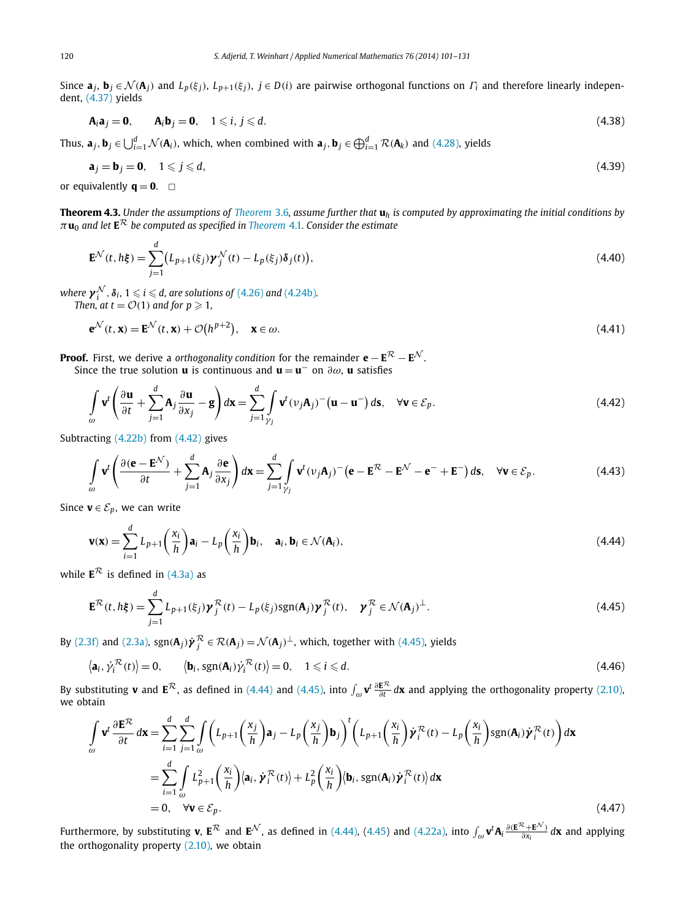Since $\mathbf{a}_j, \mathbf{b}_j \in \mathcal{N}(\mathbf{A}_j)$ and $L_p(\xi_j), L_{p+1}(\xi_j)$, $j \in D(i)$ are pairwise orthogonal functions on $\Gamma_i$ and therefore linearly independent, (4.37) yields

$$\mathbf{A}_i \mathbf{a}_j = \mathbf{0}, \qquad \mathbf{A}_i \mathbf{b}_j = \mathbf{0}, \quad 1 \leqslant i, j \leqslant d. \tag{4.38}$$

Thus, $\mathbf{a}_j, \mathbf{b}_j \in \bigcup_{i=1}^{d} \mathcal{N}(\mathbf{A}_i)$, which, when combined with $\mathbf{a}_j, \mathbf{b}_j \in \bigoplus_{i=1}^{d} \mathcal{R}(\mathbf{A}_k)$ and (4.28), yields

$$\mathbf{a}_j = \mathbf{b}_j = \mathbf{0}, \quad 1 \leqslant j \leqslant d, \tag{4.39}$$

or equivalently $\mathbf{q} = \mathbf{0}$. $\square$

**Theorem 4.3.** *Under the assumptions of Theorem 3.6, assume further that $\mathbf{u}_h$ is computed by approximating the initial conditions by $\pi \mathbf{u}_0$ and let $\mathbf{E}^{\mathcal{R}}$ be computed as specified in Theorem 4.1. Consider the estimate*

$$\mathbf{E}^{\mathcal{N}}(t, h\boldsymbol{\xi}) = \sum_{j=1}^{d} \big( L_{p+1}(\xi_j) \boldsymbol{\gamma}_j^{\mathcal{N}}(t) - L_p(\xi_j) \boldsymbol{\delta}_j(t) \big), \tag{4.40}$$

*where $\boldsymbol{\gamma}_i^{\mathcal{N}}, \boldsymbol{\delta}_i$, $1 \leqslant i \leqslant d$, are solutions of (4.26) and (4.24b).*

*Then, at $t = \mathcal{O}(1)$ and for $p \geqslant 1$,*

$$\mathbf{e}^{\mathcal{N}}(t, \mathbf{x}) = \mathbf{E}^{\mathcal{N}}(t, \mathbf{x}) + \mathcal{O}\big(h^{p+2}\big), \quad \mathbf{x} \in \omega. \tag{4.41}$$

**Proof.** First, we derive a *orthogonality condition* for the remainder $\mathbf{e} - \mathbf{E}^{\mathcal{R}} - \mathbf{E}^{\mathcal{N}}$.

Since the true solution $\mathbf{u}$ is continuous and $\mathbf{u} = \mathbf{u}^-$ on $\partial\omega$, $\mathbf{u}$ satisfies

$$\int_{\omega} \mathbf{v}^t \left( \frac{\partial \mathbf{u}}{\partial t} + \sum_{j=1}^{d} \mathbf{A}_j \frac{\partial \mathbf{u}}{\partial x_j} - \mathbf{g} \right) d\mathbf{x} = \sum_{j=1}^{d} \int_{\gamma_j} \mathbf{v}^t (\nu_j \mathbf{A}_j)^- \big(\mathbf{u} - \mathbf{u}^-\big)\, ds, \quad \forall \mathbf{v} \in \mathcal{E}_p. \tag{4.42}$$

Subtracting (4.22b) from (4.42) gives

$$\int_{\omega} \mathbf{v}^t \left( \frac{\partial (\mathbf{e} - \mathbf{E}^{\mathcal{N}})}{\partial t} + \sum_{j=1}^{d} \mathbf{A}_j \frac{\partial \mathbf{e}}{\partial x_j} \right) d\mathbf{x} = \sum_{j=1}^{d} \int_{\gamma_j} \mathbf{v}^t (\nu_j \mathbf{A}_j)^- \big(\mathbf{e} - \mathbf{E}^{\mathcal{R}} - \mathbf{E}^{\mathcal{N}} - \mathbf{e}^- + \mathbf{E}^-\big)\, ds, \quad \forall \mathbf{v} \in \mathcal{E}_p. \tag{4.43}$$

Since $\mathbf{v} \in \mathcal{E}_p$, we can write

$$\mathbf{v}(\mathbf{x}) = \sum_{i=1}^{d} L_{p+1}\left(\frac{x_i}{h}\right) \mathbf{a}_i - L_p\left(\frac{x_i}{h}\right) \mathbf{b}_i, \quad \mathbf{a}_i, \mathbf{b}_i \in \mathcal{N}(\mathbf{A}_i), \tag{4.44}$$

while $\mathbf{E}^{\mathcal{R}}$ is defined in (4.3a) as

$$\mathbf{E}^{\mathcal{R}}(t, h\boldsymbol{\xi}) = \sum_{j=1}^{d} L_{p+1}(\xi_j) \boldsymbol{\gamma}_j^{\mathcal{R}}(t) - L_p(\xi_j) \operatorname{sgn}(\mathbf{A}_j) \boldsymbol{\gamma}_j^{\mathcal{R}}(t), \quad \boldsymbol{\gamma}_j^{\mathcal{R}} \in \mathcal{N}(\mathbf{A}_j)^{\perp}. \tag{4.45}$$

By (2.3f) and (2.3a), $\operatorname{sgn}(\mathbf{A}_j) \dot{\boldsymbol{\gamma}}_j^{\mathcal{R}} \in \mathcal{R}(\mathbf{A}_j) = \mathcal{N}(\mathbf{A}_j)^{\perp}$, which, together with (4.45), yields

$$\big\langle \mathbf{a}_i, \dot{\gamma}_i^{\mathcal{R}}(t) \big\rangle = 0, \qquad \big\langle \mathbf{b}_i, \operatorname{sgn}(\mathbf{A}_i) \dot{\gamma}_i^{\mathcal{R}}(t) \big\rangle = 0, \quad 1 \leqslant i \leqslant d. \tag{4.46}$$

By substituting $\mathbf{v}$ and $\mathbf{E}^{\mathcal{R}}$, as defined in (4.44) and (4.45), into $\int_{\omega} \mathbf{v}^t \frac{\partial \mathbf{E}^{\mathcal{R}}}{\partial t}\, d\mathbf{x}$ and applying the orthogonality property (2.10), we obtain

$$\begin{aligned}
\int_{\omega} \mathbf{v}^t \frac{\partial \mathbf{E}^{\mathcal{R}}}{\partial t}\, d\mathbf{x} &= \sum_{i=1}^{d} \sum_{j=1}^{d} \int_{\omega} \left( L_{p+1}\left(\frac{x_j}{h}\right) \mathbf{a}_j - L_p\left(\frac{x_j}{h}\right) \mathbf{b}_j \right)^t \left( L_{p+1}\left(\frac{x_i}{h}\right) \dot{\boldsymbol{\gamma}}_i^{\mathcal{R}}(t) - L_p\left(\frac{x_i}{h}\right) \operatorname{sgn}(\mathbf{A}_i) \dot{\boldsymbol{\gamma}}_i^{\mathcal{R}}(t) \right) d\mathbf{x} \\
&= \sum_{i=1}^{d} \int_{\omega} L_{p+1}^2\left(\frac{x_i}{h}\right) \big\langle \mathbf{a}_i, \dot{\boldsymbol{\gamma}}_i^{\mathcal{R}}(t) \big\rangle + L_p^2\left(\frac{x_i}{h}\right) \big\langle \mathbf{b}_i, \operatorname{sgn}(\mathbf{A}_i) \dot{\boldsymbol{\gamma}}_i^{\mathcal{R}}(t) \big\rangle\, d\mathbf{x} \\
&= 0, \quad \forall \mathbf{v} \in \mathcal{E}_p.
\end{aligned} \tag{4.47}$$

Furthermore, by substituting $\mathbf{v}$, $\mathbf{E}^{\mathcal{R}}$ and $\mathbf{E}^{\mathcal{N}}$, as defined in (4.44), (4.45) and (4.22a), into $\int_{\omega} \mathbf{v}^t \mathbf{A}_i \frac{\partial (\mathbf{E}^{\mathcal{R}} + \mathbf{E}^{\mathcal{N}})}{\partial x_i}\, d\mathbf{x}$ and applying the orthogonality property (2.10), we obtain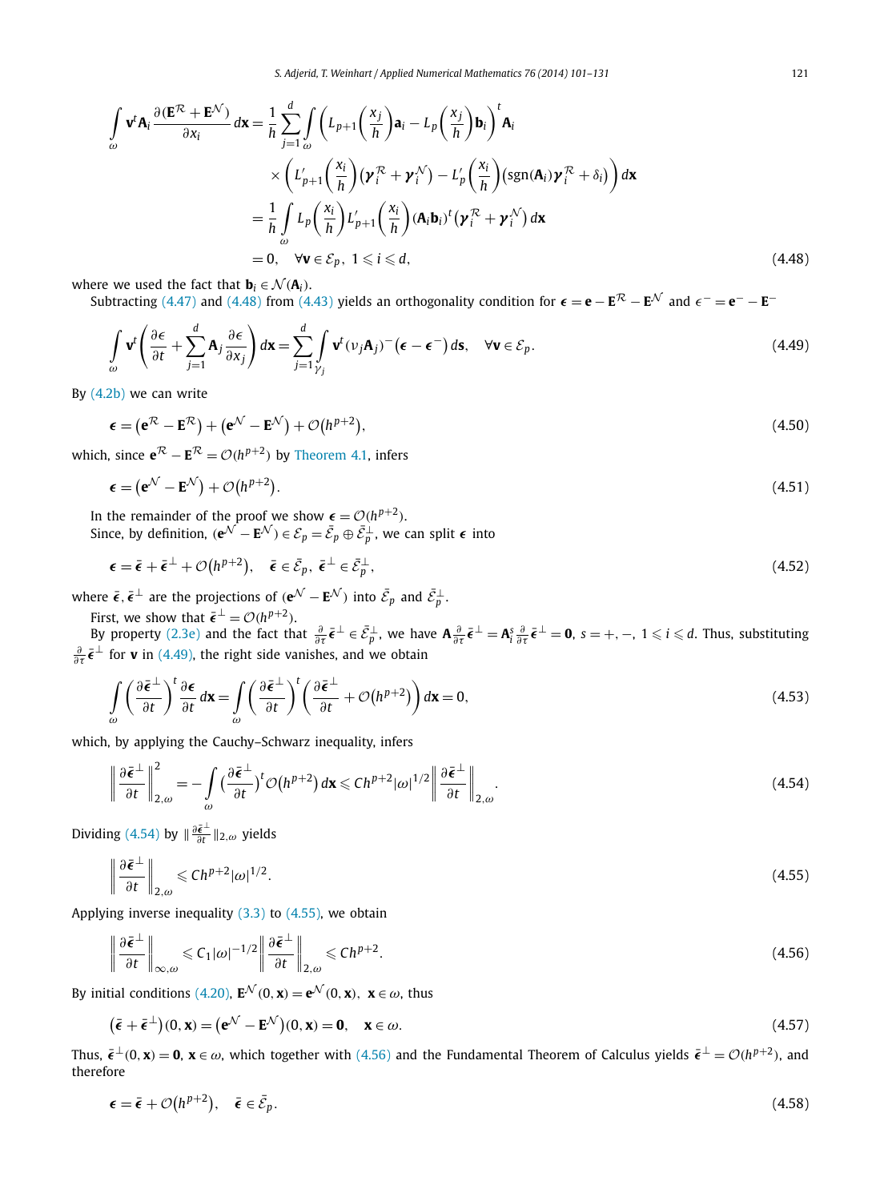$$\int_{\omega} \mathbf{v}^t \mathbf{A}_i \frac{\partial(\mathbf{E}^{\mathcal{R}} + \mathbf{E}^{\mathcal{N}})}{\partial x_i}\, d\mathbf{x} = \frac{1}{h}\sum_{j=1}^{d} \int_{\omega} \left( L_{p+1}\left(\frac{x_j}{h}\right)\mathbf{a}_i - L_p\left(\frac{x_j}{h}\right)\mathbf{b}_i \right)^t \mathbf{A}_i$$
$$\times \left( L'_{p+1}\left(\frac{x_i}{h}\right)\left(\boldsymbol{\gamma}_i^{\mathcal{R}} + \boldsymbol{\gamma}_i^{\mathcal{N}}\right) - L'_p\left(\frac{x_i}{h}\right)\left(\operatorname{sgn}(\mathbf{A}_i)\boldsymbol{\gamma}_i^{\mathcal{R}} + \delta_i\right) \right) d\mathbf{x}$$
$$= \frac{1}{h}\int_{\omega} L_p\left(\frac{x_i}{h}\right) L'_{p+1}\left(\frac{x_i}{h}\right) (\mathbf{A}_i \mathbf{b}_i)^t \left(\boldsymbol{\gamma}_i^{\mathcal{R}} + \boldsymbol{\gamma}_i^{\mathcal{N}}\right) d\mathbf{x}$$
$$= 0, \quad \forall \mathbf{v} \in \mathcal{E}_p,\ 1 \leqslant i \leqslant d, \tag{4.48}$$

where we used the fact that $\mathbf{b}_i \in \mathcal{N}(\mathbf{A}_i)$.

Subtracting (4.47) and (4.48) from (4.43) yields an orthogonality condition for $\boldsymbol{\epsilon} = \mathbf{e} - \mathbf{E}^{\mathcal{R}} - \mathbf{E}^{\mathcal{N}}$ and $\epsilon^- = \mathbf{e}^- - \mathbf{E}^-$

$$\int_{\omega} \mathbf{v}^t \left( \frac{\partial \boldsymbol{\epsilon}}{\partial t} + \sum_{j=1}^{d} \mathbf{A}_j \frac{\partial \boldsymbol{\epsilon}}{\partial x_j} \right) d\mathbf{x} = \sum_{j=1}^{d} \int_{\gamma_j} \mathbf{v}^t (\nu_j \mathbf{A}_j)^- \left(\boldsymbol{\epsilon} - \boldsymbol{\epsilon}^-\right) ds, \quad \forall \mathbf{v} \in \mathcal{E}_p. \tag{4.49}$$

By (4.2b) we can write

$$\boldsymbol{\epsilon} = \left(\mathbf{e}^{\mathcal{R}} - \mathbf{E}^{\mathcal{R}}\right) + \left(\mathbf{e}^{\mathcal{N}} - \mathbf{E}^{\mathcal{N}}\right) + \mathcal{O}\left(h^{p+2}\right), \tag{4.50}$$

which, since $\mathbf{e}^{\mathcal{R}} - \mathbf{E}^{\mathcal{R}} = \mathcal{O}(h^{p+2})$ by Theorem 4.1, infers

$$\boldsymbol{\epsilon} = \left(\mathbf{e}^{\mathcal{N}} - \mathbf{E}^{\mathcal{N}}\right) + \mathcal{O}\left(h^{p+2}\right). \tag{4.51}$$

In the remainder of the proof we show $\boldsymbol{\epsilon} = \mathcal{O}(h^{p+2})$.

Since, by definition, $(\mathbf{e}^{\mathcal{N}} - \mathbf{E}^{\mathcal{N}}) \in \mathcal{E}_p = \bar{\mathcal{E}}_p \oplus \bar{\mathcal{E}}_p^{\perp}$, we can split $\boldsymbol{\epsilon}$ into

$$\boldsymbol{\epsilon} = \bar{\boldsymbol{\epsilon}} + \bar{\boldsymbol{\epsilon}}^{\perp} + \mathcal{O}\left(h^{p+2}\right), \quad \bar{\boldsymbol{\epsilon}} \in \bar{\mathcal{E}}_p,\ \bar{\boldsymbol{\epsilon}}^{\perp} \in \bar{\mathcal{E}}_p^{\perp}, \tag{4.52}$$

where $\bar{\boldsymbol{\epsilon}}, \bar{\boldsymbol{\epsilon}}^{\perp}$ are the projections of $(\mathbf{e}^{\mathcal{N}} - \mathbf{E}^{\mathcal{N}})$ into $\bar{\mathcal{E}}_p$ and $\bar{\mathcal{E}}_p^{\perp}$.

First, we show that $\bar{\boldsymbol{\epsilon}}^{\perp} = \mathcal{O}(h^{p+2})$.

By property (2.3e) and the fact that $\frac{\partial}{\partial \tau}\bar{\boldsymbol{\epsilon}}^{\perp} \in \bar{\mathcal{E}}_p^{\perp}$, we have $\mathbf{A}\frac{\partial}{\partial \tau}\bar{\boldsymbol{\epsilon}}^{\perp} = \mathbf{A}_i^s \frac{\partial}{\partial \tau}\bar{\boldsymbol{\epsilon}}^{\perp} = \mathbf{0}$, $s = +, -$, $1 \leqslant i \leqslant d$. Thus, substituting $\frac{\partial}{\partial \tau}\bar{\boldsymbol{\epsilon}}^{\perp}$ for $\mathbf{v}$ in (4.49), the right side vanishes, and we obtain

$$\int_{\omega} \left(\frac{\partial \bar{\boldsymbol{\epsilon}}^{\perp}}{\partial t}\right)^t \frac{\partial \boldsymbol{\epsilon}}{\partial t}\, d\mathbf{x} = \int_{\omega} \left(\frac{\partial \bar{\boldsymbol{\epsilon}}^{\perp}}{\partial t}\right)^t \left(\frac{\partial \bar{\boldsymbol{\epsilon}}^{\perp}}{\partial t} + \mathcal{O}\left(h^{p+2}\right)\right) d\mathbf{x} = 0, \tag{4.53}$$

which, by applying the Cauchy–Schwarz inequality, infers

$$\left\| \frac{\partial \bar{\boldsymbol{\epsilon}}^{\perp}}{\partial t} \right\|_{2,\omega}^2 = -\int_{\omega} \left(\frac{\partial \bar{\boldsymbol{\epsilon}}^{\perp}}{\partial t}\right)^t \mathcal{O}\left(h^{p+2}\right) d\mathbf{x} \leqslant C h^{p+2} |\omega|^{1/2} \left\| \frac{\partial \bar{\boldsymbol{\epsilon}}^{\perp}}{\partial t} \right\|_{2,\omega}. \tag{4.54}$$

Dividing (4.54) by $\|\frac{\partial \bar{\boldsymbol{\epsilon}}^{\perp}}{\partial t}\|_{2,\omega}$ yields

$$\left\| \frac{\partial \bar{\boldsymbol{\epsilon}}^{\perp}}{\partial t} \right\|_{2,\omega} \leqslant C h^{p+2} |\omega|^{1/2}. \tag{4.55}$$

Applying inverse inequality (3.3) to (4.55), we obtain

$$\left\| \frac{\partial \bar{\boldsymbol{\epsilon}}^{\perp}}{\partial t} \right\|_{\infty,\omega} \leqslant C_1 |\omega|^{-1/2} \left\| \frac{\partial \bar{\boldsymbol{\epsilon}}^{\perp}}{\partial t} \right\|_{2,\omega} \leqslant C h^{p+2}. \tag{4.56}$$

By initial conditions (4.20), $\mathbf{E}^{\mathcal{N}}(0, \mathbf{x}) = \mathbf{e}^{\mathcal{N}}(0, \mathbf{x})$, $\mathbf{x} \in \omega$, thus

$$\left(\bar{\boldsymbol{\epsilon}} + \bar{\boldsymbol{\epsilon}}^{\perp}\right)(0, \mathbf{x}) = \left(\mathbf{e}^{\mathcal{N}} - \mathbf{E}^{\mathcal{N}}\right)(0, \mathbf{x}) = \mathbf{0}, \quad \mathbf{x} \in \omega. \tag{4.57}$$

Thus, $\bar{\boldsymbol{\epsilon}}^{\perp}(0, \mathbf{x}) = \mathbf{0}$, $\mathbf{x} \in \omega$, which together with (4.56) and the Fundamental Theorem of Calculus yields $\bar{\boldsymbol{\epsilon}}^{\perp} = \mathcal{O}(h^{p+2})$, and therefore

$$\boldsymbol{\epsilon} = \bar{\boldsymbol{\epsilon}} + \mathcal{O}\left(h^{p+2}\right), \quad \bar{\boldsymbol{\epsilon}} \in \bar{\mathcal{E}}_p. \tag{4.58}$$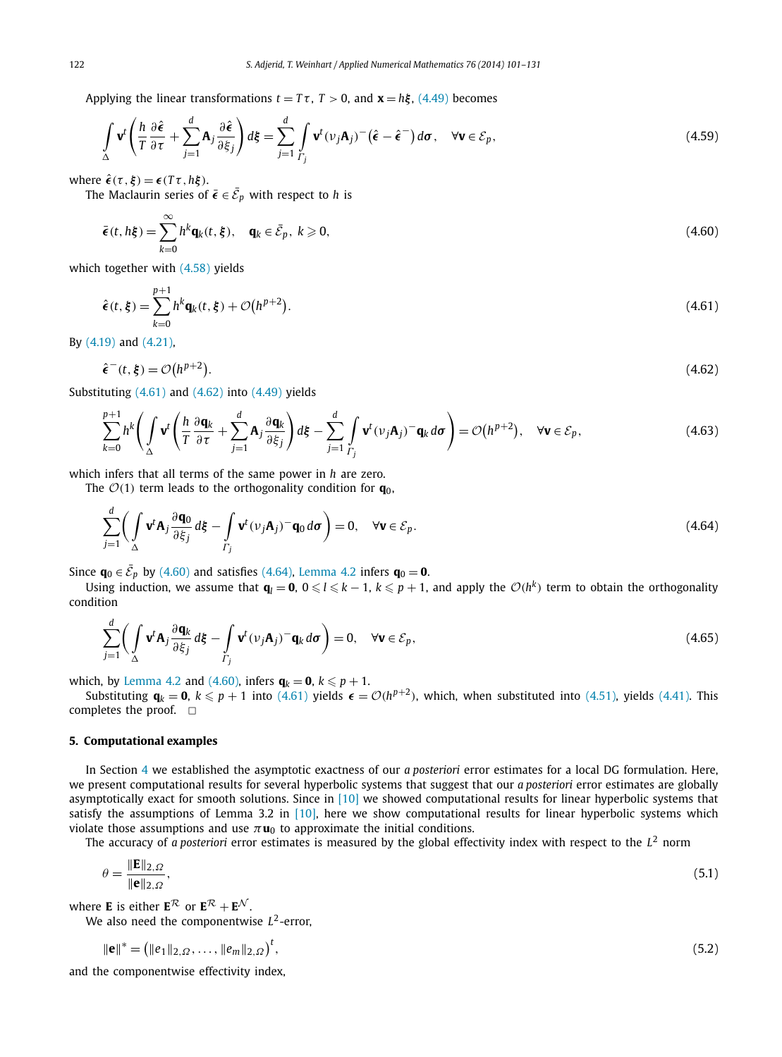Applying the linear transformations $t = T\tau$, $T > 0$, and $\mathbf{x} = h\boldsymbol{\xi}$, (4.49) becomes

$$\int_{\Delta} \mathbf{v}^t \left( \frac{h}{T} \frac{\partial \hat{\boldsymbol{\epsilon}}}{\partial \tau} + \sum_{j=1}^{d} \mathbf{A}_j \frac{\partial \hat{\boldsymbol{\epsilon}}}{\partial \xi_j} \right) d\boldsymbol{\xi} = \sum_{j=1}^{d} \int_{\Gamma_j} \mathbf{v}^t (\nu_j \mathbf{A}_j)^- \left( \hat{\boldsymbol{\epsilon}} - \hat{\boldsymbol{\epsilon}}^- \right) d\boldsymbol{\sigma}, \quad \forall \mathbf{v} \in \mathcal{E}_p, \tag{4.59}$$

where $\hat{\boldsymbol{\epsilon}}(\tau, \boldsymbol{\xi}) = \boldsymbol{\epsilon}(T\tau, h\boldsymbol{\xi})$.

The Maclaurin series of $\bar{\boldsymbol{\epsilon}} \in \bar{\mathcal{E}}_p$ with respect to $h$ is

$$\bar{\boldsymbol{\epsilon}}(t, h\boldsymbol{\xi}) = \sum_{k=0}^{\infty} h^k \mathbf{q}_k(t, \boldsymbol{\xi}), \quad \mathbf{q}_k \in \bar{\mathcal{E}}_p,\ k \geqslant 0, \tag{4.60}$$

which together with (4.58) yields

$$\hat{\boldsymbol{\epsilon}}(t, \boldsymbol{\xi}) = \sum_{k=0}^{p+1} h^k \mathbf{q}_k(t, \boldsymbol{\xi}) + \mathcal{O}\left(h^{p+2}\right). \tag{4.61}$$

By (4.19) and (4.21),

$$\hat{\boldsymbol{\epsilon}}^-(t, \boldsymbol{\xi}) = \mathcal{O}\left(h^{p+2}\right). \tag{4.62}$$

Substituting (4.61) and (4.62) into (4.49) yields

$$\sum_{k=0}^{p+1} h^k \left( \int_{\Delta} \mathbf{v}^t \left( \frac{h}{T} \frac{\partial \mathbf{q}_k}{\partial \tau} + \sum_{j=1}^{d} \mathbf{A}_j \frac{\partial \mathbf{q}_k}{\partial \xi_j} \right) d\boldsymbol{\xi} - \sum_{j=1}^{d} \int_{\Gamma_j} \mathbf{v}^t (\nu_j \mathbf{A}_j)^- \mathbf{q}_k \, d\boldsymbol{\sigma} \right) = \mathcal{O}\left(h^{p+2}\right), \quad \forall \mathbf{v} \in \mathcal{E}_p, \tag{4.63}$$

which infers that all terms of the same power in $h$ are zero.

The $\mathcal{O}(1)$ term leads to the orthogonality condition for $\mathbf{q}_0$,

$$\sum_{j=1}^{d} \left( \int_{\Delta} \mathbf{v}^t \mathbf{A}_j \frac{\partial \mathbf{q}_0}{\partial \xi_j} \, d\boldsymbol{\xi} - \int_{\Gamma_j} \mathbf{v}^t (\nu_j \mathbf{A}_j)^- \mathbf{q}_0 \, d\boldsymbol{\sigma} \right) = 0, \quad \forall \mathbf{v} \in \mathcal{E}_p. \tag{4.64}$$

Since $\mathbf{q}_0 \in \bar{\mathcal{E}}_p$ by (4.60) and satisfies (4.64), Lemma 4.2 infers $\mathbf{q}_0 = \mathbf{0}$.

Using induction, we assume that $\mathbf{q}_l = \mathbf{0}$, $0 \leqslant l \leqslant k-1$, $k \leqslant p+1$, and apply the $\mathcal{O}(h^k)$ term to obtain the orthogonality condition

$$\sum_{j=1}^{d} \left( \int_{\Delta} \mathbf{v}^t \mathbf{A}_j \frac{\partial \mathbf{q}_k}{\partial \xi_j} \, d\boldsymbol{\xi} - \int_{\Gamma_j} \mathbf{v}^t (\nu_j \mathbf{A}_j)^- \mathbf{q}_k \, d\boldsymbol{\sigma} \right) = 0, \quad \forall \mathbf{v} \in \mathcal{E}_p, \tag{4.65}$$

which, by Lemma 4.2 and (4.60), infers $\mathbf{q}_k = \mathbf{0}$, $k \leqslant p+1$.

Substituting $\mathbf{q}_k = \mathbf{0}$, $k \leqslant p+1$ into (4.61) yields $\boldsymbol{\epsilon} = \mathcal{O}(h^{p+2})$, which, when substituted into (4.51), yields (4.41). This completes the proof. □

## 5. Computational examples

In Section 4 we established the asymptotic exactness of our *a posteriori* error estimates for a local DG formulation. Here, we present computational results for several hyperbolic systems that suggest that our *a posteriori* error estimates are globally asymptotically exact for smooth solutions. Since in [10] we showed computational results for linear hyperbolic systems that satisfy the assumptions of Lemma 3.2 in [10], here we show computational results for linear hyperbolic systems which violate those assumptions and use $\pi \mathbf{u}_0$ to approximate the initial conditions.

The accuracy of *a posteriori* error estimates is measured by the global effectivity index with respect to the $L^2$ norm

$$\theta = \frac{\|\mathbf{E}\|_{2,\Omega}}{\|\mathbf{e}\|_{2,\Omega}}, \tag{5.1}$$

where $\mathbf{E}$ is either $\mathbf{E}^{\mathcal{R}}$ or $\mathbf{E}^{\mathcal{R}} + \mathbf{E}^{\mathcal{N}}$.

We also need the componentwise $L^2$-error,

$$\|\mathbf{e}\|^* = \left(\|e_1\|_{2,\Omega}, \ldots, \|e_m\|_{2,\Omega}\right)^t, \tag{5.2}$$

and the componentwise effectivity index,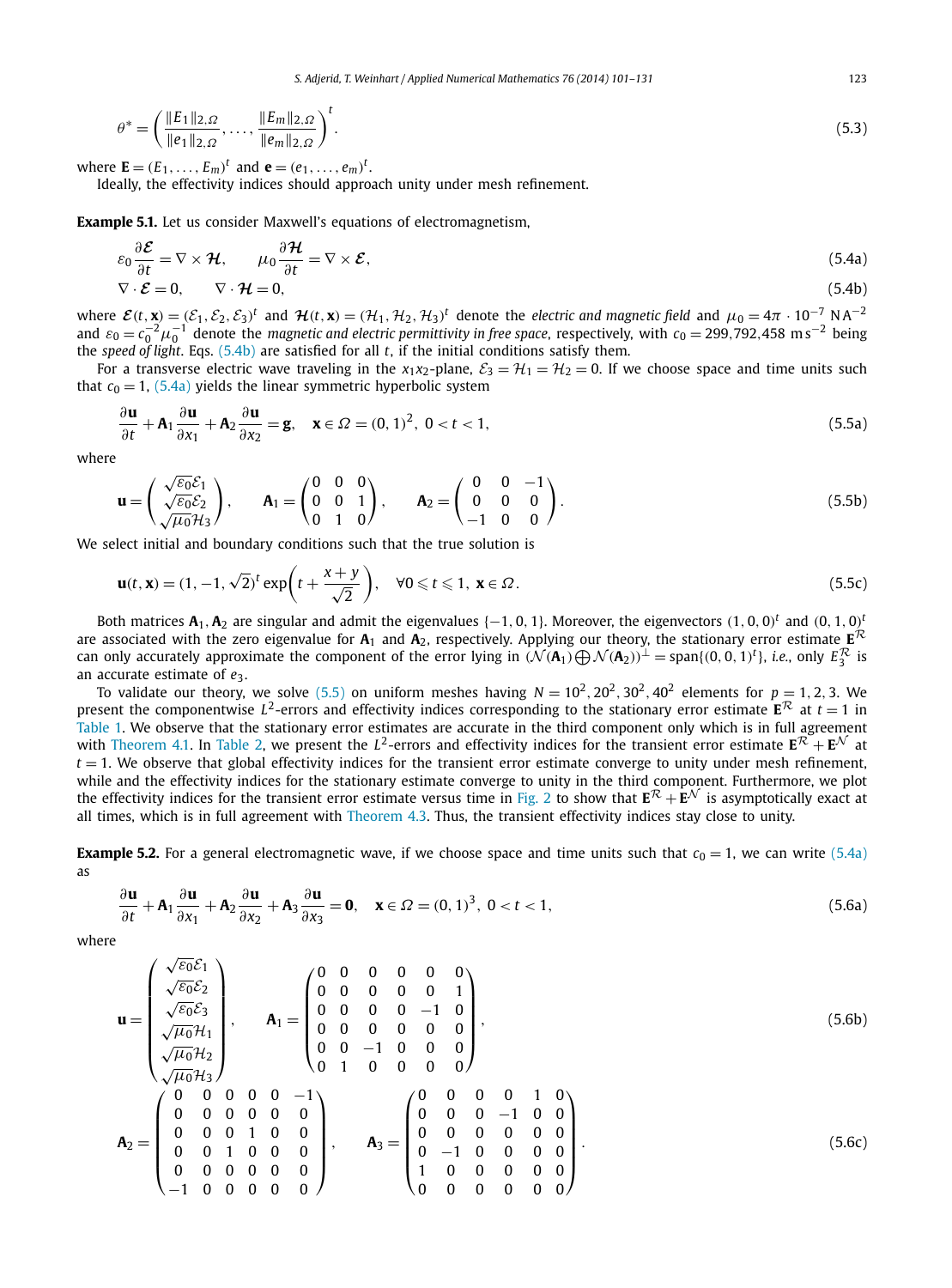$$\theta^* = \left(\frac{\|E_1\|_{2,\Omega}}{\|e_1\|_{2,\Omega}}, \ldots, \frac{\|E_m\|_{2,\Omega}}{\|e_m\|_{2,\Omega}}\right)^t. \tag{5.3}$$

where $\mathbf{E} = (E_1, \ldots, E_m)^t$ and $\mathbf{e} = (e_1, \ldots, e_m)^t$.

Ideally, the effectivity indices should approach unity under mesh refinement.

**Example 5.1.** Let us consider Maxwell's equations of electromagnetism,

$$\varepsilon_0 \frac{\partial \boldsymbol{\mathcal{E}}}{\partial t} = \nabla \times \boldsymbol{\mathcal{H}}, \qquad \mu_0 \frac{\partial \boldsymbol{\mathcal{H}}}{\partial t} = \nabla \times \boldsymbol{\mathcal{E}}, \tag{5.4a}$$

$$\nabla \cdot \boldsymbol{\mathcal{E}} = 0, \qquad \nabla \cdot \boldsymbol{\mathcal{H}} = 0, \tag{5.4b}$$

where $\boldsymbol{\mathcal{E}}(t, \mathbf{x}) = (\mathcal{E}_1, \mathcal{E}_2, \mathcal{E}_3)^t$ and $\boldsymbol{\mathcal{H}}(t, \mathbf{x}) = (\mathcal{H}_1, \mathcal{H}_2, \mathcal{H}_3)^t$ denote the *electric and magnetic field* and $\mu_0 = 4\pi \cdot 10^{-7}\ \mathrm{N\,A^{-2}}$ and $\varepsilon_0 = c_0^{-2}\mu_0^{-1}$ denote the *magnetic and electric permittivity in free space*, respectively, with $c_0 = 299{,}792{,}458\ \mathrm{m\,s^{-2}}$ being the *speed of light*. Eqs. (5.4b) are satisfied for all $t$, if the initial conditions satisfy them.

For a transverse electric wave traveling in the $x_1x_2$-plane, $\mathcal{E}_3 = \mathcal{H}_1 = \mathcal{H}_2 = 0$. If we choose space and time units such that $c_0 = 1$, (5.4a) yields the linear symmetric hyperbolic system

$$\frac{\partial \mathbf{u}}{\partial t} + \mathbf{A}_1 \frac{\partial \mathbf{u}}{\partial x_1} + \mathbf{A}_2 \frac{\partial \mathbf{u}}{\partial x_2} = \mathbf{g}, \quad \mathbf{x} \in \Omega = (0,1)^2,\ 0 < t < 1, \tag{5.5a}$$

where

$$\mathbf{u} = \begin{pmatrix} \sqrt{\varepsilon_0}\mathcal{E}_1 \\ \sqrt{\varepsilon_0}\mathcal{E}_2 \\ \sqrt{\mu_0}\mathcal{H}_3 \end{pmatrix}, \qquad \mathbf{A}_1 = \begin{pmatrix} 0 & 0 & 0 \\ 0 & 0 & 1 \\ 0 & 1 & 0 \end{pmatrix}, \qquad \mathbf{A}_2 = \begin{pmatrix} 0 & 0 & -1 \\ 0 & 0 & 0 \\ -1 & 0 & 0 \end{pmatrix}. \tag{5.5b}$$

We select initial and boundary conditions such that the true solution is

$$\mathbf{u}(t, \mathbf{x}) = (1, -1, \sqrt{2})^t \exp\left(t + \frac{x+y}{\sqrt{2}}\right), \quad \forall 0 \leqslant t \leqslant 1,\ \mathbf{x} \in \Omega. \tag{5.5c}$$

Both matrices $\mathbf{A}_1, \mathbf{A}_2$ are singular and admit the eigenvalues $\{-1, 0, 1\}$. Moreover, the eigenvectors $(1,0,0)^t$ and $(0,1,0)^t$ are associated with the zero eigenvalue for $\mathbf{A}_1$ and $\mathbf{A}_2$, respectively. Applying our theory, the stationary error estimate $\mathbf{E}^{\mathcal{R}}$ can only accurately approximate the component of the error lying in $(\mathcal{N}(\mathbf{A}_1) \bigoplus \mathcal{N}(\mathbf{A}_2))^\perp = \mathrm{span}\{(0,0,1)^t\}$, *i.e.*, only $E_3^{\mathcal{R}}$ is an accurate estimate of $e_3$.

To validate our theory, we solve (5.5) on uniform meshes having $N = 10^2, 20^2, 30^2, 40^2$ elements for $p = 1, 2, 3$. We present the componentwise $L^2$-errors and effectivity indices corresponding to the stationary error estimate $\mathbf{E}^{\mathcal{R}}$ at $t = 1$ in Table 1. We observe that the stationary error estimates are accurate in the third component only which is in full agreement with Theorem 4.1. In Table 2, we present the $L^2$-errors and effectivity indices for the transient error estimate $\mathbf{E}^{\mathcal{R}} + \mathbf{E}^{\mathcal{N}}$ at $t = 1$. We observe that global effectivity indices for the transient error estimate converge to unity under mesh refinement, while and the effectivity indices for the stationary estimate converge to unity in the third component. Furthermore, we plot the effectivity indices for the transient error estimate versus time in Fig. 2 to show that $\mathbf{E}^{\mathcal{R}} + \mathbf{E}^{\mathcal{N}}$ is asymptotically exact at all times, which is in full agreement with Theorem 4.3. Thus, the transient effectivity indices stay close to unity.

**Example 5.2.** For a general electromagnetic wave, if we choose space and time units such that $c_0 = 1$, we can write (5.4a) as

$$\frac{\partial \mathbf{u}}{\partial t} + \mathbf{A}_1 \frac{\partial \mathbf{u}}{\partial x_1} + \mathbf{A}_2 \frac{\partial \mathbf{u}}{\partial x_2} + \mathbf{A}_3 \frac{\partial \mathbf{u}}{\partial x_3} = \mathbf{0}, \quad \mathbf{x} \in \Omega = (0,1)^3,\ 0 < t < 1, \tag{5.6a}$$

where

$$\mathbf{u} = \begin{pmatrix} \sqrt{\varepsilon_0}\mathcal{E}_1 \\ \sqrt{\varepsilon_0}\mathcal{E}_2 \\ \sqrt{\varepsilon_0}\mathcal{E}_3 \\ \sqrt{\mu_0}\mathcal{H}_1 \\ \sqrt{\mu_0}\mathcal{H}_2 \\ \sqrt{\mu_0}\mathcal{H}_3 \end{pmatrix}, \qquad \mathbf{A}_1 = \begin{pmatrix} 0 & 0 & 0 & 0 & 0 & 0 \\ 0 & 0 & 0 & 0 & 0 & 1 \\ 0 & 0 & 0 & 0 & -1 & 0 \\ 0 & 0 & 0 & 0 & 0 & 0 \\ 0 & 0 & -1 & 0 & 0 & 0 \\ 0 & 1 & 0 & 0 & 0 & 0 \end{pmatrix}, \tag{5.6b}$$

$$\mathbf{A}_2 = \begin{pmatrix} 0 & 0 & 0 & 0 & 0 & -1 \\ 0 & 0 & 0 & 0 & 0 & 0 \\ 0 & 0 & 0 & 1 & 0 & 0 \\ 0 & 0 & 1 & 0 & 0 & 0 \\ 0 & 0 & 0 & 0 & 0 & 0 \\ -1 & 0 & 0 & 0 & 0 & 0 \end{pmatrix}, \qquad \mathbf{A}_3 = \begin{pmatrix} 0 & 0 & 0 & 0 & 1 & 0 \\ 0 & 0 & 0 & -1 & 0 & 0 \\ 0 & 0 & 0 & 0 & 0 & 0 \\ 0 & -1 & 0 & 0 & 0 & 0 \\ 1 & 0 & 0 & 0 & 0 & 0 \\ 0 & 0 & 0 & 0 & 0 & 0 \end{pmatrix}. \tag{5.6c}$$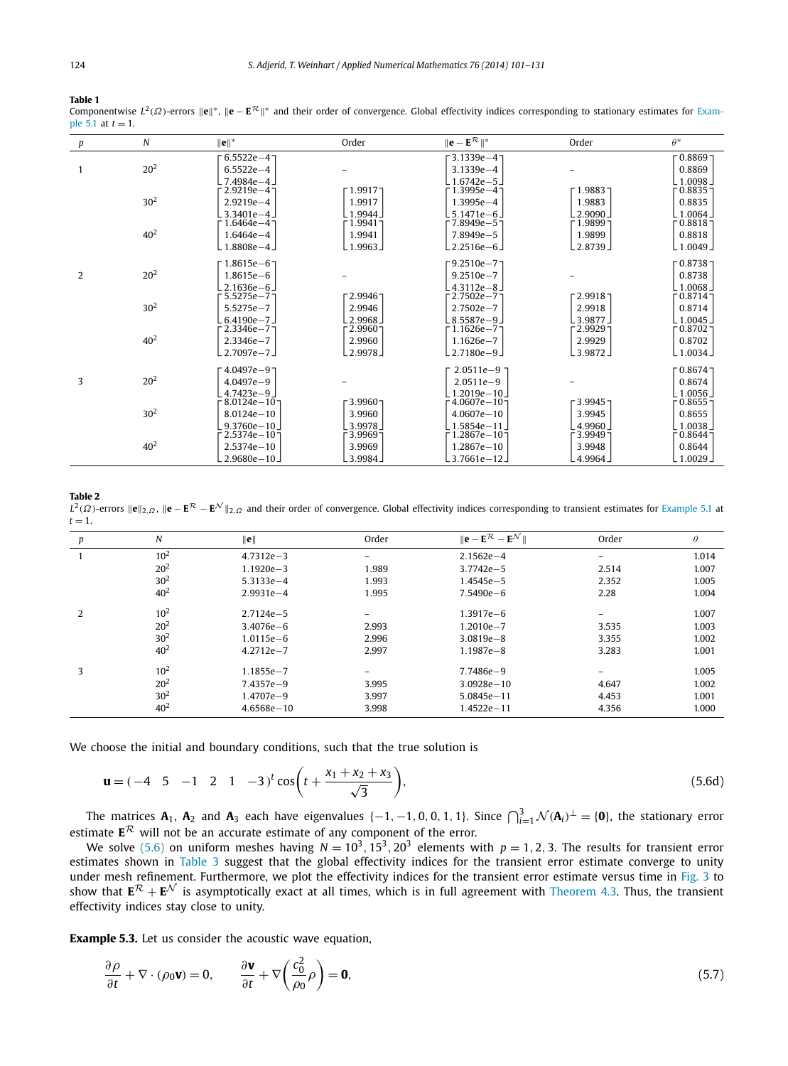**Table 1**
Componentwise $L^2(\Omega)$-errors $\|\mathbf{e}\|^*$, $\|\mathbf{e}-\mathbf{E}^{\mathcal{R}}\|^*$ and their order of convergence. Global effectivity indices corresponding to stationary estimates for Example 5.1 at $t=1$.

| $p$ | $N$ | $\|\mathbf{e}\|^*$ | Order | $\|\mathbf{e}-\mathbf{E}^{\mathcal{R}}\|^*$ | Order | $\theta^*$ |
|---|---|---|---|---|---|---|
| 1 | $20^2$ | $\begin{bmatrix}6.5522e{-4}\\6.5522e{-4}\\7.4984e{-4}\end{bmatrix}$ | – | $\begin{bmatrix}3.1339e{-4}\\3.1339e{-4}\\1.6742e{-5}\end{bmatrix}$ | – | $\begin{bmatrix}0.8869\\0.8869\\1.0098\end{bmatrix}$ |
| | $30^2$ | $\begin{bmatrix}2.9219e{-4}\\2.9219e{-4}\\3.3401e{-4}\end{bmatrix}$ | $\begin{bmatrix}1.9917\\1.9917\\1.9944\end{bmatrix}$ | $\begin{bmatrix}1.3995e{-4}\\1.3995e{-4}\\5.1471e{-6}\end{bmatrix}$ | $\begin{bmatrix}1.9883\\1.9883\\2.9090\end{bmatrix}$ | $\begin{bmatrix}0.8835\\0.8835\\1.0064\end{bmatrix}$ |
| | $40^2$ | $\begin{bmatrix}1.6464e{-4}\\1.6464e{-4}\\1.8808e{-4}\end{bmatrix}$ | $\begin{bmatrix}1.9941\\1.9941\\1.9963\end{bmatrix}$ | $\begin{bmatrix}7.8949e{-5}\\7.8949e{-5}\\2.2516e{-6}\end{bmatrix}$ | $\begin{bmatrix}1.9899\\1.9899\\2.8739\end{bmatrix}$ | $\begin{bmatrix}0.8818\\0.8818\\1.0049\end{bmatrix}$ |
| 2 | $20^2$ | $\begin{bmatrix}1.8615e{-6}\\1.8615e{-6}\\2.1636e{-6}\end{bmatrix}$ | – | $\begin{bmatrix}9.2510e{-7}\\9.2510e{-7}\\4.3112e{-8}\end{bmatrix}$ | – | $\begin{bmatrix}0.8738\\0.8738\\1.0068\end{bmatrix}$ |
| | $30^2$ | $\begin{bmatrix}5.5275e{-7}\\5.5275e{-7}\\6.4190e{-7}\end{bmatrix}$ | $\begin{bmatrix}2.9946\\2.9946\\2.9968\end{bmatrix}$ | $\begin{bmatrix}2.7502e{-7}\\2.7502e{-7}\\8.5587e{-9}\end{bmatrix}$ | $\begin{bmatrix}2.9918\\2.9918\\3.9877\end{bmatrix}$ | $\begin{bmatrix}0.8714\\0.8714\\1.0045\end{bmatrix}$ |
| | $40^2$ | $\begin{bmatrix}2.3346e{-7}\\2.3346e{-7}\\2.7097e{-7}\end{bmatrix}$ | $\begin{bmatrix}2.9960\\2.9960\\2.9978\end{bmatrix}$ | $\begin{bmatrix}1.1626e{-7}\\1.1626e{-7}\\2.7180e{-9}\end{bmatrix}$ | $\begin{bmatrix}2.9929\\2.9929\\3.9872\end{bmatrix}$ | $\begin{bmatrix}0.8702\\0.8702\\1.0034\end{bmatrix}$ |
| 3 | $20^2$ | $\begin{bmatrix}4.0497e{-9}\\4.0497e{-9}\\4.7423e{-9}\end{bmatrix}$ | – | $\begin{bmatrix}2.0511e{-9}\\2.0511e{-9}\\1.2019e{-10}\end{bmatrix}$ | – | $\begin{bmatrix}0.8674\\0.8674\\1.0056\end{bmatrix}$ |
| | $30^2$ | $\begin{bmatrix}8.0124e{-10}\\8.0124e{-10}\\9.3760e{-10}\end{bmatrix}$ | $\begin{bmatrix}3.9960\\3.9960\\3.9978\end{bmatrix}$ | $\begin{bmatrix}4.0607e{-10}\\4.0607e{-10}\\1.5854e{-11}\end{bmatrix}$ | $\begin{bmatrix}3.9945\\3.9945\\4.9960\end{bmatrix}$ | $\begin{bmatrix}0.8655\\0.8655\\1.0038\end{bmatrix}$ |
| | $40^2$ | $\begin{bmatrix}2.5374e{-10}\\2.5374e{-10}\\2.9680e{-10}\end{bmatrix}$ | $\begin{bmatrix}3.9969\\3.9969\\3.9984\end{bmatrix}$ | $\begin{bmatrix}1.2867e{-10}\\1.2867e{-10}\\3.7661e{-12}\end{bmatrix}$ | $\begin{bmatrix}3.9949\\3.9948\\4.9964\end{bmatrix}$ | $\begin{bmatrix}0.8644\\0.8644\\1.0029\end{bmatrix}$ |

**Table 2**
$L^2(\Omega)$-errors $\|\mathbf{e}\|_{2,\Omega}$, $\|\mathbf{e}-\mathbf{E}^{\mathcal{R}}-\mathbf{E}^{\mathcal{N}}\|_{2,\Omega}$ and their order of convergence. Global effectivity indices corresponding to transient estimates for Example 5.1 at $t=1$.

| $p$ | $N$ | $\|\mathbf{e}\|$ | Order | $\|\mathbf{e}-\mathbf{E}^{\mathcal{R}}-\mathbf{E}^{\mathcal{N}}\|$ | Order | $\theta$ |
|---|---|---|---|---|---|---|
| 1 | $10^2$ | 4.7312e−3 | – | 2.1562e−4 | – | 1.014 |
| | $20^2$ | 1.1920e−3 | 1.989 | 3.7742e−5 | 2.514 | 1.007 |
| | $30^2$ | 5.3133e−4 | 1.993 | 1.4545e−5 | 2.352 | 1.005 |
| | $40^2$ | 2.9931e−4 | 1.995 | 7.5490e−6 | 2.28 | 1.004 |
| 2 | $10^2$ | 2.7124e−5 | – | 1.3917e−6 | – | 1.007 |
| | $20^2$ | 3.4076e−6 | 2.993 | 1.2010e−7 | 3.535 | 1.003 |
| | $30^2$ | 1.0115e−6 | 2.996 | 3.0819e−8 | 3.355 | 1.002 |
| | $40^2$ | 4.2712e−7 | 2.997 | 1.1987e−8 | 3.283 | 1.001 |
| 3 | $10^2$ | 1.1855e−7 | – | 7.7486e−9 | – | 1.005 |
| | $20^2$ | 7.4357e−9 | 3.995 | 3.0928e−10 | 4.647 | 1.002 |
| | $30^2$ | 1.4707e−9 | 3.997 | 5.0845e−11 | 4.453 | 1.001 |
| | $40^2$ | 4.6568e−10 | 3.998 | 1.4522e−11 | 4.356 | 1.000 |

We choose the initial and boundary conditions, such that the true solution is

$$\mathbf{u} = (-4 \quad 5 \quad -1 \quad 2 \quad 1 \quad -3)^t \cos\left(t + \frac{x_1 + x_2 + x_3}{\sqrt{3}}\right), \tag{5.6d}$$

The matrices $\mathbf{A}_1$, $\mathbf{A}_2$ and $\mathbf{A}_3$ each have eigenvalues $\{-1,-1,0,0,1,1\}$. Since $\bigcap_{i=1}^{3}\mathcal{N}(\mathbf{A}_i)^{\perp} = \{\mathbf{0}\}$, the stationary error estimate $\mathbf{E}^{\mathcal{R}}$ will not be an accurate estimate of any component of the error.

We solve (5.6) on uniform meshes having $N = 10^3, 15^3, 20^3$ elements with $p = 1,2,3$. The results for transient error estimates shown in Table 3 suggest that the global effectivity indices for the transient error estimate converge to unity under mesh refinement. Furthermore, we plot the effectivity indices for the transient error estimate versus time in Fig. 3 to show that $\mathbf{E}^{\mathcal{R}} + \mathbf{E}^{\mathcal{N}}$ is asymptotically exact at all times, which is in full agreement with Theorem 4.3. Thus, the transient effectivity indices stay close to unity.

**Example 5.3.** Let us consider the acoustic wave equation,

$$\frac{\partial \rho}{\partial t} + \nabla \cdot (\rho_0 \mathbf{v}) = 0, \qquad \frac{\partial \mathbf{v}}{\partial t} + \nabla\left(\frac{c_0^2}{\rho_0}\rho\right) = \mathbf{0}, \tag{5.7}$$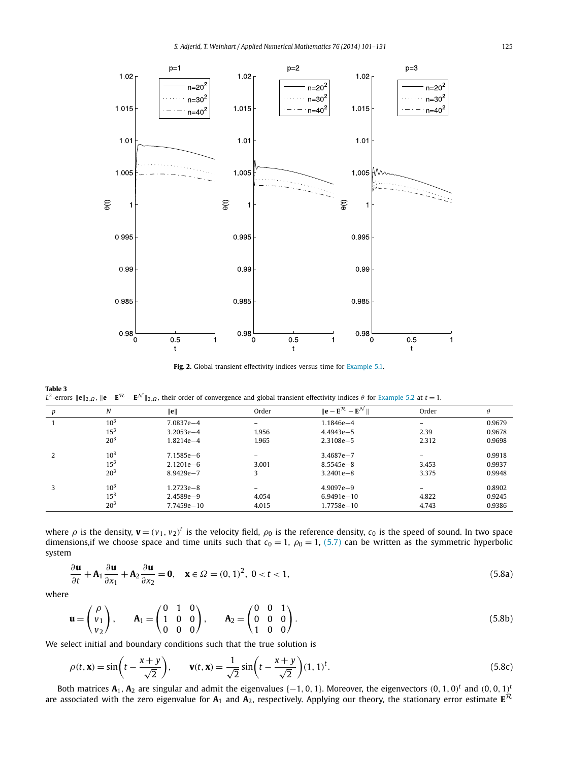**Fig. 2.** Global transient effectivity indices versus time for Example 5.1.

**Table 3**
$L^2$-errors $\|\mathbf{e}\|_{2,\Omega}$, $\|\mathbf{e}-\mathbf{E}^{\mathcal{R}}-\mathbf{E}^{\mathcal{N}}\|_{2,\Omega}$, their order of convergence and global transient effectivity indices $\theta$ for Example 5.2 at $t=1$.

| $p$ | $N$ | $\|\mathbf{e}\|$ | Order | $\|\mathbf{e}-\mathbf{E}^{\mathcal{R}}-\mathbf{E}^{\mathcal{N}}\|$ | Order | $\theta$ |
|---|---|---|---|---|---|---|
| 1 | $10^3$ | 7.0837e−4 | – | 1.1846e−4 | – | 0.9679 |
| | $15^3$ | 3.2053e−4 | 1.956 | 4.4943e−5 | 2.39 | 0.9678 |
| | $20^3$ | 1.8214e−4 | 1.965 | 2.3108e−5 | 2.312 | 0.9698 |
| 2 | $10^3$ | 7.1585e−6 | – | 3.4687e−7 | – | 0.9918 |
| | $15^3$ | 2.1201e−6 | 3.001 | 8.5545e−8 | 3.453 | 0.9937 |
| | $20^3$ | 8.9429e−7 | 3 | 3.2401e−8 | 3.375 | 0.9948 |
| 3 | $10^3$ | 1.2723e−8 | – | 4.9097e−9 | – | 0.8902 |
| | $15^3$ | 2.4589e−9 | 4.054 | 6.9491e−10 | 4.822 | 0.9245 |
| | $20^3$ | 7.7459e−10 | 4.015 | 1.7758e−10 | 4.743 | 0.9386 |

where $\rho$ is the density, $\mathbf{v}=(v_1,v_2)^t$ is the velocity field, $\rho_0$ is the reference density, $c_0$ is the speed of sound. In two space dimensions,if we choose space and time units such that $c_0=1$, $\rho_0=1$, (5.7) can be written as the symmetric hyperbolic system

$$\frac{\partial \mathbf{u}}{\partial t}+\mathbf{A}_1\frac{\partial \mathbf{u}}{\partial x_1}+\mathbf{A}_2\frac{\partial \mathbf{u}}{\partial x_2}=\mathbf{0},\quad \mathbf{x}\in\Omega=(0,1)^2,\ 0<t<1, \tag{5.8a}$$

where

$$\mathbf{u}=\begin{pmatrix}\rho\\ v_1\\ v_2\end{pmatrix},\qquad \mathbf{A}_1=\begin{pmatrix}0&1&0\\1&0&0\\0&0&0\end{pmatrix},\qquad \mathbf{A}_2=\begin{pmatrix}0&0&1\\0&0&0\\1&0&0\end{pmatrix}. \tag{5.8b}$$

We select initial and boundary conditions such that the true solution is

$$\rho(t,\mathbf{x})=\sin\left(t-\frac{x+y}{\sqrt{2}}\right),\qquad \mathbf{v}(t,\mathbf{x})=\frac{1}{\sqrt{2}}\sin\left(t-\frac{x+y}{\sqrt{2}}\right)(1,1)^t. \tag{5.8c}$$

Both matrices $\mathbf{A}_1$, $\mathbf{A}_2$ are singular and admit the eigenvalues $\{-1,0,1\}$. Moreover, the eigenvectors $(0,1,0)^t$ and $(0,0,1)^t$ are associated with the zero eigenvalue for $\mathbf{A}_1$ and $\mathbf{A}_2$, respectively. Applying our theory, the stationary error estimate $\mathbf{E}^{\mathcal{R}}$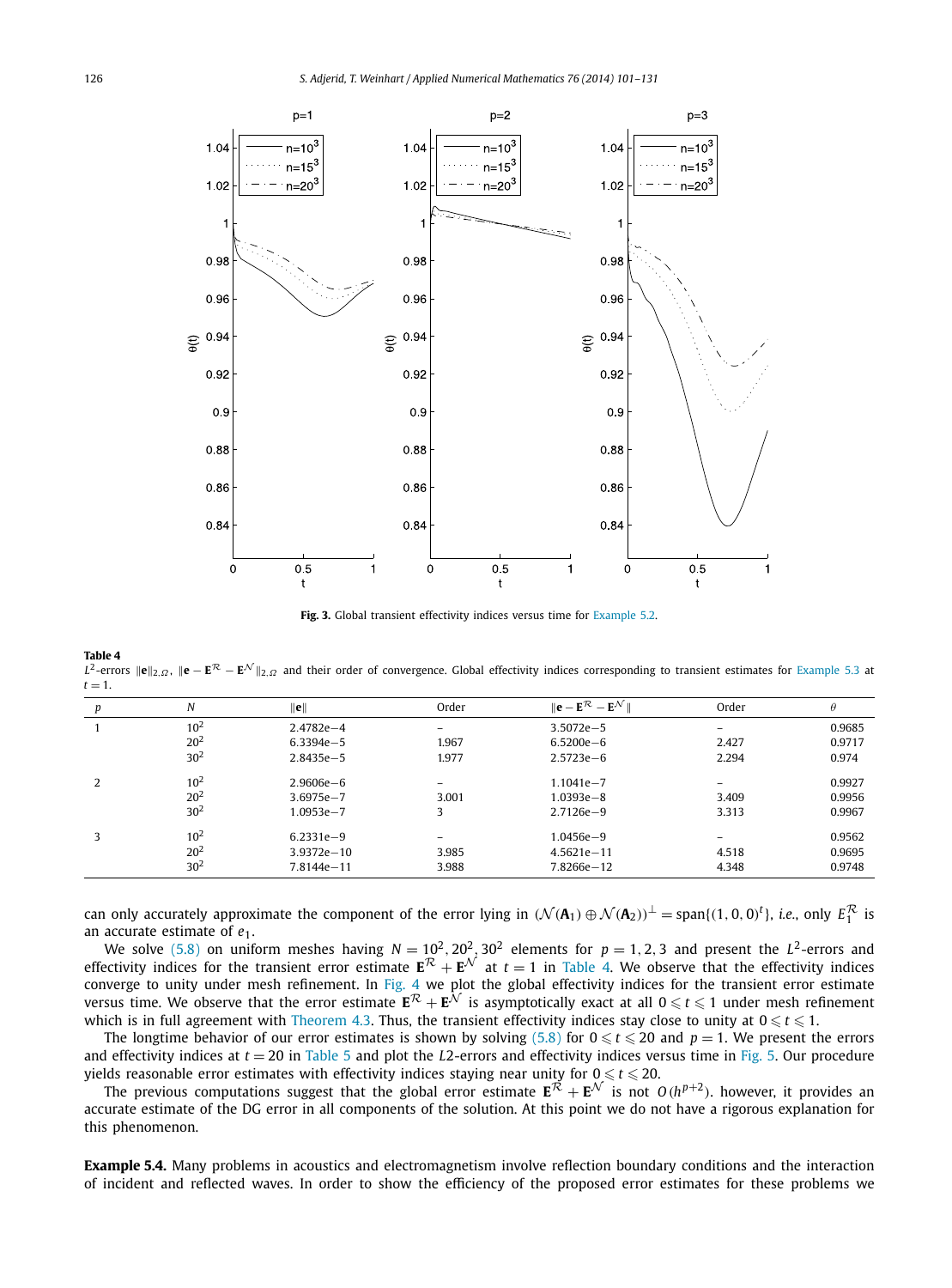**Fig. 3.** Global transient effectivity indices versus time for Example 5.2.

**Table 4**
$L^2$-errors $\|\mathbf{e}\|_{2,\Omega}$, $\|\mathbf{e} - \mathbf{E}^{\mathcal{R}} - \mathbf{E}^{\mathcal{N}}\|_{2,\Omega}$ and their order of convergence. Global effectivity indices corresponding to transient estimates for Example 5.3 at $t = 1$.

| $p$ | $N$ | $\|\mathbf{e}\|$ | Order | $\|\mathbf{e} - \mathbf{E}^{\mathcal{R}} - \mathbf{E}^{\mathcal{N}}\|$ | Order | $\theta$ |
|---|---|---|---|---|---|---|
| 1 | $10^2$ | 2.4782e−4 | – | 3.5072e−5 | – | 0.9685 |
| | $20^2$ | 6.3394e−5 | 1.967 | 6.5200e−6 | 2.427 | 0.9717 |
| | $30^2$ | 2.8435e−5 | 1.977 | 2.5723e−6 | 2.294 | 0.974 |
| 2 | $10^2$ | 2.9606e−6 | – | 1.1041e−7 | – | 0.9927 |
| | $20^2$ | 3.6975e−7 | 3.001 | 1.0393e−8 | 3.409 | 0.9956 |
| | $30^2$ | 1.0953e−7 | 3 | 2.7126e−9 | 3.313 | 0.9967 |
| 3 | $10^2$ | 6.2331e−9 | – | 1.0456e−9 | – | 0.9562 |
| | $20^2$ | 3.9372e−10 | 3.985 | 4.5621e−11 | 4.518 | 0.9695 |
| | $30^2$ | 7.8144e−11 | 3.988 | 7.8266e−12 | 4.348 | 0.9748 |

can only accurately approximate the component of the error lying in $(\mathcal{N}(\mathbf{A}_1) \oplus \mathcal{N}(\mathbf{A}_2))^{\perp} = \text{span}\{(1,0,0)^t\}$, *i.e.*, only $E_1^{\mathcal{R}}$ is an accurate estimate of $e_1$.

We solve (5.8) on uniform meshes having $N = 10^2, 20^2, 30^2$ elements for $p = 1, 2, 3$ and present the $L^2$-errors and effectivity indices for the transient error estimate $\mathbf{E}^{\mathcal{R}} + \mathbf{E}^{\mathcal{N}}$ at $t = 1$ in Table 4. We observe that the effectivity indices converge to unity under mesh refinement. In Fig. 4 we plot the global effectivity indices for the transient error estimate versus time. We observe that the error estimate $\mathbf{E}^{\mathcal{R}} + \mathbf{E}^{\mathcal{N}}$ is asymptotically exact at all $0 \leqslant t \leqslant 1$ under mesh refinement which is in full agreement with Theorem 4.3. Thus, the transient effectivity indices stay close to unity at $0 \leqslant t \leqslant 1$.

The longtime behavior of our error estimates is shown by solving (5.8) for $0 \leqslant t \leqslant 20$ and $p = 1$. We present the errors and effectivity indices at $t = 20$ in Table 5 and plot the $L2$-errors and effectivity indices versus time in Fig. 5. Our procedure yields reasonable error estimates with effectivity indices staying near unity for $0 \leqslant t \leqslant 20$.

The previous computations suggest that the global error estimate $\mathbf{E}^{\mathcal{R}} + \mathbf{E}^{\mathcal{N}}$ is not $O(h^{p+2})$. however, it provides an accurate estimate of the DG error in all components of the solution. At this point we do not have a rigorous explanation for this phenomenon.

**Example 5.4.** Many problems in acoustics and electromagnetism involve reflection boundary conditions and the interaction of incident and reflected waves. In order to show the efficiency of the proposed error estimates for these problems we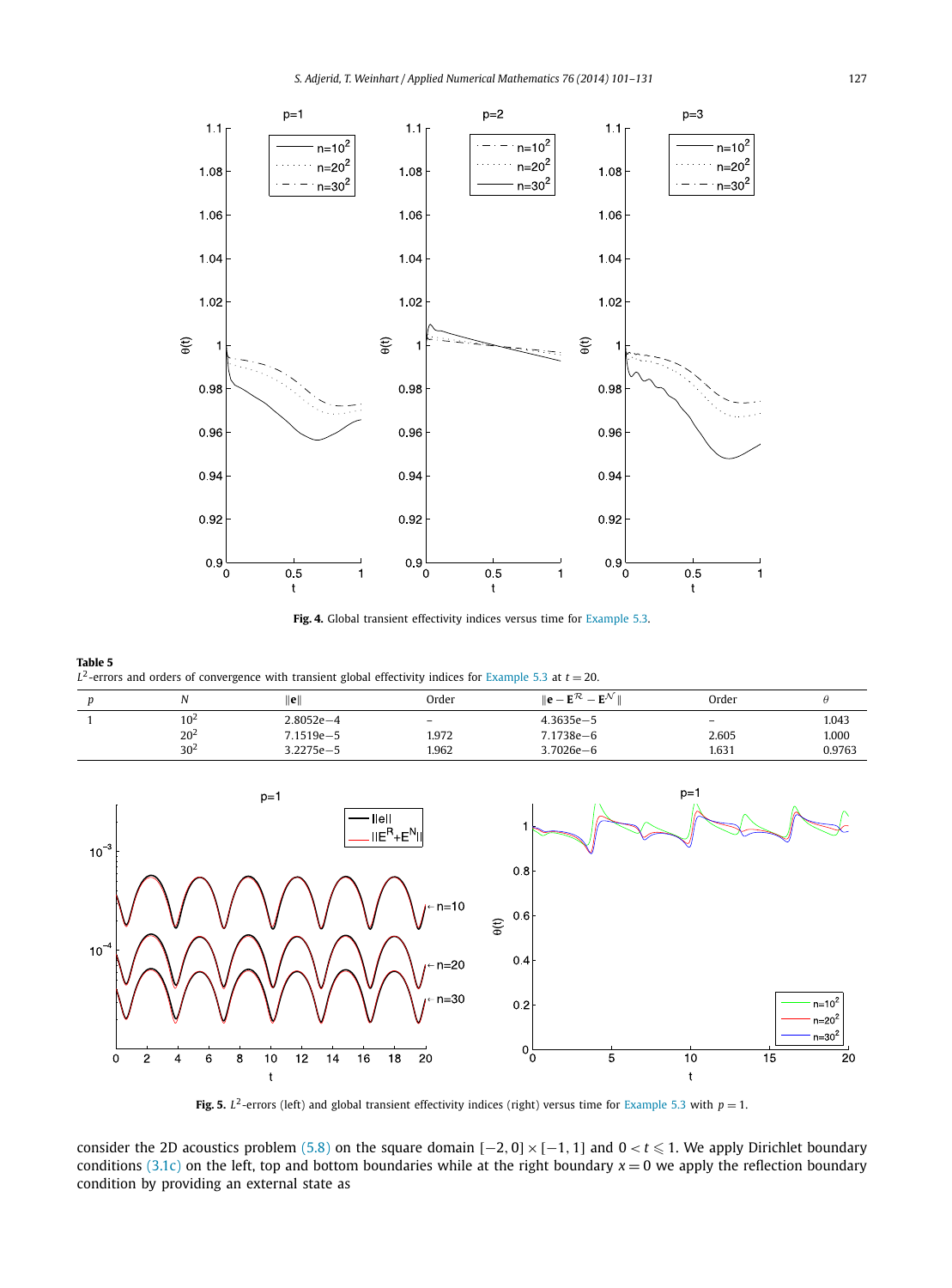**Fig. 4.** Global transient effectivity indices versus time for Example 5.3.

**Table 5**
$L^2$-errors and orders of convergence with transient global effectivity indices for Example 5.3 at $t = 20$.

| $p$ | $N$ | $\|\mathbf{e}\|$ | Order | $\|\mathbf{e} - \mathbf{E}^{\mathcal{R}} - \mathbf{E}^{\mathcal{N}}\|$ | Order | $\theta$ |
|---|---|---|---|---|---|---|
| 1 | $10^2$ | 2.8052e−4 | – | 4.3635e−5 | – | 1.043 |
| | $20^2$ | 7.1519e−5 | 1.972 | 7.1738e−6 | 2.605 | 1.000 |
| | $30^2$ | 3.2275e−5 | 1.962 | 3.7026e−6 | 1.631 | 0.9763 |

**Fig. 5.** $L^2$-errors (left) and global transient effectivity indices (right) versus time for Example 5.3 with $p = 1$.

consider the 2D acoustics problem (5.8) on the square domain $[-2, 0] \times [-1, 1]$ and $0 < t \leqslant 1$. We apply Dirichlet boundary conditions (3.1c) on the left, top and bottom boundaries while at the right boundary $x = 0$ we apply the reflection boundary condition by providing an external state as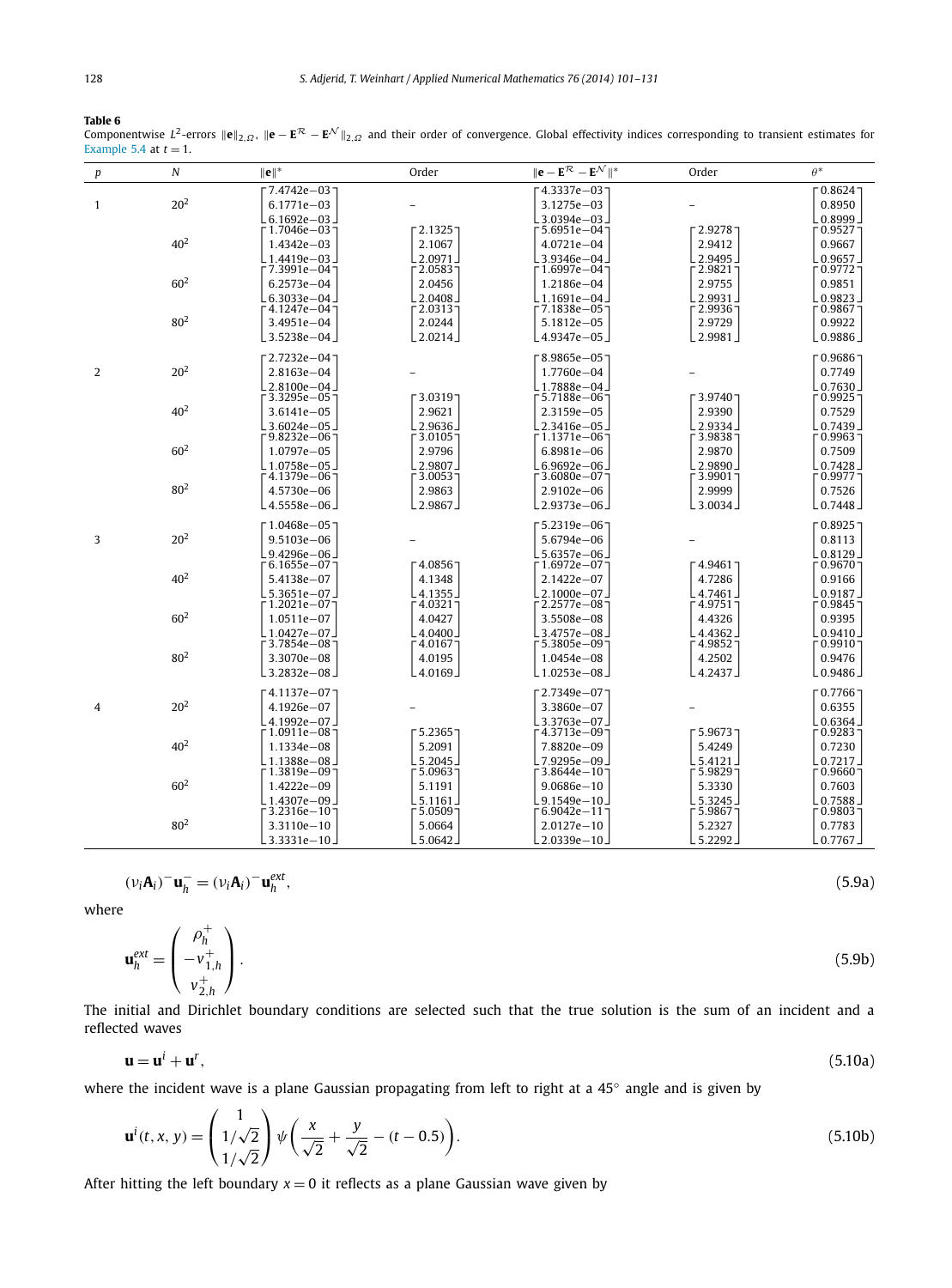**Table 6**

Componentwise $L^2$-errors $\|\mathbf{e}\|_{2,\Omega}$, $\|\mathbf{e} - \mathbf{E}^{\mathcal{R}} - \mathbf{E}^{\mathcal{N}}\|_{2,\Omega}$ and their order of convergence. Global effectivity indices corresponding to transient estimates for Example 5.4 at $t = 1$.

| $p$ | $N$ | $\|\mathbf{e}\|^*$ | Order | $\|\mathbf{e} - \mathbf{E}^{\mathcal{R}} - \mathbf{E}^{\mathcal{N}}\|^*$ | Order | $\theta^*$ |
|---|---|---|---|---|---|---|
| 1 | $20^2$ | $\begin{bmatrix} 7.4742e{-03} \\ 6.1771e{-03} \\ 6.1692e{-03} \end{bmatrix}$ | – | $\begin{bmatrix} 4.3337e{-03} \\ 3.1275e{-03} \\ 3.0394e{-03} \end{bmatrix}$ | – | $\begin{bmatrix} 0.8624 \\ 0.8950 \\ 0.8999 \end{bmatrix}$ |
| | $40^2$ | $\begin{bmatrix} 1.7046e{-03} \\ 1.4342e{-03} \\ 1.4419e{-03} \end{bmatrix}$ | $\begin{bmatrix} 2.1325 \\ 2.1067 \\ 2.0971 \end{bmatrix}$ | $\begin{bmatrix} 5.6951e{-04} \\ 4.0721e{-04} \\ 3.9346e{-04} \end{bmatrix}$ | $\begin{bmatrix} 2.9278 \\ 2.9412 \\ 2.9495 \end{bmatrix}$ | $\begin{bmatrix} 0.9527 \\ 0.9667 \\ 0.9657 \end{bmatrix}$ |
| | $60^2$ | $\begin{bmatrix} 7.3991e{-04} \\ 6.2573e{-04} \\ 6.3033e{-04} \end{bmatrix}$ | $\begin{bmatrix} 2.0583 \\ 2.0456 \\ 2.0408 \end{bmatrix}$ | $\begin{bmatrix} 1.6997e{-04} \\ 1.2186e{-04} \\ 1.1691e{-04} \end{bmatrix}$ | $\begin{bmatrix} 2.9821 \\ 2.9755 \\ 2.9931 \end{bmatrix}$ | $\begin{bmatrix} 0.9772 \\ 0.9851 \\ 0.9823 \end{bmatrix}$ |
| | $80^2$ | $\begin{bmatrix} 4.1247e{-04} \\ 3.4951e{-04} \\ 3.5238e{-04} \end{bmatrix}$ | $\begin{bmatrix} 2.0313 \\ 2.0244 \\ 2.0214 \end{bmatrix}$ | $\begin{bmatrix} 7.1838e{-05} \\ 5.1812e{-05} \\ 4.9347e{-05} \end{bmatrix}$ | $\begin{bmatrix} 2.9936 \\ 2.9729 \\ 2.9981 \end{bmatrix}$ | $\begin{bmatrix} 0.9867 \\ 0.9922 \\ 0.9886 \end{bmatrix}$ |
| 2 | $20^2$ | $\begin{bmatrix} 2.7232e{-04} \\ 2.8163e{-04} \\ 2.8100e{-04} \end{bmatrix}$ | – | $\begin{bmatrix} 8.9865e{-05} \\ 1.7760e{-04} \\ 1.7888e{-04} \end{bmatrix}$ | – | $\begin{bmatrix} 0.9686 \\ 0.7749 \\ 0.7630 \end{bmatrix}$ |
| | $40^2$ | $\begin{bmatrix} 3.3295e{-05} \\ 3.6141e{-05} \\ 3.6024e{-05} \end{bmatrix}$ | $\begin{bmatrix} 3.0319 \\ 2.9621 \\ 2.9636 \end{bmatrix}$ | $\begin{bmatrix} 5.7188e{-06} \\ 2.3159e{-05} \\ 2.3416e{-05} \end{bmatrix}$ | $\begin{bmatrix} 3.9740 \\ 2.9390 \\ 2.9334 \end{bmatrix}$ | $\begin{bmatrix} 0.9925 \\ 0.7529 \\ 0.7439 \end{bmatrix}$ |
| | $60^2$ | $\begin{bmatrix} 9.8232e{-06} \\ 1.0797e{-05} \\ 1.0758e{-05} \end{bmatrix}$ | $\begin{bmatrix} 3.0105 \\ 2.9796 \\ 2.9807 \end{bmatrix}$ | $\begin{bmatrix} 1.1371e{-06} \\ 6.8981e{-06} \\ 6.9692e{-06} \end{bmatrix}$ | $\begin{bmatrix} 3.9838 \\ 2.9870 \\ 2.9890 \end{bmatrix}$ | $\begin{bmatrix} 0.9963 \\ 0.7509 \\ 0.7428 \end{bmatrix}$ |
| | $80^2$ | $\begin{bmatrix} 4.1379e{-06} \\ 4.5730e{-06} \\ 4.5558e{-06} \end{bmatrix}$ | $\begin{bmatrix} 3.0053 \\ 2.9863 \\ 2.9867 \end{bmatrix}$ | $\begin{bmatrix} 3.6080e{-07} \\ 2.9102e{-06} \\ 2.9373e{-06} \end{bmatrix}$ | $\begin{bmatrix} 3.9901 \\ 2.9999 \\ 3.0034 \end{bmatrix}$ | $\begin{bmatrix} 0.9977 \\ 0.7526 \\ 0.7448 \end{bmatrix}$ |
| 3 | $20^2$ | $\begin{bmatrix} 1.0468e{-05} \\ 9.5103e{-06} \\ 9.4296e{-06} \end{bmatrix}$ | – | $\begin{bmatrix} 5.2319e{-06} \\ 5.6794e{-06} \\ 5.6357e{-06} \end{bmatrix}$ | – | $\begin{bmatrix} 0.8925 \\ 0.8113 \\ 0.8129 \end{bmatrix}$ |
| | $40^2$ | $\begin{bmatrix} 6.1655e{-07} \\ 5.4138e{-07} \\ 5.3651e{-07} \end{bmatrix}$ | $\begin{bmatrix} 4.0856 \\ 4.1348 \\ 4.1355 \end{bmatrix}$ | $\begin{bmatrix} 1.6972e{-07} \\ 2.1422e{-07} \\ 2.1000e{-07} \end{bmatrix}$ | $\begin{bmatrix} 4.9461 \\ 4.7286 \\ 4.7461 \end{bmatrix}$ | $\begin{bmatrix} 0.9670 \\ 0.9166 \\ 0.9187 \end{bmatrix}$ |
| | $60^2$ | $\begin{bmatrix} 1.2021e{-07} \\ 1.0511e{-07} \\ 1.0427e{-07} \end{bmatrix}$ | $\begin{bmatrix} 4.0321 \\ 4.0427 \\ 4.0400 \end{bmatrix}$ | $\begin{bmatrix} 2.2577e{-08} \\ 3.5508e{-08} \\ 3.4757e{-08} \end{bmatrix}$ | $\begin{bmatrix} 4.9751 \\ 4.4326 \\ 4.4362 \end{bmatrix}$ | $\begin{bmatrix} 0.9845 \\ 0.9395 \\ 0.9410 \end{bmatrix}$ |
| | $80^2$ | $\begin{bmatrix} 3.7854e{-08} \\ 3.3070e{-08} \\ 3.2832e{-08} \end{bmatrix}$ | $\begin{bmatrix} 4.0167 \\ 4.0195 \\ 4.0169 \end{bmatrix}$ | $\begin{bmatrix} 5.3805e{-09} \\ 1.0454e{-08} \\ 1.0253e{-08} \end{bmatrix}$ | $\begin{bmatrix} 4.9852 \\ 4.2502 \\ 4.2437 \end{bmatrix}$ | $\begin{bmatrix} 0.9910 \\ 0.9476 \\ 0.9486 \end{bmatrix}$ |
| 4 | $20^2$ | $\begin{bmatrix} 4.1137e{-07} \\ 4.1926e{-07} \\ 4.1992e{-07} \end{bmatrix}$ | – | $\begin{bmatrix} 2.7349e{-07} \\ 3.3860e{-07} \\ 3.3763e{-07} \end{bmatrix}$ | – | $\begin{bmatrix} 0.7766 \\ 0.6355 \\ 0.6364 \end{bmatrix}$ |
| | $40^2$ | $\begin{bmatrix} 1.0911e{-08} \\ 1.1334e{-08} \\ 1.1388e{-08} \end{bmatrix}$ | $\begin{bmatrix} 5.2365 \\ 5.2091 \\ 5.2045 \end{bmatrix}$ | $\begin{bmatrix} 4.3713e{-09} \\ 7.8820e{-09} \\ 7.9295e{-09} \end{bmatrix}$ | $\begin{bmatrix} 5.9673 \\ 5.4249 \\ 5.4121 \end{bmatrix}$ | $\begin{bmatrix} 0.9283 \\ 0.7230 \\ 0.7217 \end{bmatrix}$ |
| | $60^2$ | $\begin{bmatrix} 1.3819e{-09} \\ 1.4222e{-09} \\ 1.4307e{-09} \end{bmatrix}$ | $\begin{bmatrix} 5.0963 \\ 5.1191 \\ 5.1161 \end{bmatrix}$ | $\begin{bmatrix} 3.8644e{-10} \\ 9.0686e{-10} \\ 9.1549e{-10} \end{bmatrix}$ | $\begin{bmatrix} 5.9829 \\ 5.3330 \\ 5.3245 \end{bmatrix}$ | $\begin{bmatrix} 0.9660 \\ 0.7603 \\ 0.7588 \end{bmatrix}$ |
| | $80^2$ | $\begin{bmatrix} 3.2316e{-10} \\ 3.3110e{-10} \\ 3.3331e{-10} \end{bmatrix}$ | $\begin{bmatrix} 5.0509 \\ 5.0664 \\ 5.0642 \end{bmatrix}$ | $\begin{bmatrix} 6.9042e{-11} \\ 2.0127e{-10} \\ 2.0339e{-10} \end{bmatrix}$ | $\begin{bmatrix} 5.9867 \\ 5.2327 \\ 5.2292 \end{bmatrix}$ | $\begin{bmatrix} 0.9803 \\ 0.7783 \\ 0.7767 \end{bmatrix}$ |

$$(\nu_i \mathbf{A}_i)^- \mathbf{u}_h^- = (\nu_i \mathbf{A}_i)^- \mathbf{u}_h^{ext}, \tag{5.9a}$$

where

$$\mathbf{u}_h^{ext} = \begin{pmatrix} \rho_h^+ \\ -v_{1,h}^+ \\ v_{2,h}^+ \end{pmatrix}. \tag{5.9b}$$

The initial and Dirichlet boundary conditions are selected such that the true solution is the sum of an incident and a reflected waves

$$\mathbf{u} = \mathbf{u}^i + \mathbf{u}^r, \tag{5.10a}$$

where the incident wave is a plane Gaussian propagating from left to right at a 45° angle and is given by

$$\mathbf{u}^i(t, x, y) = \begin{pmatrix} 1 \\ 1/\sqrt{2} \\ 1/\sqrt{2} \end{pmatrix} \psi\left(\frac{x}{\sqrt{2}} + \frac{y}{\sqrt{2}} - (t - 0.5)\right). \tag{5.10b}$$

After hitting the left boundary $x = 0$ it reflects as a plane Gaussian wave given by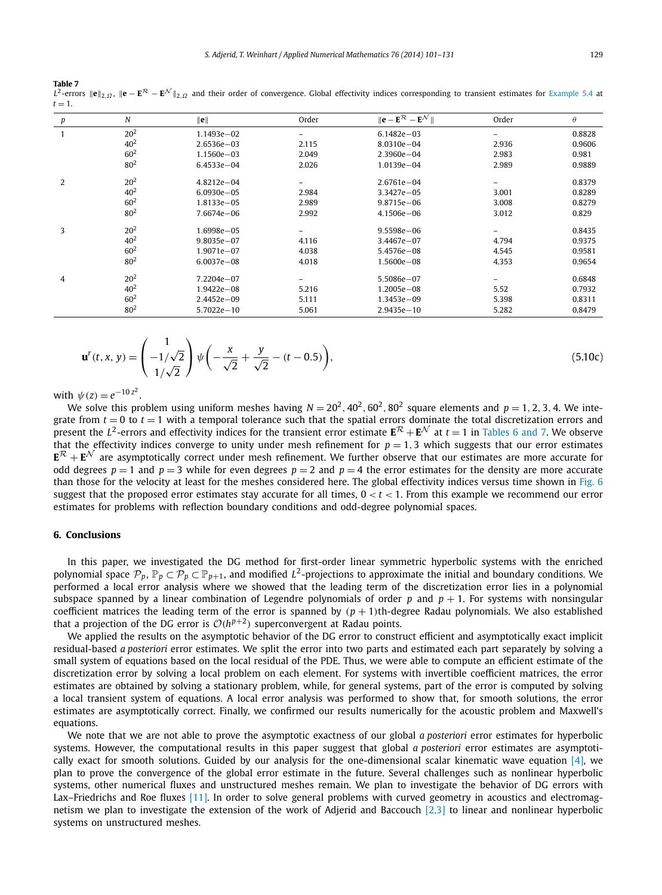**Table 7**

$L^2$-errors $\|\mathbf{e}\|_{2,\Omega}$, $\|\mathbf{e} - \mathbf{E}^{\mathcal{R}} - \mathbf{E}^{\mathcal{N}}\|_{2,\Omega}$ and their order of convergence. Global effectivity indices corresponding to transient estimates for Example 5.4 at $t = 1$.

| $p$ | $N$ | $\|\mathbf{e}\|$ | Order | $\|\mathbf{e} - \mathbf{E}^{\mathcal{R}} - \mathbf{E}^{\mathcal{N}}\|$ | Order | $\theta$ |
|---|---|---|---|---|---|---|
| 1 | $20^2$ | 1.1493e−02 | – | 6.1482e−03 | – | 0.8828 |
| | $40^2$ | 2.6536e−03 | 2.115 | 8.0310e−04 | 2.936 | 0.9606 |
| | $60^2$ | 1.1560e−03 | 2.049 | 2.3960e−04 | 2.983 | 0.981 |
| | $80^2$ | 6.4533e−04 | 2.026 | 1.0139e−04 | 2.989 | 0.9889 |
| 2 | $20^2$ | 4.8212e−04 | – | 2.6761e−04 | – | 0.8379 |
| | $40^2$ | 6.0930e−05 | 2.984 | 3.3427e−05 | 3.001 | 0.8289 |
| | $60^2$ | 1.8133e−05 | 2.989 | 9.8715e−06 | 3.008 | 0.8279 |
| | $80^2$ | 7.6674e−06 | 2.992 | 4.1506e−06 | 3.012 | 0.829 |
| 3 | $20^2$ | 1.6998e−05 | – | 9.5598e−06 | – | 0.8435 |
| | $40^2$ | 9.8035e−07 | 4.116 | 3.4467e−07 | 4.794 | 0.9375 |
| | $60^2$ | 1.9071e−07 | 4.038 | 5.4576e−08 | 4.545 | 0.9581 |
| | $80^2$ | 6.0037e−08 | 4.018 | 1.5600e−08 | 4.353 | 0.9654 |
| 4 | $20^2$ | 7.2204e−07 | – | 5.5086e−07 | – | 0.6848 |
| | $40^2$ | 1.9422e−08 | 5.216 | 1.2005e−08 | 5.52 | 0.7932 |
| | $60^2$ | 2.4452e−09 | 5.111 | 1.3453e−09 | 5.398 | 0.8311 |
| | $80^2$ | 5.7022e−10 | 5.061 | 2.9435e−10 | 5.282 | 0.8479 |

$$\mathbf{u}^r(t, x, y) = \begin{pmatrix} 1 \\ -1/\sqrt{2} \\ 1/\sqrt{2} \end{pmatrix} \psi\left(-\frac{x}{\sqrt{2}} + \frac{y}{\sqrt{2}} - (t - 0.5)\right), \tag{5.10c}$$

with $\psi(z) = e^{-10 z^2}$.

We solve this problem using uniform meshes having $N = 20^2, 40^2, 60^2, 80^2$ square elements and $p = 1, 2, 3, 4$. We integrate from $t = 0$ to $t = 1$ with a temporal tolerance such that the spatial errors dominate the total discretization errors and present the $L^2$-errors and effectivity indices for the transient error estimate $\mathbf{E}^{\mathcal{R}} + \mathbf{E}^{\mathcal{N}}$ at $t = 1$ in Tables 6 and 7. We observe that the effectivity indices converge to unity under mesh refinement for $p = 1, 3$ which suggests that our error estimates $\mathbf{E}^{\mathcal{R}} + \mathbf{E}^{\mathcal{N}}$ are asymptotically correct under mesh refinement. We further observe that our estimates are more accurate for odd degrees $p = 1$ and $p = 3$ while for even degrees $p = 2$ and $p = 4$ the error estimates for the density are more accurate than those for the velocity at least for the meshes considered here. The global effectivity indices versus time shown in Fig. 6 suggest that the proposed error estimates stay accurate for all times, $0 < t < 1$. From this example we recommend our error estimates for problems with reflection boundary conditions and odd-degree polynomial spaces.

## 6. Conclusions

In this paper, we investigated the DG method for first-order linear symmetric hyperbolic systems with the enriched polynomial space $\mathcal{P}_p$, $\mathbb{P}_p \subset \mathcal{P}_p \subset \mathbb{P}_{p+1}$, and modified $L^2$-projections to approximate the initial and boundary conditions. We performed a local error analysis where we showed that the leading term of the discretization error lies in a polynomial subspace spanned by a linear combination of Legendre polynomials of order $p$ and $p + 1$. For systems with nonsingular coefficient matrices the leading term of the error is spanned by $(p + 1)$th-degree Radau polynomials. We also established that a projection of the DG error is $\mathcal{O}(h^{p+2})$ superconvergent at Radau points.

We applied the results on the asymptotic behavior of the DG error to construct efficient and asymptotically exact implicit residual-based *a posteriori* error estimates. We split the error into two parts and estimated each part separately by solving a small system of equations based on the local residual of the PDE. Thus, we were able to compute an efficient estimate of the discretization error by solving a local problem on each element. For systems with invertible coefficient matrices, the error estimates are obtained by solving a stationary problem, while, for general systems, part of the error is computed by solving a local transient system of equations. A local error analysis was performed to show that, for smooth solutions, the error estimates are asymptotically correct. Finally, we confirmed our results numerically for the acoustic problem and Maxwell's equations.

We note that we are not able to prove the asymptotic exactness of our global *a posteriori* error estimates for hyperbolic systems. However, the computational results in this paper suggest that global *a posteriori* error estimates are asymptotically exact for smooth solutions. Guided by our analysis for the one-dimensional scalar kinematic wave equation [4], we plan to prove the convergence of the global error estimate in the future. Several challenges such as nonlinear hyperbolic systems, other numerical fluxes and unstructured meshes remain. We plan to investigate the behavior of DG errors with Lax–Friedrichs and Roe fluxes [11]. In order to solve general problems with curved geometry in acoustics and electromagnetism we plan to investigate the extension of the work of Adjerid and Baccouch [2,3] to linear and nonlinear hyperbolic systems on unstructured meshes.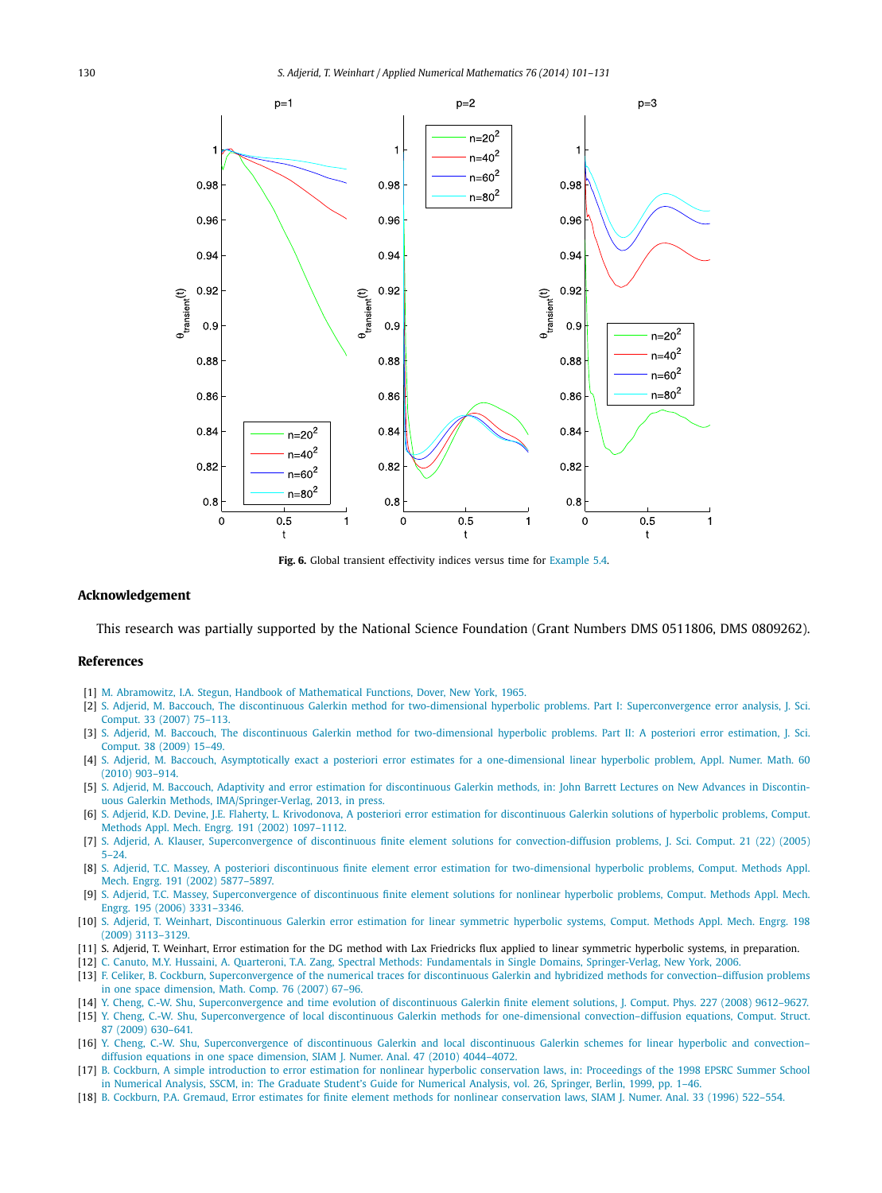**Fig. 6.** Global transient effectivity indices versus time for Example 5.4.

## Acknowledgement

This research was partially supported by the National Science Foundation (Grant Numbers DMS 0511806, DMS 0809262).

## References

[1] M. Abramowitz, I.A. Stegun, Handbook of Mathematical Functions, Dover, New York, 1965.

[2] S. Adjerid, M. Baccouch, The discontinuous Galerkin method for two-dimensional hyperbolic problems. Part I: Superconvergence error analysis, J. Sci. Comput. 33 (2007) 75–113.

[3] S. Adjerid, M. Baccouch, The discontinuous Galerkin method for two-dimensional hyperbolic problems. Part II: A posteriori error estimation, J. Sci. Comput. 38 (2009) 15–49.

[4] S. Adjerid, M. Baccouch, Asymptotically exact a posteriori error estimates for a one-dimensional linear hyperbolic problem, Appl. Numer. Math. 60 (2010) 903–914.

[5] S. Adjerid, M. Baccouch, Adaptivity and error estimation for discontinuous Galerkin methods, in: John Barrett Lectures on New Advances in Discontinuous Galerkin Methods, IMA/Springer-Verlag, 2013, in press.

[6] S. Adjerid, K.D. Devine, J.E. Flaherty, L. Krivodonova, A posteriori error estimation for discontinuous Galerkin solutions of hyperbolic problems, Comput. Methods Appl. Mech. Engrg. 191 (2002) 1097–1112.

[7] S. Adjerid, A. Klauser, Superconvergence of discontinuous finite element solutions for convection-diffusion problems, J. Sci. Comput. 21 (22) (2005) 5–24.

[8] S. Adjerid, T.C. Massey, A posteriori discontinuous finite element error estimation for two-dimensional hyperbolic problems, Comput. Methods Appl. Mech. Engrg. 191 (2002) 5877–5897.

[9] S. Adjerid, T.C. Massey, Superconvergence of discontinuous finite element solutions for nonlinear hyperbolic problems, Comput. Methods Appl. Mech. Engrg. 195 (2006) 3331–3346.

[10] S. Adjerid, T. Weinhart, Discontinuous Galerkin error estimation for linear symmetric hyperbolic systems, Comput. Methods Appl. Mech. Engrg. 198 (2009) 3113–3129.

[11] S. Adjerid, T. Weinhart, Error estimation for the DG method with Lax Friedricks flux applied to linear symmetric hyperbolic systems, in preparation.

[12] C. Canuto, M.Y. Hussaini, A. Quarteroni, T.A. Zang, Spectral Methods: Fundamentals in Single Domains, Springer-Verlag, New York, 2006.

[13] F. Celiker, B. Cockburn, Superconvergence of the numerical traces for discontinuous Galerkin and hybridized methods for convection–diffusion problems in one space dimension, Math. Comp. 76 (2007) 67–96.

[14] Y. Cheng, C.-W. Shu, Superconvergence and time evolution of discontinuous Galerkin finite element solutions, J. Comput. Phys. 227 (2008) 9612–9627.

[15] Y. Cheng, C.-W. Shu, Superconvergence of local discontinuous Galerkin methods for one-dimensional convection–diffusion equations, Comput. Struct. 87 (2009) 630–641.

[16] Y. Cheng, C.-W. Shu, Superconvergence of discontinuous Galerkin and local discontinuous Galerkin schemes for linear hyperbolic and convection–diffusion equations in one space dimension, SIAM J. Numer. Anal. 47 (2010) 4044–4072.

[17] B. Cockburn, A simple introduction to error estimation for nonlinear hyperbolic conservation laws, in: Proceedings of the 1998 EPSRC Summer School in Numerical Analysis, SSCM, in: The Graduate Student's Guide for Numerical Analysis, vol. 26, Springer, Berlin, 1999, pp. 1–46.

[18] B. Cockburn, P.A. Gremaud, Error estimates for finite element methods for nonlinear conservation laws, SIAM J. Numer. Anal. 33 (1996) 522–554.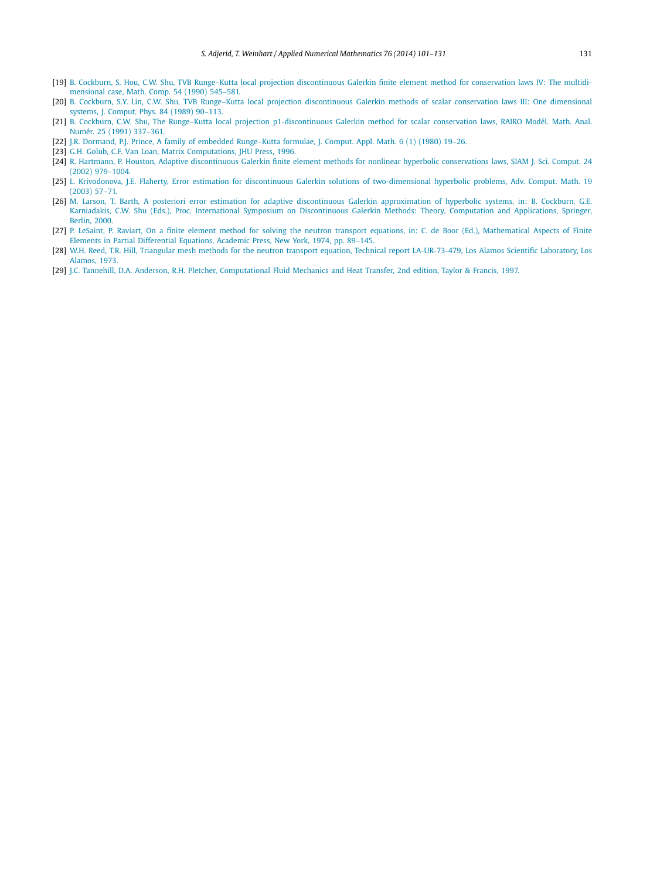[19] B. Cockburn, S. Hou, C.W. Shu, TVB Runge–Kutta local projection discontinuous Galerkin finite element method for conservation laws IV: The multidimensional case, Math. Comp. 54 (1990) 545–581.

[20] B. Cockburn, S.Y. Lin, C.W. Shu, TVB Runge–Kutta local projection discontinuous Galerkin methods of scalar conservation laws III: One dimensional systems, J. Comput. Phys. 84 (1989) 90–113.

[21] B. Cockburn, C.W. Shu, The Runge–Kutta local projection p1-discontinuous Galerkin method for scalar conservation laws, RAIRO Modél. Math. Anal. Numér. 25 (1991) 337–361.

[22] J.R. Dormand, P.J. Prince, A family of embedded Runge–Kutta formulae, J. Comput. Appl. Math. 6 (1) (1980) 19–26.

[23] G.H. Golub, C.F. Van Loan, Matrix Computations, JHU Press, 1996.

[24] R. Hartmann, P. Houston, Adaptive discontinuous Galerkin finite element methods for nonlinear hyperbolic conservations laws, SIAM J. Sci. Comput. 24 (2002) 979–1004.

[25] L. Krivodonova, J.E. Flaherty, Error estimation for discontinuous Galerkin solutions of two-dimensional hyperbolic problems, Adv. Comput. Math. 19 (2003) 57–71.

[26] M. Larson, T. Barth, A posteriori error estimation for adaptive discontinuous Galerkin approximation of hyperbolic systems, in: B. Cockburn, G.E. Karniadakis, C.W. Shu (Eds.), Proc. International Symposium on Discontinuous Galerkin Methods: Theory, Computation and Applications, Springer, Berlin, 2000.

[27] P. LeSaint, P. Raviart, On a finite element method for solving the neutron transport equations, in: C. de Boor (Ed.), Mathematical Aspects of Finite Elements in Partial Differential Equations, Academic Press, New York, 1974, pp. 89–145.

[28] W.H. Reed, T.R. Hill, Triangular mesh methods for the neutron transport equation, Technical report LA-UR-73-479, Los Alamos Scientific Laboratory, Los Alamos, 1973.

[29] J.C. Tannehill, D.A. Anderson, R.H. Pletcher, Computational Fluid Mechanics and Heat Transfer, 2nd edition, Taylor & Francis, 1997.